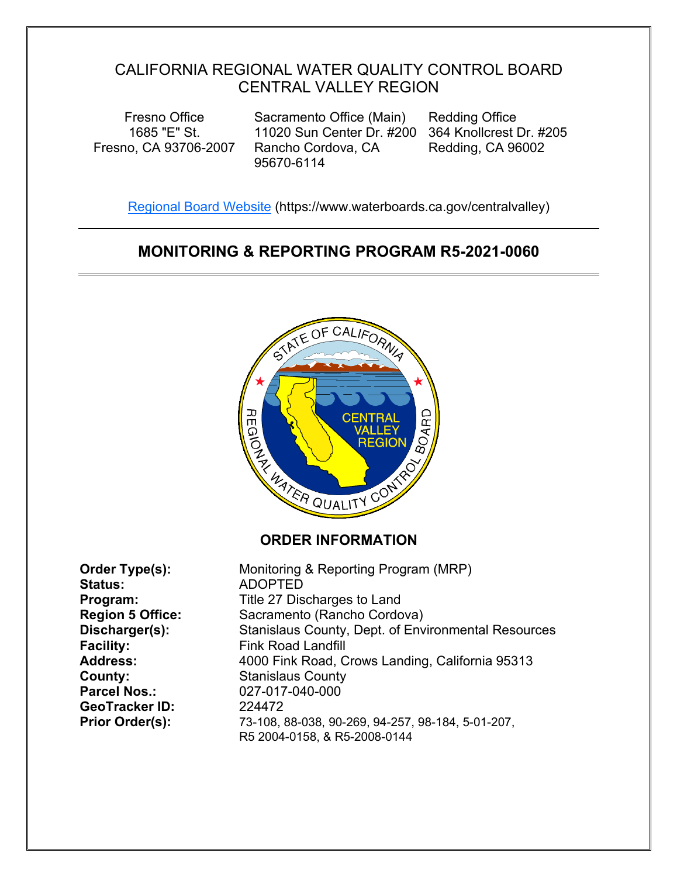# CALIFORNIA REGIONAL WATER QUALITY CONTROL BOARD
# CENTRAL VALLEY REGION

Fresno Office
1685 "E" St.
Fresno, CA 93706-2007

Sacramento Office (Main)
11020 Sun Center Dr. #200
Rancho Cordova, CA
95670-6114

Redding Office
364 Knollcrest Dr. #205
Redding, CA 96002

[Regional Board Website](https://www.waterboards.ca.gov/centralvalley) (https://www.waterboards.ca.gov/centralvalley)

---

## MONITORING & REPORTING PROGRAM R5-2021-0060

---

### ORDER INFORMATION

**Order Type(s):** Monitoring & Reporting Program (MRP)
**Status:** ADOPTED
**Program:** Title 27 Discharges to Land
**Region 5 Office:** Sacramento (Rancho Cordova)
**Discharger(s):** Stanislaus County, Dept. of Environmental Resources
**Facility:** Fink Road Landfill
**Address:** 4000 Fink Road, Crows Landing, California 95313
**County:** Stanislaus County
**Parcel Nos.:** 027-017-040-000
**GeoTracker ID:** 224472
**Prior Order(s):** 73-108, 88-038, 90-269, 94-257, 98-184, 5-01-207, R5 2004-0158, & R5-2008-0144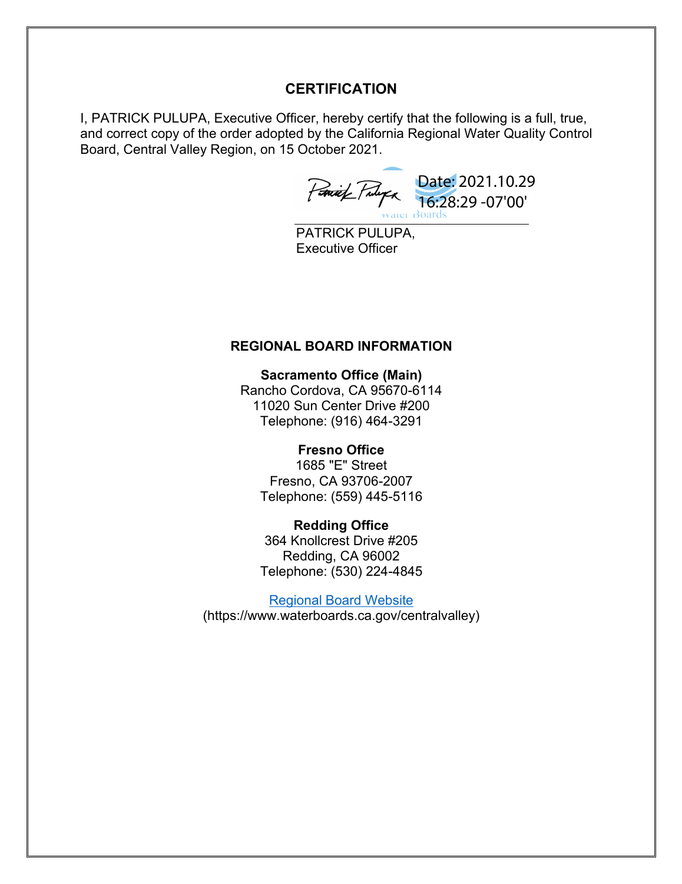## CERTIFICATION

I, PATRICK PULUPA, Executive Officer, hereby certify that the following is a full, true, and correct copy of the order adopted by the California Regional Water Quality Control Board, Central Valley Region, on 15 October 2021.

Date: 2021.10.29 16:28:29 -07'00'

PATRICK PULUPA,
Executive Officer

## REGIONAL BOARD INFORMATION

**Sacramento Office (Main)**
Rancho Cordova, CA 95670-6114
11020 Sun Center Drive #200
Telephone: (916) 464-3291

**Fresno Office**
1685 "E" Street
Fresno, CA 93706-2007
Telephone: (559) 445-5116

**Redding Office**
364 Knollcrest Drive #205
Redding, CA 96002
Telephone: (530) 224-4845

[Regional Board Website](https://www.waterboards.ca.gov/centralvalley)
(https://www.waterboards.ca.gov/centralvalley)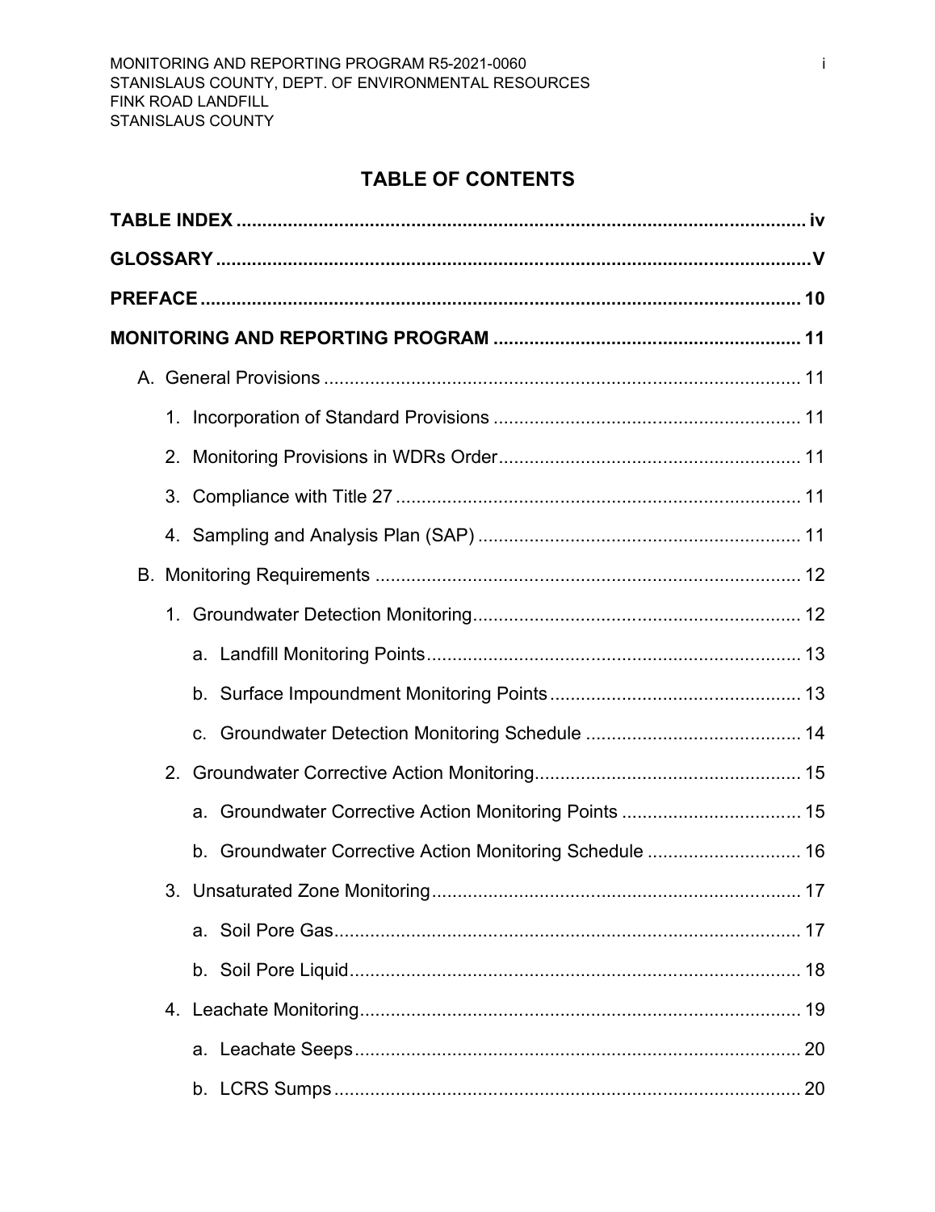# TABLE OF CONTENTS

**TABLE INDEX** ............................................................................................................ iv

**GLOSSARY** ..................................................................................................................V

**PREFACE** .................................................................................................................... 10

**MONITORING AND REPORTING PROGRAM** ........................................................... 11

- A. General Provisions ............................................................................................ 11
  - 1. Incorporation of Standard Provisions ........................................................... 11
  - 2. Monitoring Provisions in WDRs Order.......................................................... 11
  - 3. Compliance with Title 27 .............................................................................. 11
  - 4. Sampling and Analysis Plan (SAP) .............................................................. 11
- B. Monitoring Requirements .................................................................................. 12
  - 1. Groundwater Detection Monitoring............................................................... 12
    - a. Landfill Monitoring Points......................................................................... 13
    - b. Surface Impoundment Monitoring Points ................................................ 13
    - c. Groundwater Detection Monitoring Schedule .......................................... 14
  - 2. Groundwater Corrective Action Monitoring................................................... 15
    - a. Groundwater Corrective Action Monitoring Points ................................... 15
    - b. Groundwater Corrective Action Monitoring Schedule .............................. 16
  - 3. Unsaturated Zone Monitoring....................................................................... 17
    - a. Soil Pore Gas........................................................................................... 17
    - b. Soil Pore Liquid........................................................................................ 18
  - 4. Leachate Monitoring..................................................................................... 19
    - a. Leachate Seeps....................................................................................... 20
    - b. LCRS Sumps ........................................................................................... 20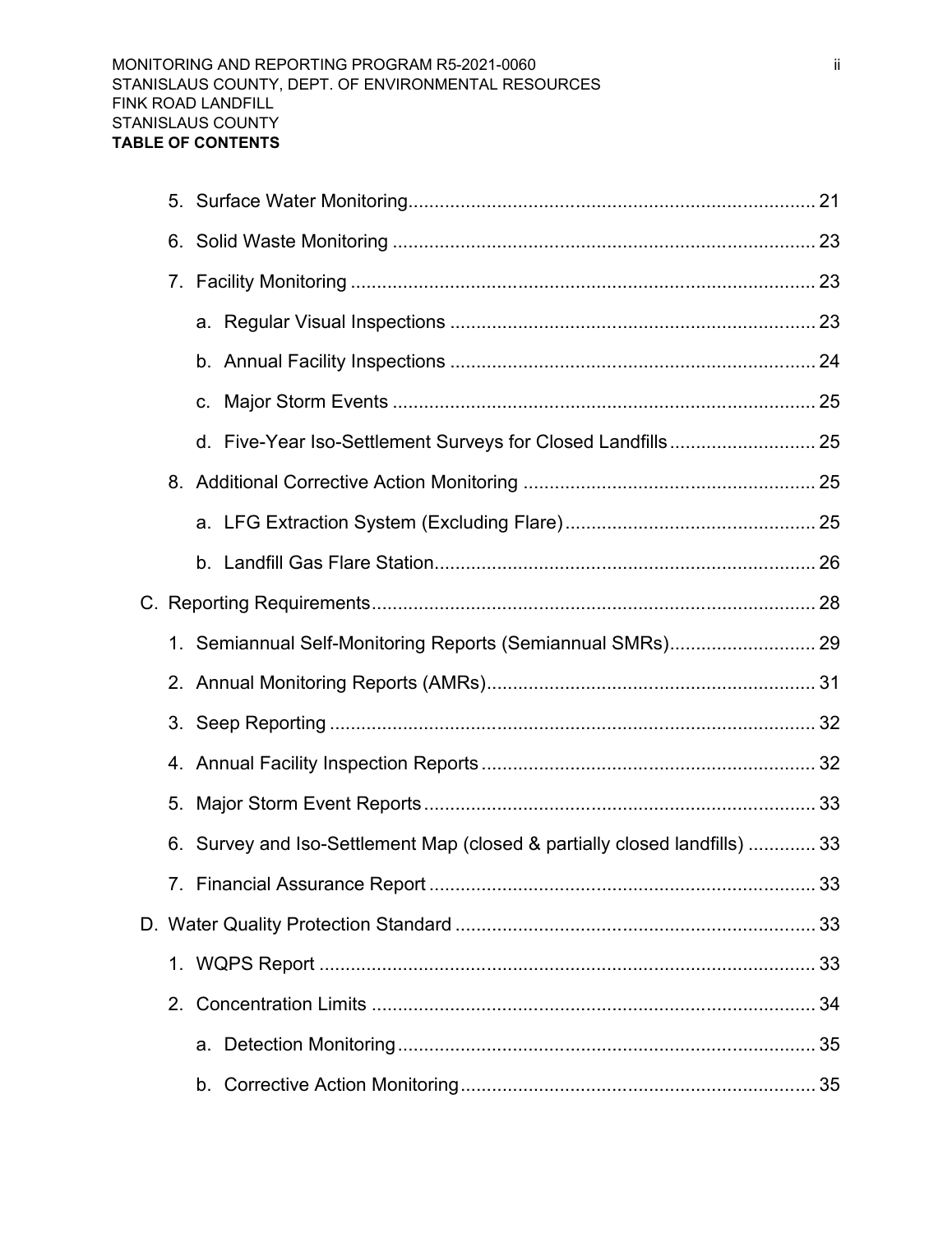**TABLE OF CONTENTS**

5. Surface Water Monitoring ..... 21
6. Solid Waste Monitoring ..... 23
7. Facility Monitoring ..... 23
    a. Regular Visual Inspections ..... 23
    b. Annual Facility Inspections ..... 24
    c. Major Storm Events ..... 25
    d. Five-Year Iso-Settlement Surveys for Closed Landfills ..... 25
8. Additional Corrective Action Monitoring ..... 25
    a. LFG Extraction System (Excluding Flare) ..... 25
    b. Landfill Gas Flare Station ..... 26

C. Reporting Requirements ..... 28

1. Semiannual Self-Monitoring Reports (Semiannual SMRs) ..... 29
2. Annual Monitoring Reports (AMRs) ..... 31
3. Seep Reporting ..... 32
4. Annual Facility Inspection Reports ..... 32
5. Major Storm Event Reports ..... 33
6. Survey and Iso-Settlement Map (closed & partially closed landfills) ..... 33
7. Financial Assurance Report ..... 33

D. Water Quality Protection Standard ..... 33

1. WQPS Report ..... 33
2. Concentration Limits ..... 34
    a. Detection Monitoring ..... 35
    b. Corrective Action Monitoring ..... 35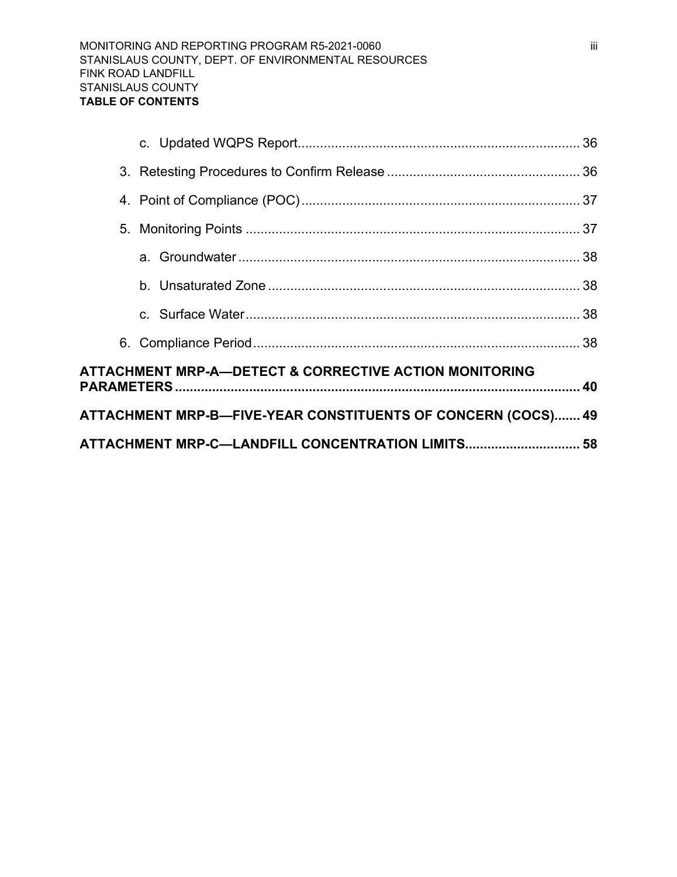c. Updated WQPS Report ........................................................................... 36

3. Retesting Procedures to Confirm Release .................................................... 36

4. Point of Compliance (POC) ........................................................................... 37

5. Monitoring Points .......................................................................................... 37

a. Groundwater ............................................................................................ 38

b. Unsaturated Zone ..................................................................................... 38

c. Surface Water ........................................................................................... 38

6. Compliance Period ........................................................................................ 38

**ATTACHMENT MRP-A—DETECT & CORRECTIVE ACTION MONITORING PARAMETERS ............................................................................................................ 40**

**ATTACHMENT MRP-B—FIVE-YEAR CONSTITUENTS OF CONCERN (COCS)....... 49**

**ATTACHMENT MRP-C—LANDFILL CONCENTRATION LIMITS.............................. 58**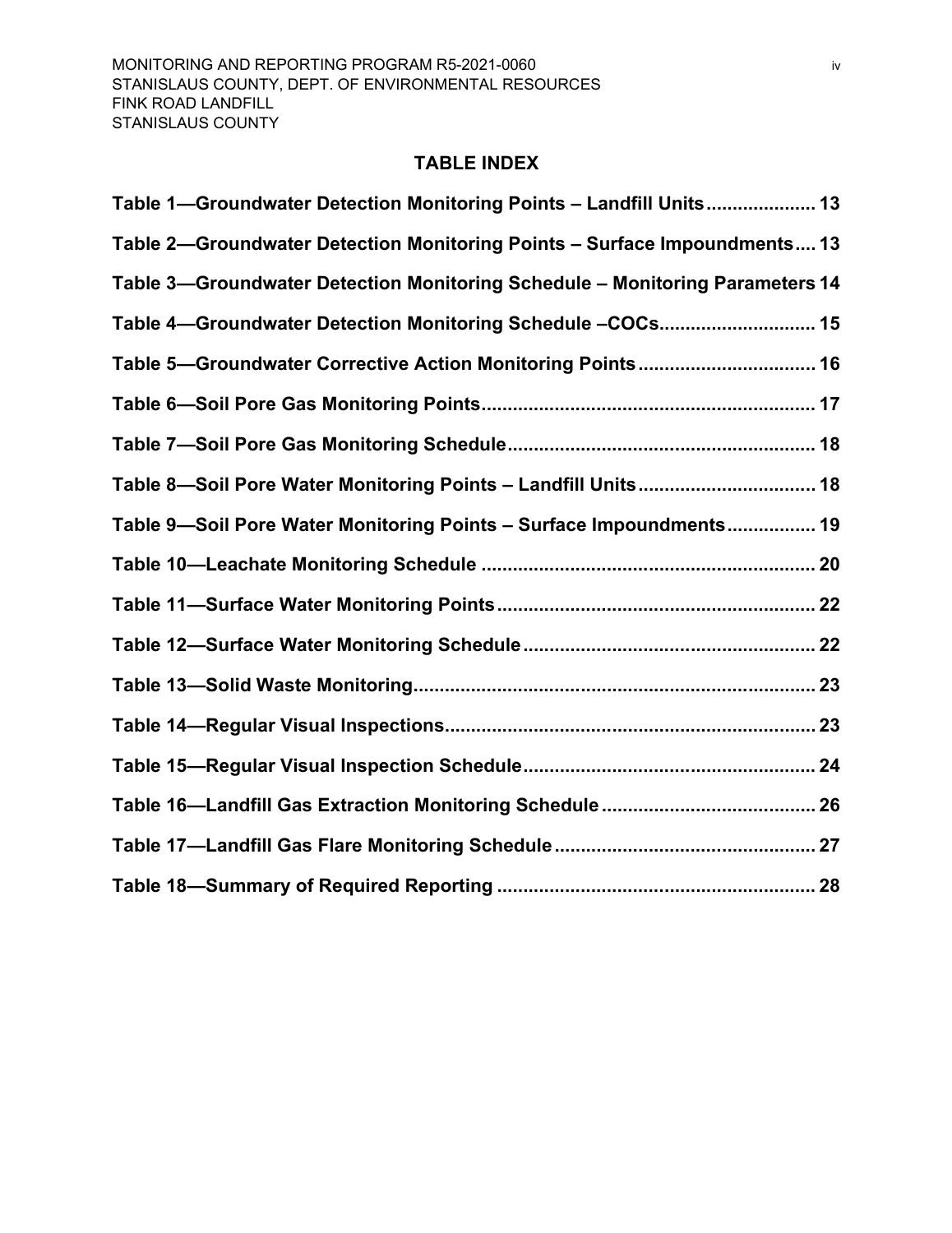## TABLE INDEX

**Table 1—Groundwater Detection Monitoring Points – Landfill Units..................... 13**

**Table 2—Groundwater Detection Monitoring Points – Surface Impoundments.... 13**

**Table 3—Groundwater Detection Monitoring Schedule – Monitoring Parameters 14**

**Table 4—Groundwater Detection Monitoring Schedule –COCs.............................. 15**

**Table 5—Groundwater Corrective Action Monitoring Points.................................. 16**

**Table 6—Soil Pore Gas Monitoring Points............................................................... 17**

**Table 7—Soil Pore Gas Monitoring Schedule........................................................... 18**

**Table 8—Soil Pore Water Monitoring Points – Landfill Units.................................. 18**

**Table 9—Soil Pore Water Monitoring Points – Surface Impoundments................. 19**

**Table 10—Leachate Monitoring Schedule ............................................................... 20**

**Table 11—Surface Water Monitoring Points............................................................ 22**

**Table 12—Surface Water Monitoring Schedule....................................................... 22**

**Table 13—Solid Waste Monitoring............................................................................ 23**

**Table 14—Regular Visual Inspections...................................................................... 23**

**Table 15—Regular Visual Inspection Schedule....................................................... 24**

**Table 16—Landfill Gas Extraction Monitoring Schedule........................................ 26**

**Table 17—Landfill Gas Flare Monitoring Schedule................................................. 27**

**Table 18—Summary of Required Reporting ............................................................ 28**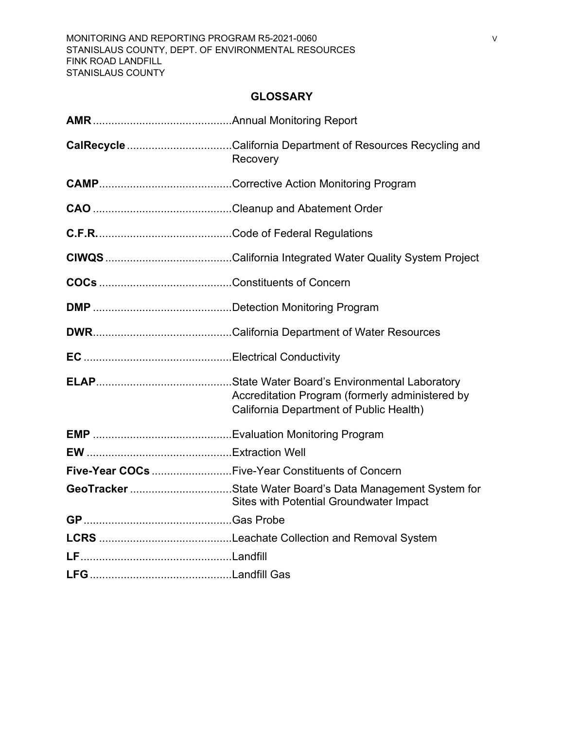## GLOSSARY

**AMR** ............................................Annual Monitoring Report

**CalRecycle** ..................................California Department of Resources Recycling and Recovery

**CAMP**..........................................Corrective Action Monitoring Program

**CAO** ............................................Cleanup and Abatement Order

**C.F.R.**..........................................Code of Federal Regulations

**CIWQS** ........................................California Integrated Water Quality System Project

**COCs** ..........................................Constituents of Concern

**DMP** ............................................Detection Monitoring Program

**DWR**............................................California Department of Water Resources

**EC** ................................................Electrical Conductivity

**ELAP**...........................................State Water Board's Environmental Laboratory Accreditation Program (formerly administered by California Department of Public Health)

**EMP** ............................................Evaluation Monitoring Program

**EW** ...............................................Extraction Well

**Five-Year COCs** ..........................Five-Year Constituents of Concern

**GeoTracker** ................................State Water Board's Data Management System for Sites with Potential Groundwater Impact

**GP**................................................Gas Probe

**LCRS** ..........................................Leachate Collection and Removal System

**LF**.................................................Landfill

**LFG**..............................................Landfill Gas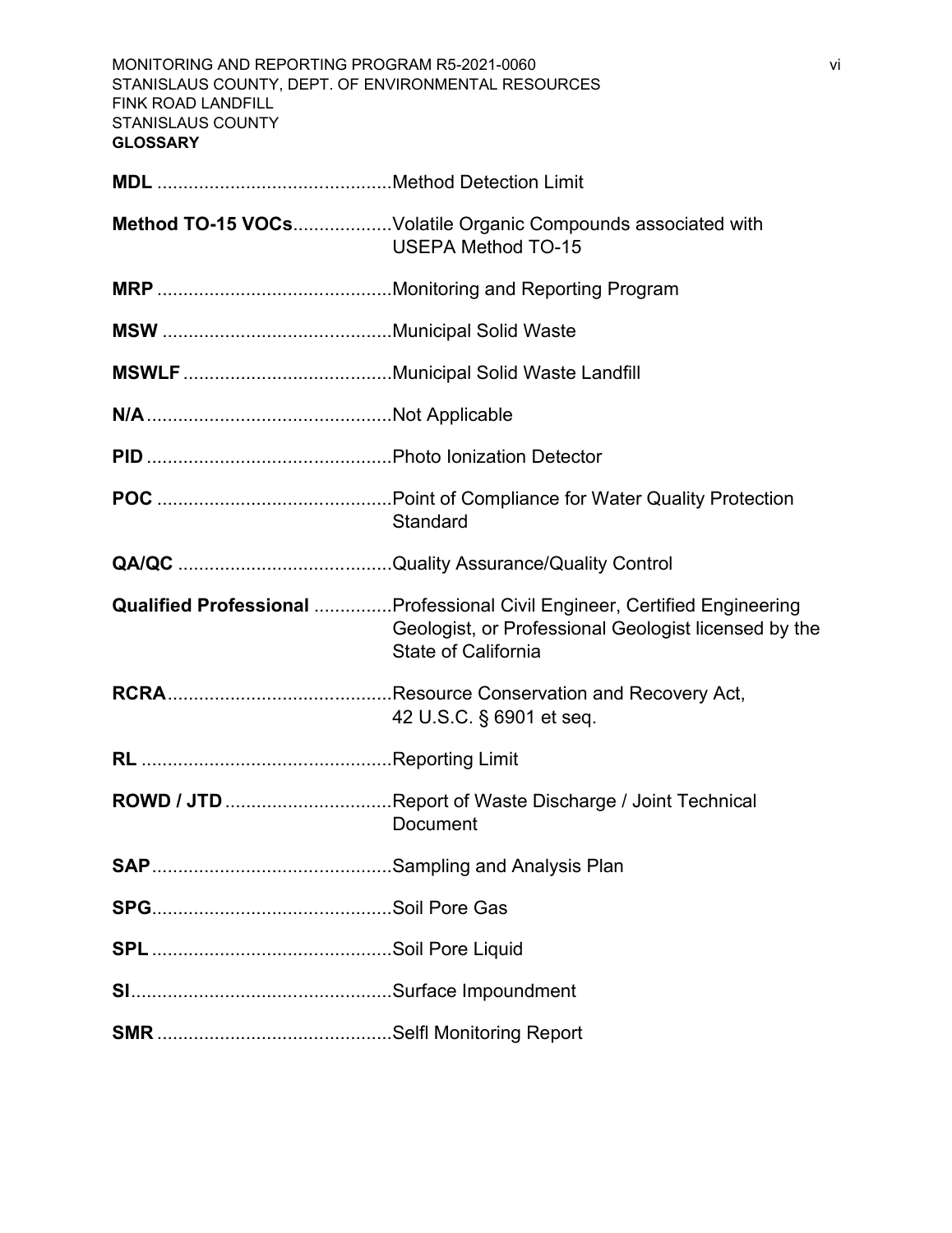**GLOSSARY**

**MDL** .............................................Method Detection Limit

**Method TO-15 VOCs**...................Volatile Organic Compounds associated with USEPA Method TO-15

**MRP** .............................................Monitoring and Reporting Program

**MSW** ............................................Municipal Solid Waste

**MSWLF** ........................................Municipal Solid Waste Landfill

**N/A**...............................................Not Applicable

**PID** ...............................................Photo Ionization Detector

**POC** .............................................Point of Compliance for Water Quality Protection Standard

**QA/QC** .........................................Quality Assurance/Quality Control

**Qualified Professional** ...............Professional Civil Engineer, Certified Engineering Geologist, or Professional Geologist licensed by the State of California

**RCRA**...........................................Resource Conservation and Recovery Act, 42 U.S.C. § 6901 et seq.

**RL** ................................................Reporting Limit

**ROWD / JTD** ................................Report of Waste Discharge / Joint Technical Document

**SAP**..............................................Sampling and Analysis Plan

**SPG**..............................................Soil Pore Gas

**SPL** ..............................................Soil Pore Liquid

**SI**..................................................Surface Impoundment

**SMR** .............................................Selfl Monitoring Report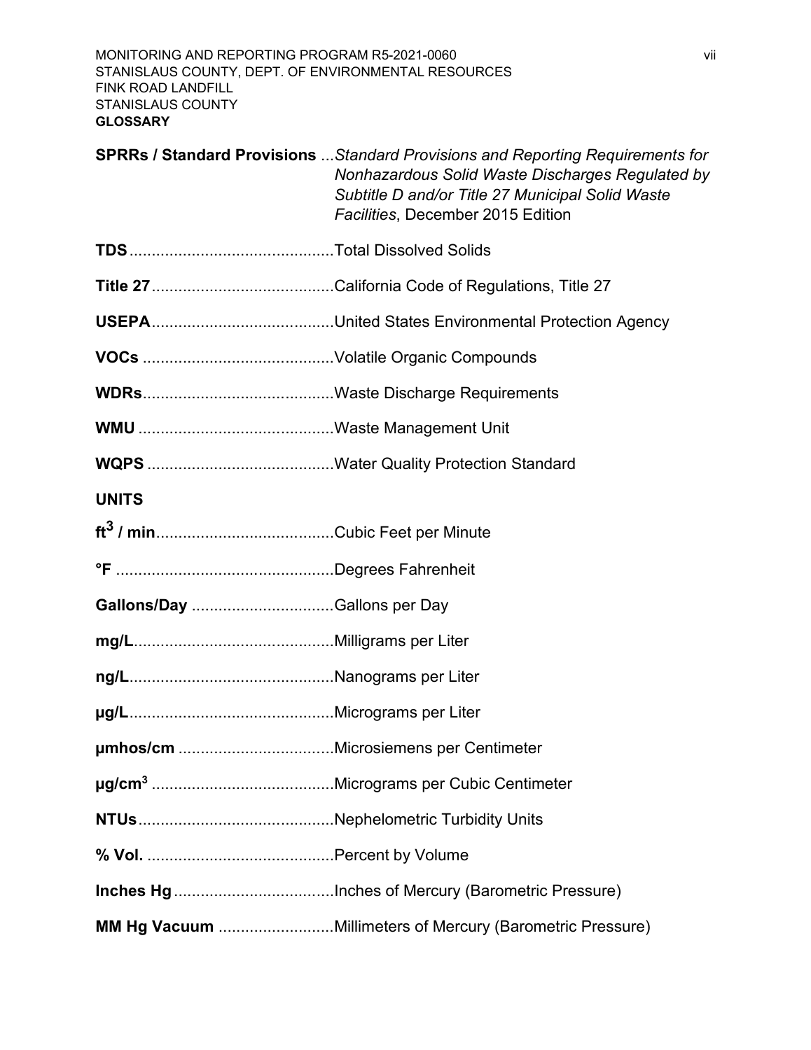**SPRRs / Standard Provisions** ...*Standard Provisions and Reporting Requirements for Nonhazardous Solid Waste Discharges Regulated by Subtitle D and/or Title 27 Municipal Solid Waste Facilities*, December 2015 Edition

**TDS**.............................................Total Dissolved Solids

**Title 27**.........................................California Code of Regulations, Title 27

**USEPA**.........................................United States Environmental Protection Agency

**VOCs** ...........................................Volatile Organic Compounds

**WDRs**...........................................Waste Discharge Requirements

**WMU** ............................................Waste Management Unit

**WQPS** ..........................................Water Quality Protection Standard

**UNITS**

**$ft^3$ / min**........................................Cubic Feet per Minute

**°F** .................................................Degrees Fahrenheit

**Gallons/Day** ................................Gallons per Day

**mg/L**.............................................Milligrams per Liter

**ng/L**..............................................Nanograms per Liter

**μg/L**..............................................Micrograms per Liter

**μmhos/cm** ...................................Microsiemens per Centimeter

**$\mu g/cm^3$** .........................................Micrograms per Cubic Centimeter

**NTUs**............................................Nephelometric Turbidity Units

**% Vol.** ..........................................Percent by Volume

**Inches Hg**....................................Inches of Mercury (Barometric Pressure)

**MM Hg Vacuum** ..........................Millimeters of Mercury (Barometric Pressure)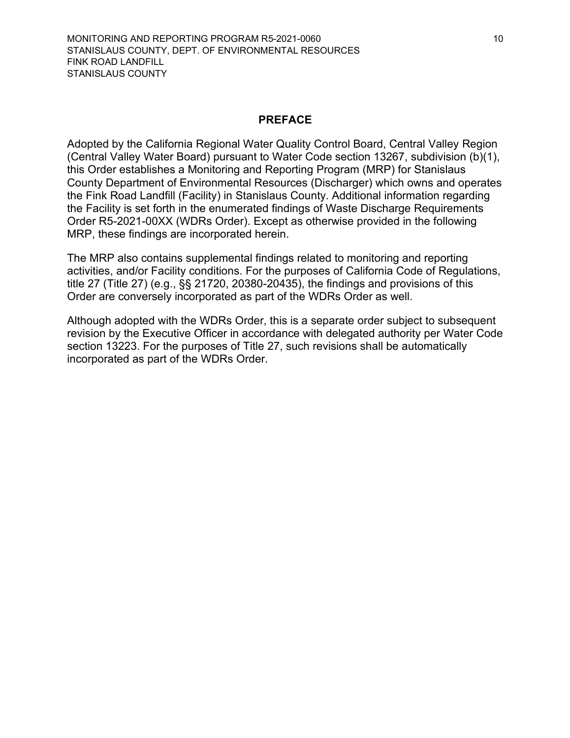## PREFACE

Adopted by the California Regional Water Quality Control Board, Central Valley Region (Central Valley Water Board) pursuant to Water Code section 13267, subdivision (b)(1), this Order establishes a Monitoring and Reporting Program (MRP) for Stanislaus County Department of Environmental Resources (Discharger) which owns and operates the Fink Road Landfill (Facility) in Stanislaus County. Additional information regarding the Facility is set forth in the enumerated findings of Waste Discharge Requirements Order R5-2021-00XX (WDRs Order). Except as otherwise provided in the following MRP, these findings are incorporated herein.

The MRP also contains supplemental findings related to monitoring and reporting activities, and/or Facility conditions. For the purposes of California Code of Regulations, title 27 (Title 27) (e.g., §§ 21720, 20380-20435), the findings and provisions of this Order are conversely incorporated as part of the WDRs Order as well.

Although adopted with the WDRs Order, this is a separate order subject to subsequent revision by the Executive Officer in accordance with delegated authority per Water Code section 13223. For the purposes of Title 27, such revisions shall be automatically incorporated as part of the WDRs Order.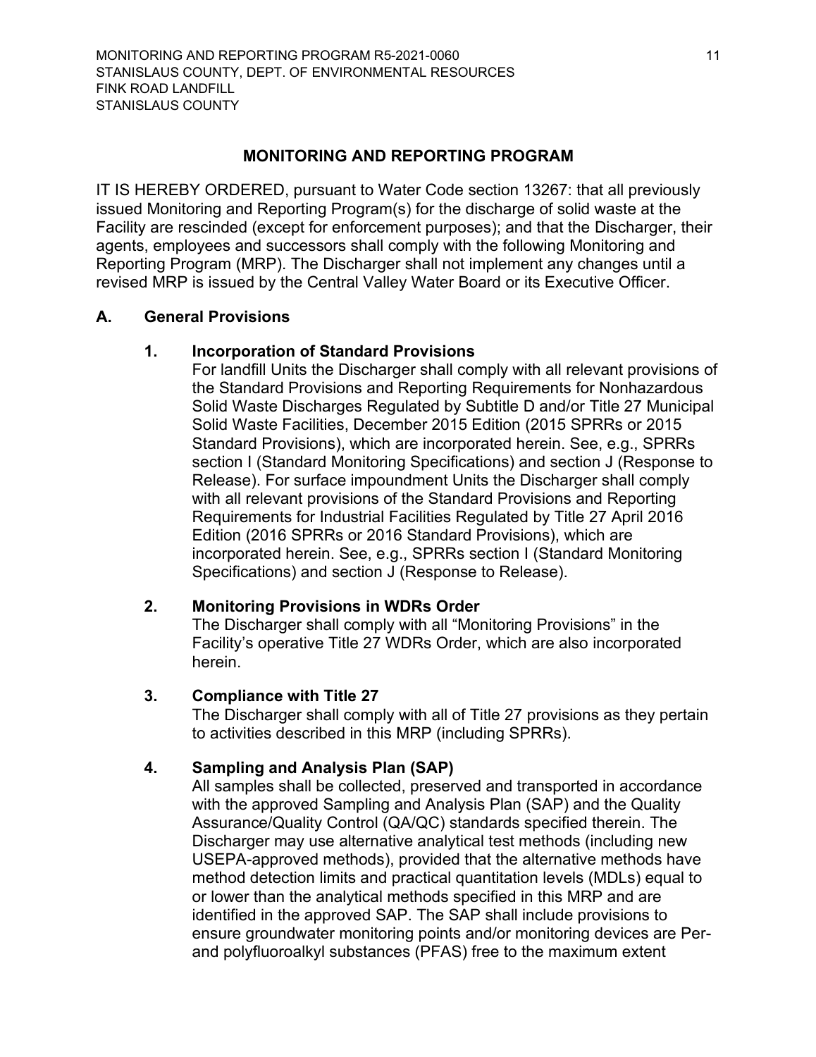## MONITORING AND REPORTING PROGRAM

IT IS HEREBY ORDERED, pursuant to Water Code section 13267: that all previously issued Monitoring and Reporting Program(s) for the discharge of solid waste at the Facility are rescinded (except for enforcement purposes); and that the Discharger, their agents, employees and successors shall comply with the following Monitoring and Reporting Program (MRP). The Discharger shall not implement any changes until a revised MRP is issued by the Central Valley Water Board or its Executive Officer.

### A. General Provisions

**1. Incorporation of Standard Provisions**

For landfill Units the Discharger shall comply with all relevant provisions of the Standard Provisions and Reporting Requirements for Nonhazardous Solid Waste Discharges Regulated by Subtitle D and/or Title 27 Municipal Solid Waste Facilities, December 2015 Edition (2015 SPRRs or 2015 Standard Provisions), which are incorporated herein. See, e.g., SPRRs section I (Standard Monitoring Specifications) and section J (Response to Release). For surface impoundment Units the Discharger shall comply with all relevant provisions of the Standard Provisions and Reporting Requirements for Industrial Facilities Regulated by Title 27 April 2016 Edition (2016 SPRRs or 2016 Standard Provisions), which are incorporated herein. See, e.g., SPRRs section I (Standard Monitoring Specifications) and section J (Response to Release).

**2. Monitoring Provisions in WDRs Order**

The Discharger shall comply with all "Monitoring Provisions" in the Facility's operative Title 27 WDRs Order, which are also incorporated herein.

**3. Compliance with Title 27**

The Discharger shall comply with all of Title 27 provisions as they pertain to activities described in this MRP (including SPRRs).

**4. Sampling and Analysis Plan (SAP)**

All samples shall be collected, preserved and transported in accordance with the approved Sampling and Analysis Plan (SAP) and the Quality Assurance/Quality Control (QA/QC) standards specified therein. The Discharger may use alternative analytical test methods (including new USEPA-approved methods), provided that the alternative methods have method detection limits and practical quantitation levels (MDLs) equal to or lower than the analytical methods specified in this MRP and are identified in the approved SAP. The SAP shall include provisions to ensure groundwater monitoring points and/or monitoring devices are Per- and polyfluoroalkyl substances (PFAS) free to the maximum extent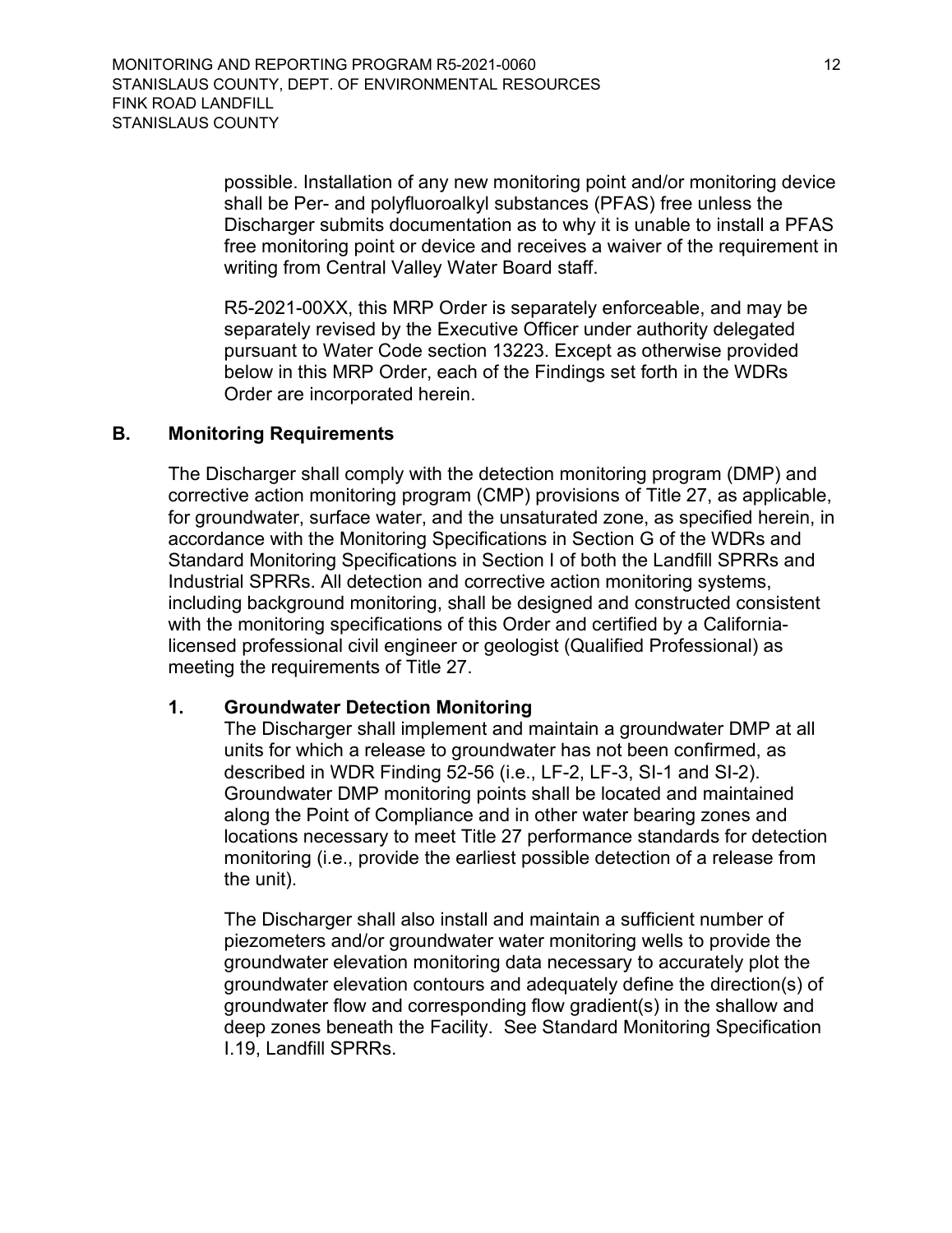possible. Installation of any new monitoring point and/or monitoring device shall be Per- and polyfluoroalkyl substances (PFAS) free unless the Discharger submits documentation as to why it is unable to install a PFAS free monitoring point or device and receives a waiver of the requirement in writing from Central Valley Water Board staff.

R5-2021-00XX, this MRP Order is separately enforceable, and may be separately revised by the Executive Officer under authority delegated pursuant to Water Code section 13223. Except as otherwise provided below in this MRP Order, each of the Findings set forth in the WDRs Order are incorporated herein.

## B. Monitoring Requirements

The Discharger shall comply with the detection monitoring program (DMP) and corrective action monitoring program (CMP) provisions of Title 27, as applicable, for groundwater, surface water, and the unsaturated zone, as specified herein, in accordance with the Monitoring Specifications in Section G of the WDRs and Standard Monitoring Specifications in Section I of both the Landfill SPRRs and Industrial SPRRs. All detection and corrective action monitoring systems, including background monitoring, shall be designed and constructed consistent with the monitoring specifications of this Order and certified by a California-licensed professional civil engineer or geologist (Qualified Professional) as meeting the requirements of Title 27.

### 1. Groundwater Detection Monitoring

The Discharger shall implement and maintain a groundwater DMP at all units for which a release to groundwater has not been confirmed, as described in WDR Finding 52-56 (i.e., LF-2, LF-3, SI-1 and SI-2). Groundwater DMP monitoring points shall be located and maintained along the Point of Compliance and in other water bearing zones and locations necessary to meet Title 27 performance standards for detection monitoring (i.e., provide the earliest possible detection of a release from the unit).

The Discharger shall also install and maintain a sufficient number of piezometers and/or groundwater water monitoring wells to provide the groundwater elevation monitoring data necessary to accurately plot the groundwater elevation contours and adequately define the direction(s) of groundwater flow and corresponding flow gradient(s) in the shallow and deep zones beneath the Facility. See Standard Monitoring Specification I.19, Landfill SPRRs.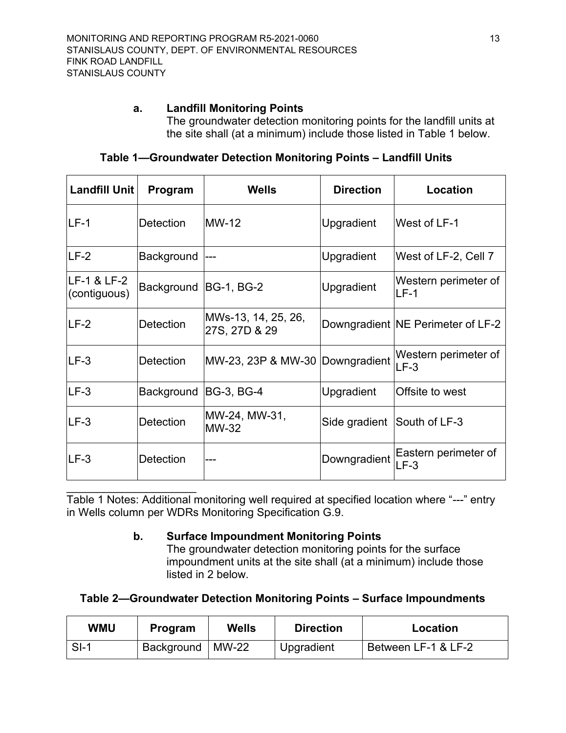**a. Landfill Monitoring Points**

The groundwater detection monitoring points for the landfill units at the site shall (at a minimum) include those listed in Table 1 below.

**Table 1—Groundwater Detection Monitoring Points – Landfill Units**

| Landfill Unit | Program | Wells | Direction | Location |
|---|---|---|---|---|
| LF-1 | Detection | MW-12 | Upgradient | West of LF-1 |
| LF-2 | Background | --- | Upgradient | West of LF-2, Cell 7 |
| LF-1 & LF-2 (contiguous) | Background | BG-1, BG-2 | Upgradient | Western perimeter of LF-1 |
| LF-2 | Detection | MWs-13, 14, 25, 26, 27S, 27D & 29 | Downgradient | NE Perimeter of LF-2 |
| LF-3 | Detection | MW-23, 23P & MW-30 | Downgradient | Western perimeter of LF-3 |
| LF-3 | Background | BG-3, BG-4 | Upgradient | Offsite to west |
| LF-3 | Detection | MW-24, MW-31, MW-32 | Side gradient | South of LF-3 |
| LF-3 | Detection | --- | Downgradient | Eastern perimeter of LF-3 |

Table 1 Notes: Additional monitoring well required at specified location where "---" entry in Wells column per WDRs Monitoring Specification G.9.

**b. Surface Impoundment Monitoring Points**

The groundwater detection monitoring points for the surface impoundment units at the site shall (at a minimum) include those listed in 2 below.

**Table 2—Groundwater Detection Monitoring Points – Surface Impoundments**

| WMU | Program | Wells | Direction | Location |
|---|---|---|---|---|
| SI-1 | Background | MW-22 | Upgradient | Between LF-1 & LF-2 |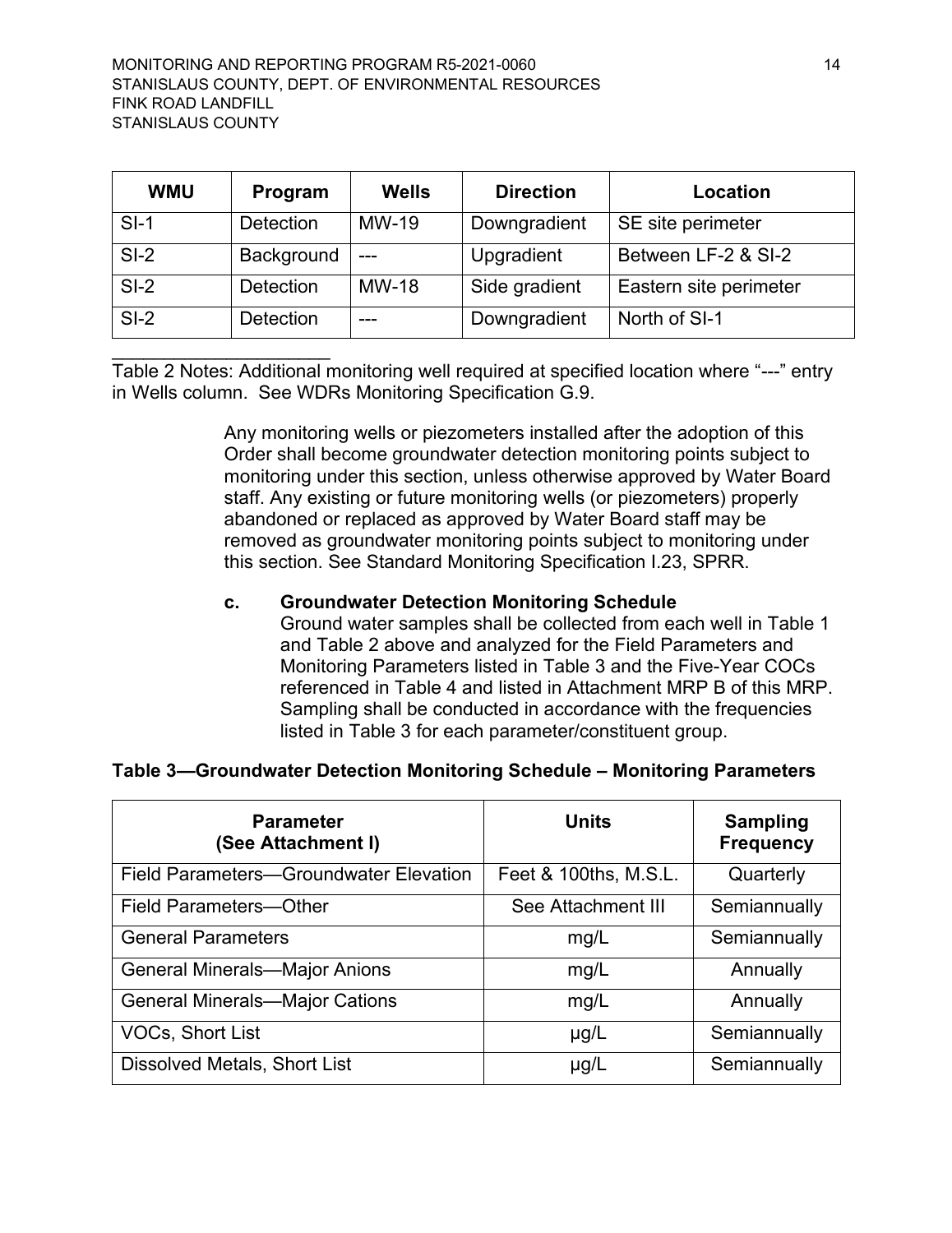| WMU | Program | Wells | Direction | Location |
| --- | --- | --- | --- | --- |
| SI-1 | Detection | MW-19 | Downgradient | SE site perimeter |
| SI-2 | Background | --- | Upgradient | Between LF-2 & SI-2 |
| SI-2 | Detection | MW-18 | Side gradient | Eastern site perimeter |
| SI-2 | Detection | --- | Downgradient | North of SI-1 |

Table 2 Notes: Additional monitoring well required at specified location where "---" entry in Wells column. See WDRs Monitoring Specification G.9.

Any monitoring wells or piezometers installed after the adoption of this Order shall become groundwater detection monitoring points subject to monitoring under this section, unless otherwise approved by Water Board staff. Any existing or future monitoring wells (or piezometers) properly abandoned or replaced as approved by Water Board staff may be removed as groundwater monitoring points subject to monitoring under this section. See Standard Monitoring Specification I.23, SPRR.

**c. Groundwater Detection Monitoring Schedule**

Ground water samples shall be collected from each well in Table 1 and Table 2 above and analyzed for the Field Parameters and Monitoring Parameters listed in Table 3 and the Five-Year COCs referenced in Table 4 and listed in Attachment MRP B of this MRP. Sampling shall be conducted in accordance with the frequencies listed in Table 3 for each parameter/constituent group.

**Table 3—Groundwater Detection Monitoring Schedule – Monitoring Parameters**

| Parameter (See Attachment I) | Units | Sampling Frequency |
| --- | --- | --- |
| Field Parameters—Groundwater Elevation | Feet & 100ths, M.S.L. | Quarterly |
| Field Parameters—Other | See Attachment III | Semiannually |
| General Parameters | mg/L | Semiannually |
| General Minerals—Major Anions | mg/L | Annually |
| General Minerals—Major Cations | mg/L | Annually |
| VOCs, Short List | μg/L | Semiannually |
| Dissolved Metals, Short List | μg/L | Semiannually |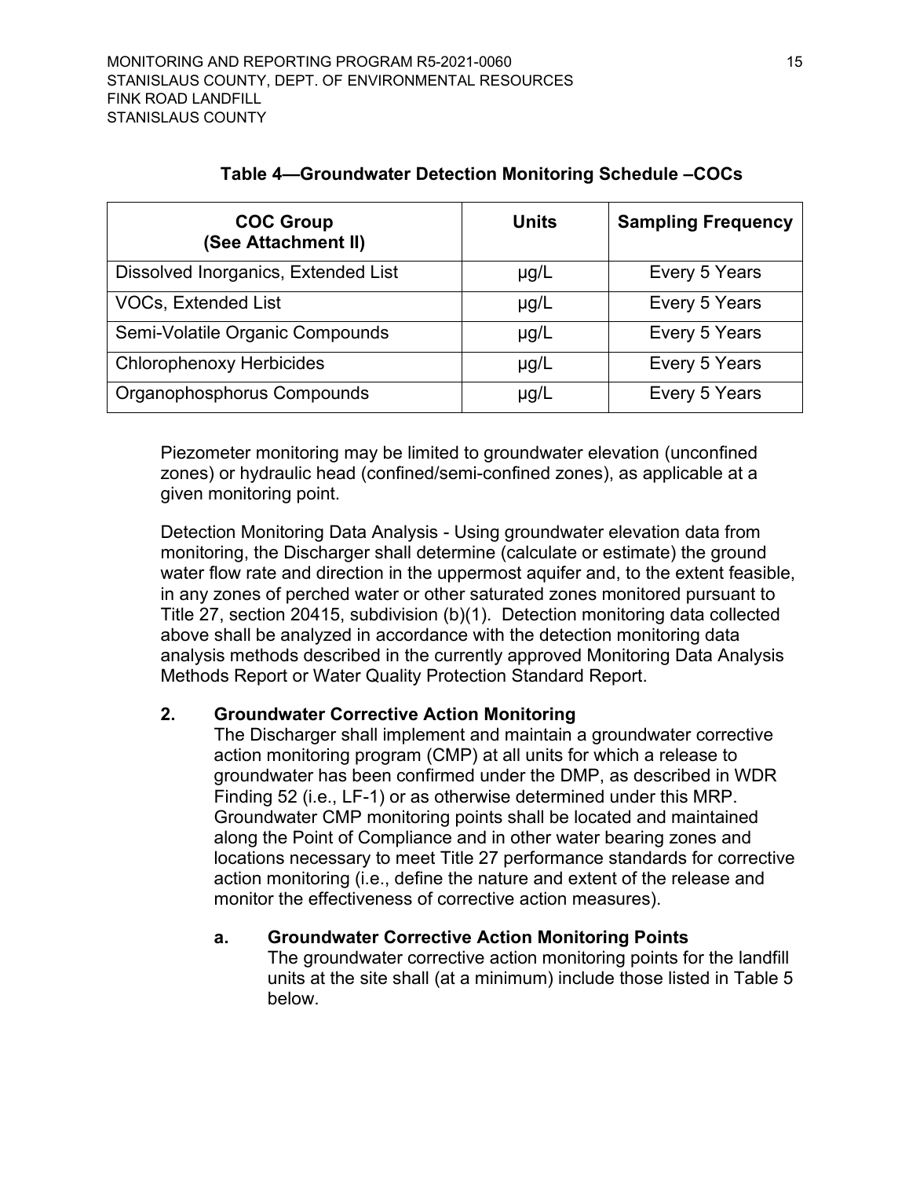**Table 4—Groundwater Detection Monitoring Schedule –COCs**

| COC Group (See Attachment II) | Units | Sampling Frequency |
|---|---|---|
| Dissolved Inorganics, Extended List | µg/L | Every 5 Years |
| VOCs, Extended List | µg/L | Every 5 Years |
| Semi-Volatile Organic Compounds | µg/L | Every 5 Years |
| Chlorophenoxy Herbicides | µg/L | Every 5 Years |
| Organophosphorus Compounds | µg/L | Every 5 Years |

Piezometer monitoring may be limited to groundwater elevation (unconfined zones) or hydraulic head (confined/semi-confined zones), as applicable at a given monitoring point.

Detection Monitoring Data Analysis - Using groundwater elevation data from monitoring, the Discharger shall determine (calculate or estimate) the ground water flow rate and direction in the uppermost aquifer and, to the extent feasible, in any zones of perched water or other saturated zones monitored pursuant to Title 27, section 20415, subdivision (b)(1). Detection monitoring data collected above shall be analyzed in accordance with the detection monitoring data analysis methods described in the currently approved Monitoring Data Analysis Methods Report or Water Quality Protection Standard Report.

**2. Groundwater Corrective Action Monitoring**

The Discharger shall implement and maintain a groundwater corrective action monitoring program (CMP) at all units for which a release to groundwater has been confirmed under the DMP, as described in WDR Finding 52 (i.e., LF-1) or as otherwise determined under this MRP. Groundwater CMP monitoring points shall be located and maintained along the Point of Compliance and in other water bearing zones and locations necessary to meet Title 27 performance standards for corrective action monitoring (i.e., define the nature and extent of the release and monitor the effectiveness of corrective action measures).

**a. Groundwater Corrective Action Monitoring Points**

The groundwater corrective action monitoring points for the landfill units at the site shall (at a minimum) include those listed in Table 5 below.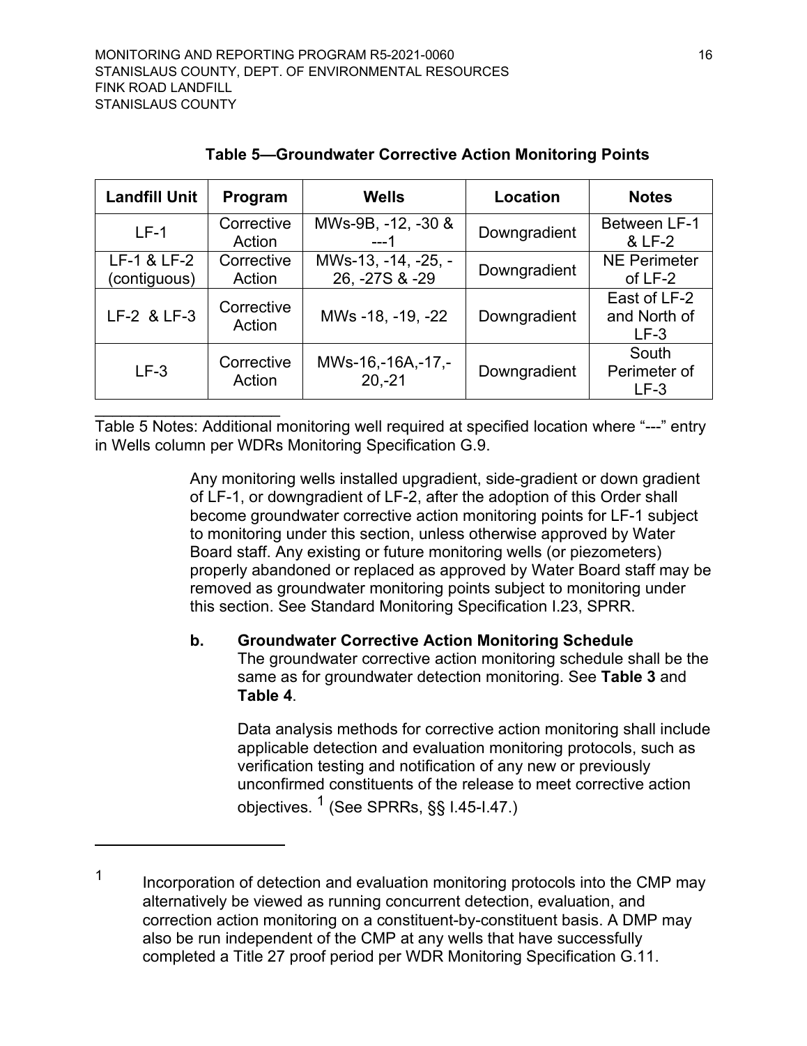**Table 5—Groundwater Corrective Action Monitoring Points**

| Landfill Unit | Program | Wells | Location | Notes |
|---|---|---|---|---|
| LF-1 | Corrective Action | MWs-9B, -12, -30 & ---1 | Downgradient | Between LF-1 & LF-2 |
| LF-1 & LF-2 (contiguous) | Corrective Action | MWs-13, -14, -25, -26, -27S & -29 | Downgradient | NE Perimeter of LF-2 |
| LF-2 & LF-3 | Corrective Action | MWs -18, -19, -22 | Downgradient | East of LF-2 and North of LF-3 |
| LF-3 | Corrective Action | MWs-16,-16A,-17,-20,-21 | Downgradient | South Perimeter of LF-3 |

Table 5 Notes: Additional monitoring well required at specified location where "---" entry in Wells column per WDRs Monitoring Specification G.9.

Any monitoring wells installed upgradient, side-gradient or down gradient of LF-1, or downgradient of LF-2, after the adoption of this Order shall become groundwater corrective action monitoring points for LF-1 subject to monitoring under this section, unless otherwise approved by Water Board staff. Any existing or future monitoring wells (or piezometers) properly abandoned or replaced as approved by Water Board staff may be removed as groundwater monitoring points subject to monitoring under this section. See Standard Monitoring Specification I.23, SPRR.

**b. Groundwater Corrective Action Monitoring Schedule**
The groundwater corrective action monitoring schedule shall be the same as for groundwater detection monitoring. See **Table 3** and **Table 4**.

Data analysis methods for corrective action monitoring shall include applicable detection and evaluation monitoring protocols, such as verification testing and notification of any new or previously unconfirmed constituents of the release to meet corrective action objectives.[1] (See SPRRs, §§ I.45-I.47.)

---

[1] Incorporation of detection and evaluation monitoring protocols into the CMP may alternatively be viewed as running concurrent detection, evaluation, and correction action monitoring on a constituent-by-constituent basis. A DMP may also be run independent of the CMP at any wells that have successfully completed a Title 27 proof period per WDR Monitoring Specification G.11.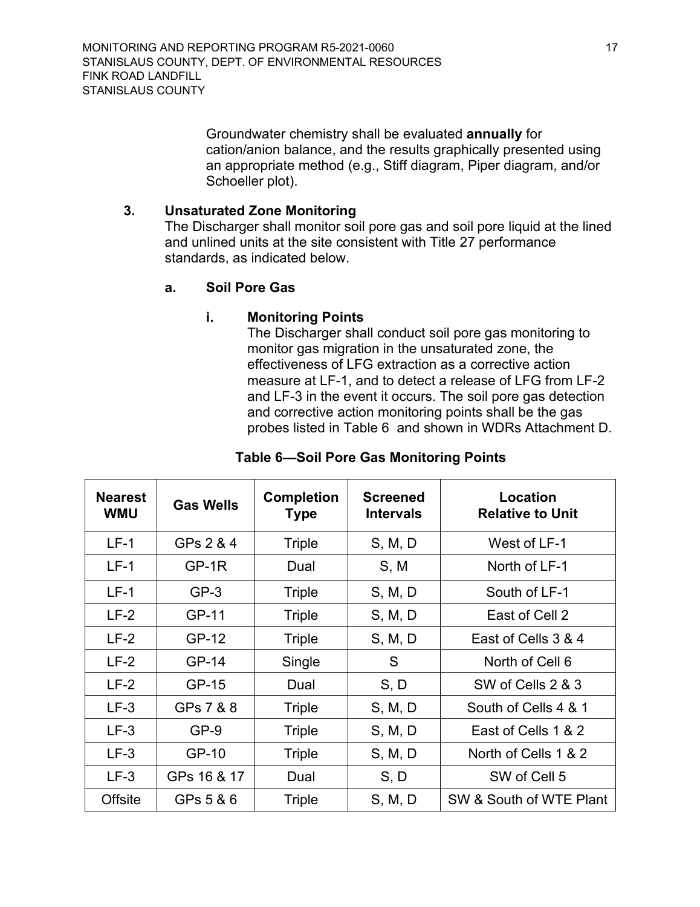Groundwater chemistry shall be evaluated **annually** for cation/anion balance, and the results graphically presented using an appropriate method (e.g., Stiff diagram, Piper diagram, and/or Schoeller plot).

### 3. Unsaturated Zone Monitoring

The Discharger shall monitor soil pore gas and soil pore liquid at the lined and unlined units at the site consistent with Title 27 performance standards, as indicated below.

#### a. Soil Pore Gas

##### i. Monitoring Points

The Discharger shall conduct soil pore gas monitoring to monitor gas migration in the unsaturated zone, the effectiveness of LFG extraction as a corrective action measure at LF-1, and to detect a release of LFG from LF-2 and LF-3 in the event it occurs. The soil pore gas detection and corrective action monitoring points shall be the gas probes listed in Table 6 and shown in WDRs Attachment D.

**Table 6—Soil Pore Gas Monitoring Points**

| Nearest WMU | Gas Wells | Completion Type | Screened Intervals | Location Relative to Unit |
|---|---|---|---|---|
| LF-1 | GPs 2 & 4 | Triple | S, M, D | West of LF-1 |
| LF-1 | GP-1R | Dual | S, M | North of LF-1 |
| LF-1 | GP-3 | Triple | S, M, D | South of LF-1 |
| LF-2 | GP-11 | Triple | S, M, D | East of Cell 2 |
| LF-2 | GP-12 | Triple | S, M, D | East of Cells 3 & 4 |
| LF-2 | GP-14 | Single | S | North of Cell 6 |
| LF-2 | GP-15 | Dual | S, D | SW of Cells 2 & 3 |
| LF-3 | GPs 7 & 8 | Triple | S, M, D | South of Cells 4 & 1 |
| LF-3 | GP-9 | Triple | S, M, D | East of Cells 1 & 2 |
| LF-3 | GP-10 | Triple | S, M, D | North of Cells 1 & 2 |
| LF-3 | GPs 16 & 17 | Dual | S, D | SW of Cell 5 |
| Offsite | GPs 5 & 6 | Triple | S, M, D | SW & South of WTE Plant |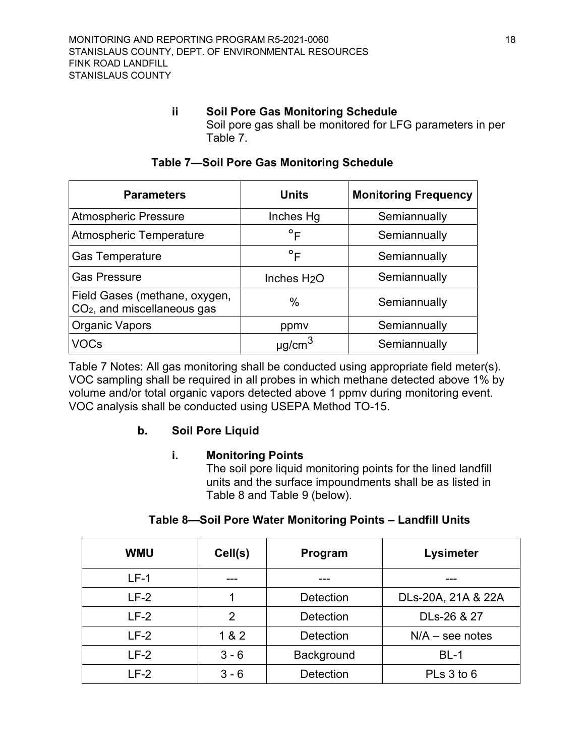#### ii Soil Pore Gas Monitoring Schedule

Soil pore gas shall be monitored for LFG parameters in per Table 7.

**Table 7—Soil Pore Gas Monitoring Schedule**

| Parameters | Units | Monitoring Frequency |
| --- | --- | --- |
| Atmospheric Pressure | Inches Hg | Semiannually |
| Atmospheric Temperature | °F | Semiannually |
| Gas Temperature | °F | Semiannually |
| Gas Pressure | Inches $H_2O$ | Semiannually |
| Field Gases (methane, oxygen, $CO_2$, and miscellaneous gas | % | Semiannually |
| Organic Vapors | ppmv | Semiannually |
| VOCs | $\mu g/cm^3$ | Semiannually |

Table 7 Notes: All gas monitoring shall be conducted using appropriate field meter(s). VOC sampling shall be required in all probes in which methane detected above 1% by volume and/or total organic vapors detected above 1 ppmv during monitoring event. VOC analysis shall be conducted using USEPA Method TO-15.

### b. Soil Pore Liquid

#### i. Monitoring Points

The soil pore liquid monitoring points for the lined landfill units and the surface impoundments shall be as listed in Table 8 and Table 9 (below).

**Table 8—Soil Pore Water Monitoring Points – Landfill Units**

| WMU | Cell(s) | Program | Lysimeter |
| --- | --- | --- | --- |
| LF-1 | --- | --- | --- |
| LF-2 | 1 | Detection | DLs-20A, 21A & 22A |
| LF-2 | 2 | Detection | DLs-26 & 27 |
| LF-2 | 1 & 2 | Detection | N/A – see notes |
| LF-2 | 3 - 6 | Background | BL-1 |
| LF-2 | 3 - 6 | Detection | PLs 3 to 6 |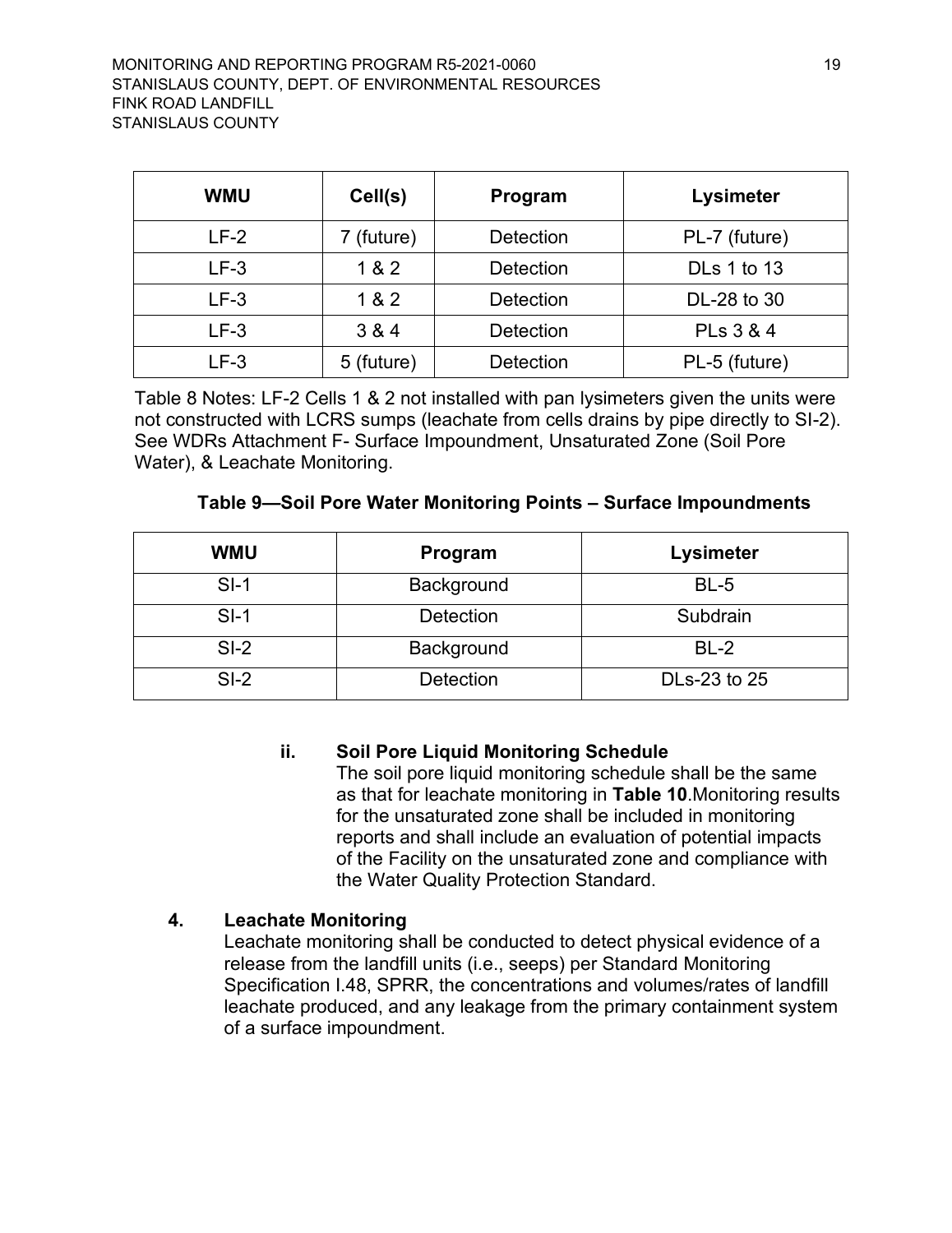| WMU | Cell(s) | Program | Lysimeter |
|---|---|---|---|
| LF-2 | 7 (future) | Detection | PL-7 (future) |
| LF-3 | 1 & 2 | Detection | DLs 1 to 13 |
| LF-3 | 1 & 2 | Detection | DL-28 to 30 |
| LF-3 | 3 & 4 | Detection | PLs 3 & 4 |
| LF-3 | 5 (future) | Detection | PL-5 (future) |

Table 8 Notes: LF-2 Cells 1 & 2 not installed with pan lysimeters given the units were not constructed with LCRS sumps (leachate from cells drains by pipe directly to SI-2). See WDRs Attachment F- Surface Impoundment, Unsaturated Zone (Soil Pore Water), & Leachate Monitoring.

**Table 9—Soil Pore Water Monitoring Points – Surface Impoundments**

| WMU | Program | Lysimeter |
|---|---|---|
| SI-1 | Background | BL-5 |
| SI-1 | Detection | Subdrain |
| SI-2 | Background | BL-2 |
| SI-2 | Detection | DLs-23 to 25 |

**ii. Soil Pore Liquid Monitoring Schedule**

The soil pore liquid monitoring schedule shall be the same as that for leachate monitoring in **Table 10**.Monitoring results for the unsaturated zone shall be included in monitoring reports and shall include an evaluation of potential impacts of the Facility on the unsaturated zone and compliance with the Water Quality Protection Standard.

**4. Leachate Monitoring**

Leachate monitoring shall be conducted to detect physical evidence of a release from the landfill units (i.e., seeps) per Standard Monitoring Specification I.48, SPRR, the concentrations and volumes/rates of landfill leachate produced, and any leakage from the primary containment system of a surface impoundment.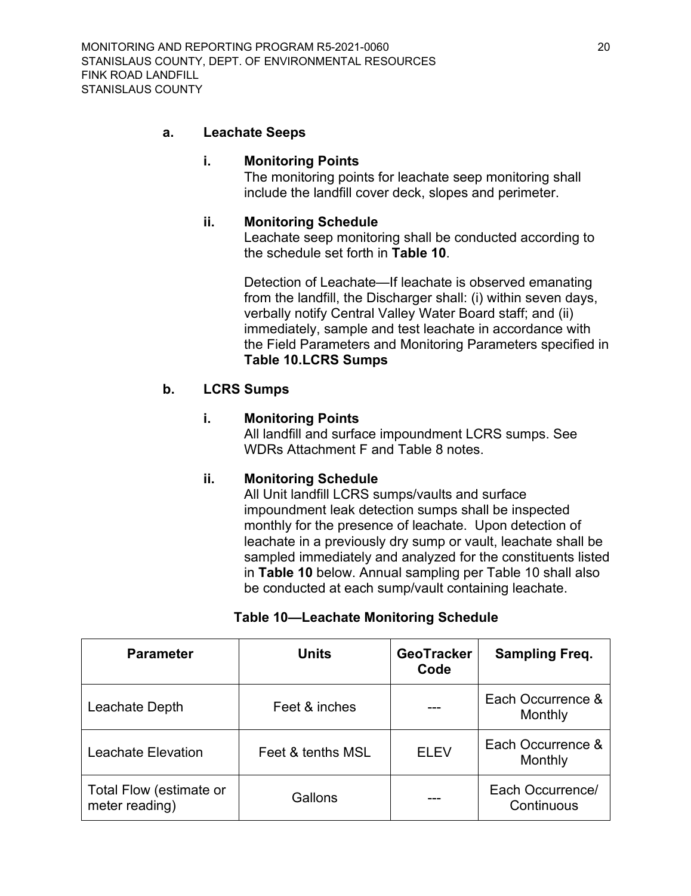**a. Leachate Seeps**

**i. Monitoring Points**

The monitoring points for leachate seep monitoring shall include the landfill cover deck, slopes and perimeter.

**ii. Monitoring Schedule**

Leachate seep monitoring shall be conducted according to the schedule set forth in **Table 10**.

Detection of Leachate—If leachate is observed emanating from the landfill, the Discharger shall: (i) within seven days, verbally notify Central Valley Water Board staff; and (ii) immediately, sample and test leachate in accordance with the Field Parameters and Monitoring Parameters specified in **Table 10.LCRS Sumps**

**b. LCRS Sumps**

**i. Monitoring Points**

All landfill and surface impoundment LCRS sumps. See WDRs Attachment F and Table 8 notes.

**ii. Monitoring Schedule**

All Unit landfill LCRS sumps/vaults and surface impoundment leak detection sumps shall be inspected monthly for the presence of leachate. Upon detection of leachate in a previously dry sump or vault, leachate shall be sampled immediately and analyzed for the constituents listed in **Table 10** below. Annual sampling per Table 10 shall also be conducted at each sump/vault containing leachate.

**Table 10—Leachate Monitoring Schedule**

| Parameter | Units | GeoTracker Code | Sampling Freq. |
|---|---|---|---|
| Leachate Depth | Feet & inches | --- | Each Occurrence & Monthly |
| Leachate Elevation | Feet & tenths MSL | ELEV | Each Occurrence & Monthly |
| Total Flow (estimate or meter reading) | Gallons | --- | Each Occurrence/ Continuous |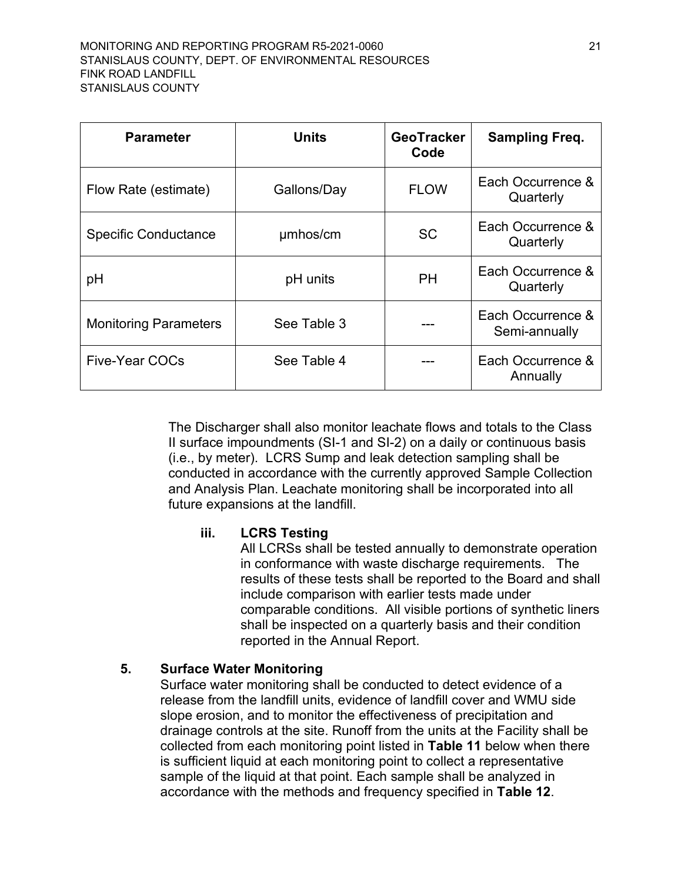| Parameter | Units | GeoTracker Code | Sampling Freq. |
|---|---|---|---|
| Flow Rate (estimate) | Gallons/Day | FLOW | Each Occurrence & Quarterly |
| Specific Conductance | µmhos/cm | SC | Each Occurrence & Quarterly |
| pH | pH units | PH | Each Occurrence & Quarterly |
| Monitoring Parameters | See Table 3 | --- | Each Occurrence & Semi-annually |
| Five-Year COCs | See Table 4 | --- | Each Occurrence & Annually |

The Discharger shall also monitor leachate flows and totals to the Class II surface impoundments (SI-1 and SI-2) on a daily or continuous basis (i.e., by meter). LCRS Sump and leak detection sampling shall be conducted in accordance with the currently approved Sample Collection and Analysis Plan. Leachate monitoring shall be incorporated into all future expansions at the landfill.

**iii. LCRS Testing**

All LCRSs shall be tested annually to demonstrate operation in conformance with waste discharge requirements. The results of these tests shall be reported to the Board and shall include comparison with earlier tests made under comparable conditions. All visible portions of synthetic liners shall be inspected on a quarterly basis and their condition reported in the Annual Report.

**5. Surface Water Monitoring**

Surface water monitoring shall be conducted to detect evidence of a release from the landfill units, evidence of landfill cover and WMU side slope erosion, and to monitor the effectiveness of precipitation and drainage controls at the site. Runoff from the units at the Facility shall be collected from each monitoring point listed in **Table 11** below when there is sufficient liquid at each monitoring point to collect a representative sample of the liquid at that point. Each sample shall be analyzed in accordance with the methods and frequency specified in **Table 12**.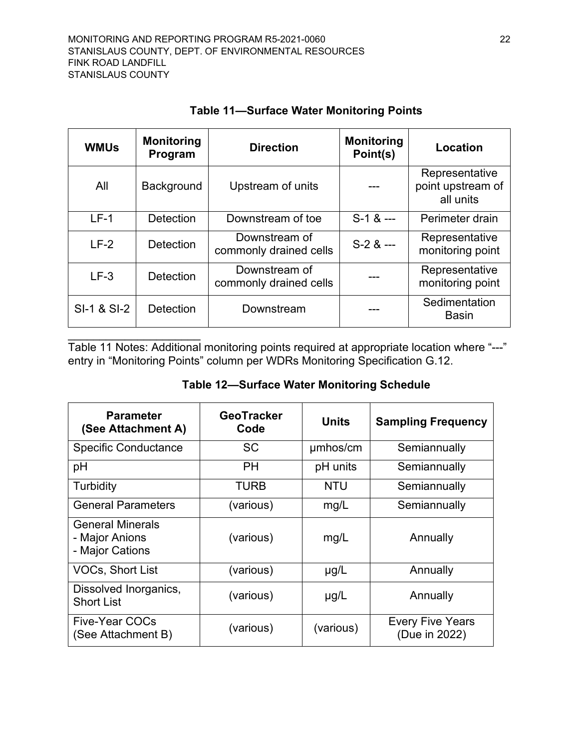**Table 11—Surface Water Monitoring Points**

| WMUs | Monitoring Program | Direction | Monitoring Point(s) | Location |
|---|---|---|---|---|
| All | Background | Upstream of units | --- | Representative point upstream of all units |
| LF-1 | Detection | Downstream of toe | S-1 & --- | Perimeter drain |
| LF-2 | Detection | Downstream of commonly drained cells | S-2 & --- | Representative monitoring point |
| LF-3 | Detection | Downstream of commonly drained cells | --- | Representative monitoring point |
| SI-1 & SI-2 | Detection | Downstream | --- | Sedimentation Basin |

Table 11 Notes: Additional monitoring points required at appropriate location where "---" entry in "Monitoring Points" column per WDRs Monitoring Specification G.12.

**Table 12—Surface Water Monitoring Schedule**

| Parameter (See Attachment A) | GeoTracker Code | Units | Sampling Frequency |
|---|---|---|---|
| Specific Conductance | SC | µmhos/cm | Semiannually |
| pH | PH | pH units | Semiannually |
| Turbidity | TURB | NTU | Semiannually |
| General Parameters | (various) | mg/L | Semiannually |
| General Minerals<br>- Major Anions<br>- Major Cations | (various) | mg/L | Annually |
| VOCs, Short List | (various) | µg/L | Annually |
| Dissolved Inorganics, Short List | (various) | µg/L | Annually |
| Five-Year COCs (See Attachment B) | (various) | (various) | Every Five Years (Due in 2022) |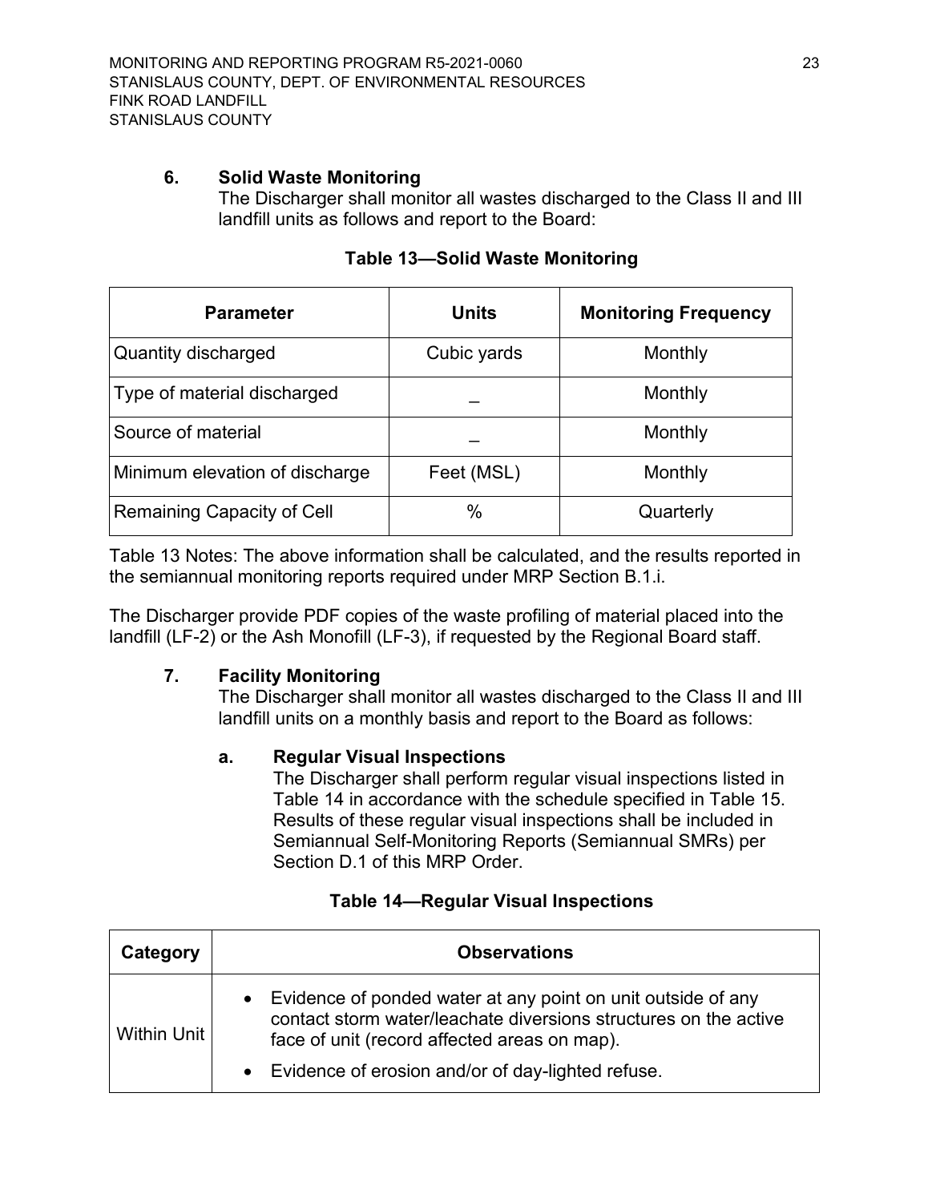### 6. Solid Waste Monitoring

The Discharger shall monitor all wastes discharged to the Class II and III landfill units as follows and report to the Board:

**Table 13—Solid Waste Monitoring**

| Parameter | Units | Monitoring Frequency |
|---|---|---|
| Quantity discharged | Cubic yards | Monthly |
| Type of material discharged | _ | Monthly |
| Source of material | _ | Monthly |
| Minimum elevation of discharge | Feet (MSL) | Monthly |
| Remaining Capacity of Cell | % | Quarterly |

Table 13 Notes: The above information shall be calculated, and the results reported in the semiannual monitoring reports required under MRP Section B.1.i.

The Discharger provide PDF copies of the waste profiling of material placed into the landfill (LF-2) or the Ash Monofill (LF-3), if requested by the Regional Board staff.

### 7. Facility Monitoring

The Discharger shall monitor all wastes discharged to the Class II and III landfill units on a monthly basis and report to the Board as follows:

#### a. Regular Visual Inspections

The Discharger shall perform regular visual inspections listed in Table 14 in accordance with the schedule specified in Table 15. Results of these regular visual inspections shall be included in Semiannual Self-Monitoring Reports (Semiannual SMRs) per Section D.1 of this MRP Order.

**Table 14—Regular Visual Inspections**

| Category | Observations |
|---|---|
| Within Unit | • Evidence of ponded water at any point on unit outside of any contact storm water/leachate diversions structures on the active face of unit (record affected areas on map).<br>• Evidence of erosion and/or of day-lighted refuse. |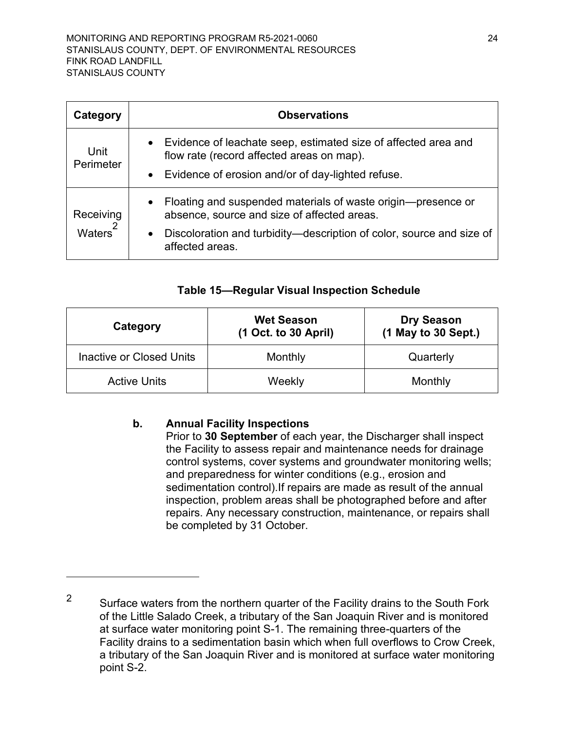| Category | Observations |
| --- | --- |
| Unit Perimeter | • Evidence of leachate seep, estimated size of affected area and flow rate (record affected areas on map).<br>• Evidence of erosion and/or of day-lighted refuse. |
| Receiving Waters[2] | • Floating and suspended materials of waste origin—presence or absence, source and size of affected areas.<br>• Discoloration and turbidity—description of color, source and size of affected areas. |

**Table 15—Regular Visual Inspection Schedule**

| Category | Wet Season (1 Oct. to 30 April) | Dry Season (1 May to 30 Sept.) |
| --- | --- | --- |
| Inactive or Closed Units | Monthly | Quarterly |
| Active Units | Weekly | Monthly |

**b. Annual Facility Inspections**

Prior to **30 September** of each year, the Discharger shall inspect the Facility to assess repair and maintenance needs for drainage control systems, cover systems and groundwater monitoring wells; and preparedness for winter conditions (e.g., erosion and sedimentation control).If repairs are made as result of the annual inspection, problem areas shall be photographed before and after repairs. Any necessary construction, maintenance, or repairs shall be completed by 31 October.

---

[2] Surface waters from the northern quarter of the Facility drains to the South Fork of the Little Salado Creek, a tributary of the San Joaquin River and is monitored at surface water monitoring point S-1. The remaining three-quarters of the Facility drains to a sedimentation basin which when full overflows to Crow Creek, a tributary of the San Joaquin River and is monitored at surface water monitoring point S-2.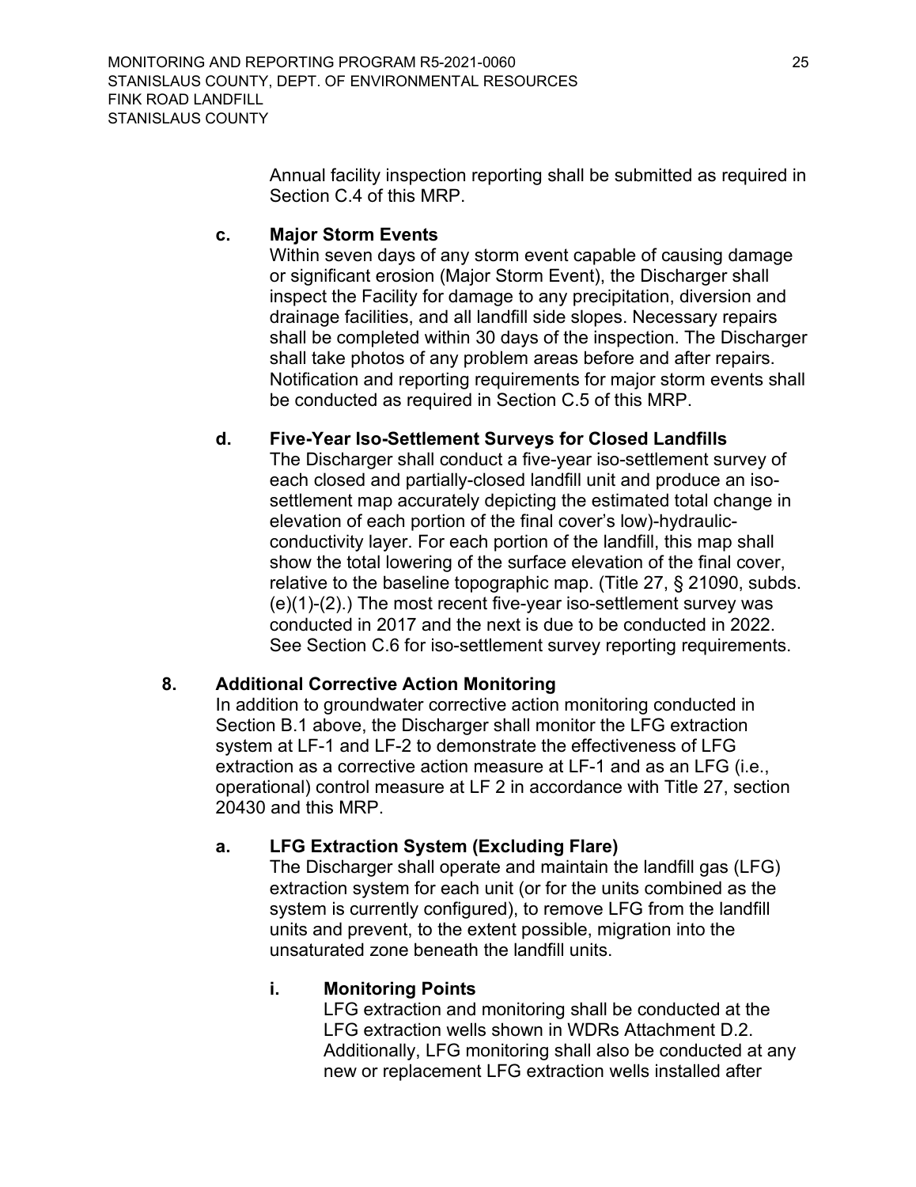Annual facility inspection reporting shall be submitted as required in Section C.4 of this MRP.

**c. Major Storm Events**

Within seven days of any storm event capable of causing damage or significant erosion (Major Storm Event), the Discharger shall inspect the Facility for damage to any precipitation, diversion and drainage facilities, and all landfill side slopes. Necessary repairs shall be completed within 30 days of the inspection. The Discharger shall take photos of any problem areas before and after repairs. Notification and reporting requirements for major storm events shall be conducted as required in Section C.5 of this MRP.

**d. Five-Year Iso-Settlement Surveys for Closed Landfills**

The Discharger shall conduct a five-year iso-settlement survey of each closed and partially-closed landfill unit and produce an iso-settlement map accurately depicting the estimated total change in elevation of each portion of the final cover's low)-hydraulic-conductivity layer. For each portion of the landfill, this map shall show the total lowering of the surface elevation of the final cover, relative to the baseline topographic map. (Title 27, § 21090, subds. (e)(1)-(2).) The most recent five-year iso-settlement survey was conducted in 2017 and the next is due to be conducted in 2022. See Section C.6 for iso-settlement survey reporting requirements.

**8. Additional Corrective Action Monitoring**

In addition to groundwater corrective action monitoring conducted in Section B.1 above, the Discharger shall monitor the LFG extraction system at LF-1 and LF-2 to demonstrate the effectiveness of LFG extraction as a corrective action measure at LF-1 and as an LFG (i.e., operational) control measure at LF 2 in accordance with Title 27, section 20430 and this MRP.

**a. LFG Extraction System (Excluding Flare)**

The Discharger shall operate and maintain the landfill gas (LFG) extraction system for each unit (or for the units combined as the system is currently configured), to remove LFG from the landfill units and prevent, to the extent possible, migration into the unsaturated zone beneath the landfill units.

**i. Monitoring Points**

LFG extraction and monitoring shall be conducted at the LFG extraction wells shown in WDRs Attachment D.2. Additionally, LFG monitoring shall also be conducted at any new or replacement LFG extraction wells installed after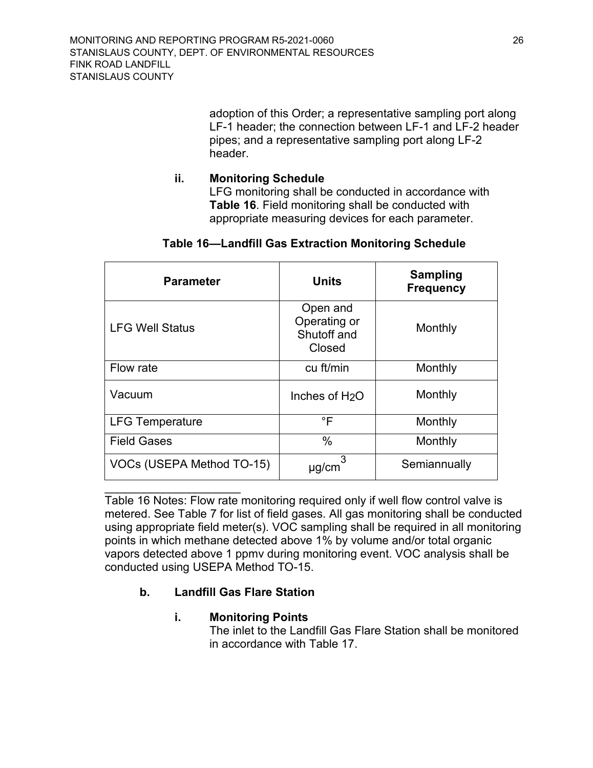adoption of this Order; a representative sampling port along LF-1 header; the connection between LF-1 and LF-2 header pipes; and a representative sampling port along LF-2 header.

**ii. Monitoring Schedule**

LFG monitoring shall be conducted in accordance with **Table 16**. Field monitoring shall be conducted with appropriate measuring devices for each parameter.

**Table 16—Landfill Gas Extraction Monitoring Schedule**

| Parameter | Units | Sampling Frequency |
|---|---|---|
| LFG Well Status | Open and Operating or Shutoff and Closed | Monthly |
| Flow rate | cu ft/min | Monthly |
| Vacuum | Inches of $H_2O$ | Monthly |
| LFG Temperature | °F | Monthly |
| Field Gases | % | Monthly |
| VOCs (USEPA Method TO-15) | $\mu g/cm^3$ | Semiannually |

Table 16 Notes: Flow rate monitoring required only if well flow control valve is metered. See Table 7 for list of field gases. All gas monitoring shall be conducted using appropriate field meter(s). VOC sampling shall be required in all monitoring points in which methane detected above 1% by volume and/or total organic vapors detected above 1 ppmv during monitoring event. VOC analysis shall be conducted using USEPA Method TO-15.

**b. Landfill Gas Flare Station**

**i. Monitoring Points**

The inlet to the Landfill Gas Flare Station shall be monitored in accordance with Table 17.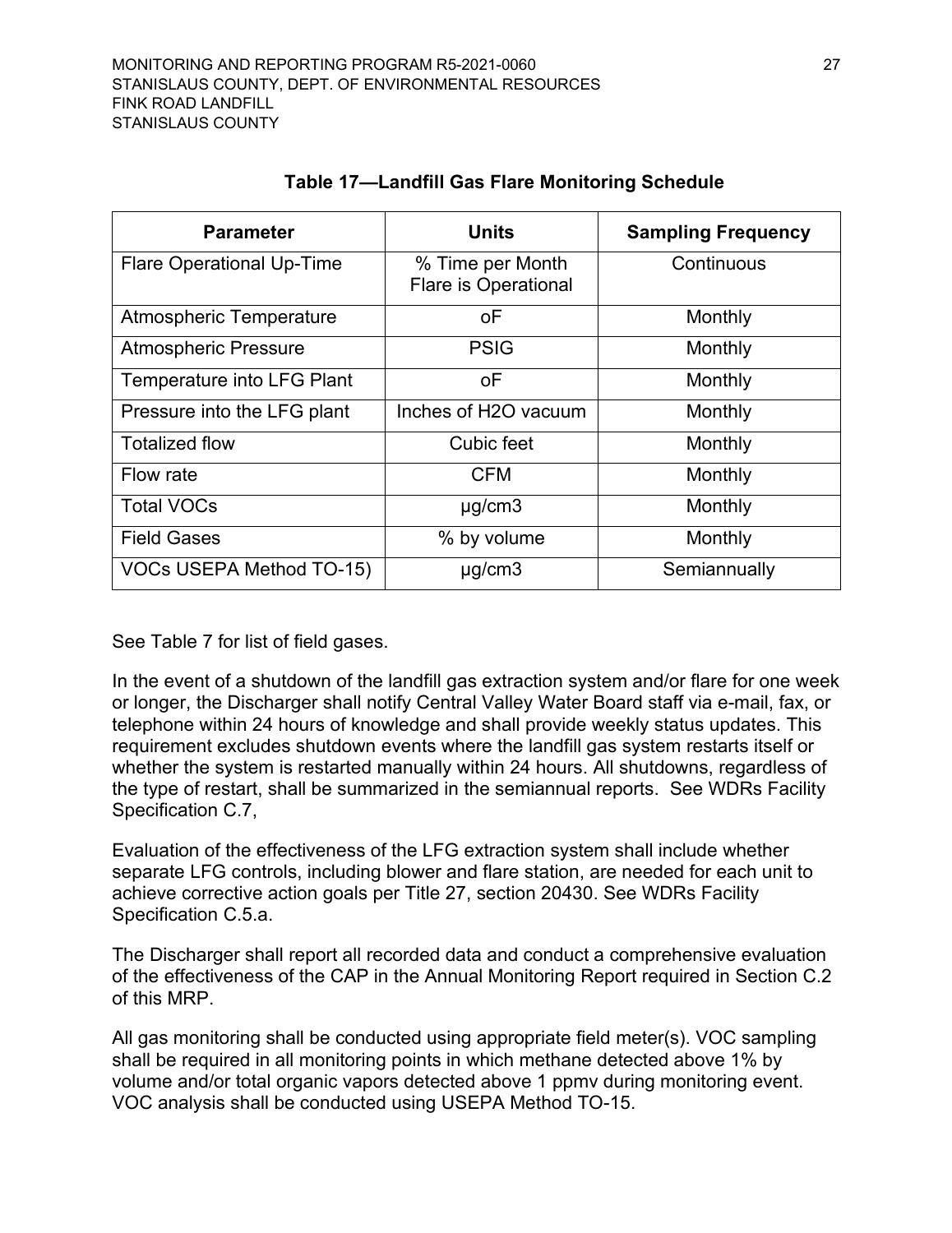**Table 17—Landfill Gas Flare Monitoring Schedule**

| Parameter | Units | Sampling Frequency |
|---|---|---|
| Flare Operational Up-Time | % Time per Month Flare is Operational | Continuous |
| Atmospheric Temperature | oF | Monthly |
| Atmospheric Pressure | PSIG | Monthly |
| Temperature into LFG Plant | oF | Monthly |
| Pressure into the LFG plant | Inches of H2O vacuum | Monthly |
| Totalized flow | Cubic feet | Monthly |
| Flow rate | CFM | Monthly |
| Total VOCs | µg/cm3 | Monthly |
| Field Gases | % by volume | Monthly |
| VOCs USEPA Method TO-15) | µg/cm3 | Semiannually |

See Table 7 for list of field gases.

In the event of a shutdown of the landfill gas extraction system and/or flare for one week or longer, the Discharger shall notify Central Valley Water Board staff via e-mail, fax, or telephone within 24 hours of knowledge and shall provide weekly status updates. This requirement excludes shutdown events where the landfill gas system restarts itself or whether the system is restarted manually within 24 hours. All shutdowns, regardless of the type of restart, shall be summarized in the semiannual reports. See WDRs Facility Specification C.7,

Evaluation of the effectiveness of the LFG extraction system shall include whether separate LFG controls, including blower and flare station, are needed for each unit to achieve corrective action goals per Title 27, section 20430. See WDRs Facility Specification C.5.a.

The Discharger shall report all recorded data and conduct a comprehensive evaluation of the effectiveness of the CAP in the Annual Monitoring Report required in Section C.2 of this MRP.

All gas monitoring shall be conducted using appropriate field meter(s). VOC sampling shall be required in all monitoring points in which methane detected above 1% by volume and/or total organic vapors detected above 1 ppmv during monitoring event. VOC analysis shall be conducted using USEPA Method TO-15.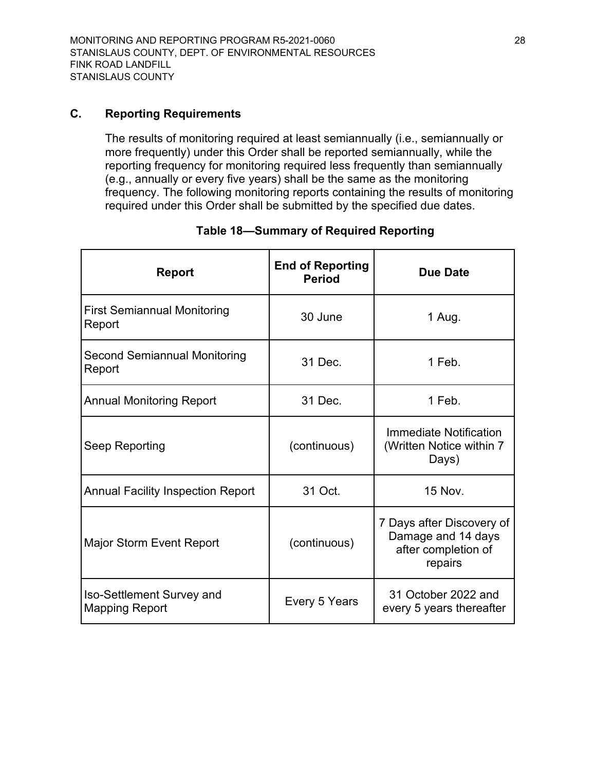## C. Reporting Requirements

The results of monitoring required at least semiannually (i.e., semiannually or more frequently) under this Order shall be reported semiannually, while the reporting frequency for monitoring required less frequently than semiannually (e.g., annually or every five years) shall be the same as the monitoring frequency. The following monitoring reports containing the results of monitoring required under this Order shall be submitted by the specified due dates.

**Table 18—Summary of Required Reporting**

| Report | End of Reporting Period | Due Date |
|---|---|---|
| First Semiannual Monitoring Report | 30 June | 1 Aug. |
| Second Semiannual Monitoring Report | 31 Dec. | 1 Feb. |
| Annual Monitoring Report | 31 Dec. | 1 Feb. |
| Seep Reporting | (continuous) | Immediate Notification (Written Notice within 7 Days) |
| Annual Facility Inspection Report | 31 Oct. | 15 Nov. |
| Major Storm Event Report | (continuous) | 7 Days after Discovery of Damage and 14 days after completion of repairs |
| Iso-Settlement Survey and Mapping Report | Every 5 Years | 31 October 2022 and every 5 years thereafter |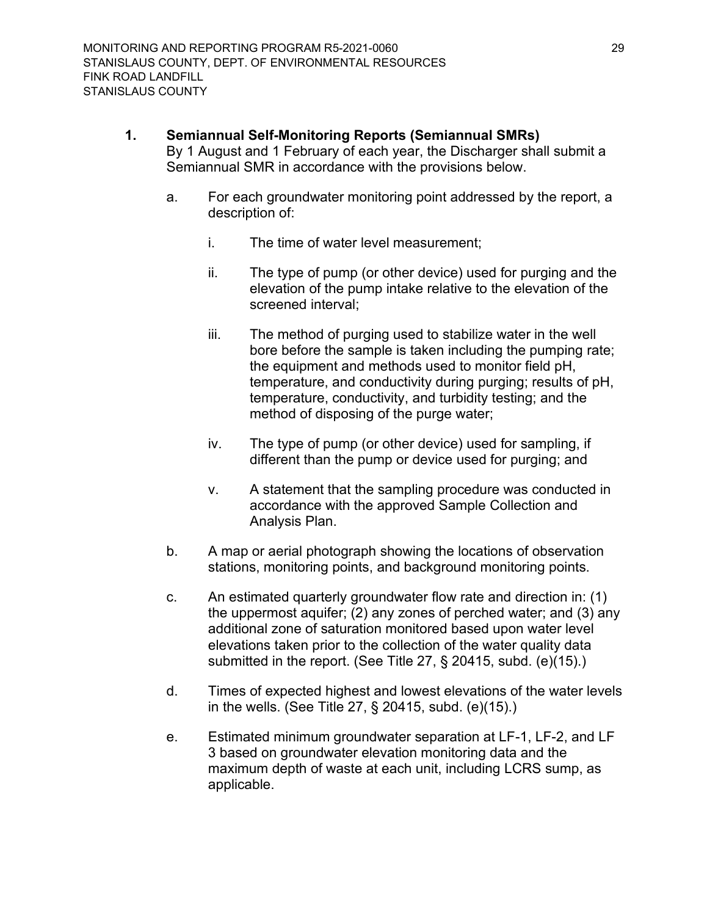1. **Semiannual Self-Monitoring Reports (Semiannual SMRs)**
   By 1 August and 1 February of each year, the Discharger shall submit a Semiannual SMR in accordance with the provisions below.

   a. For each groundwater monitoring point addressed by the report, a description of:

      i. The time of water level measurement;

      ii. The type of pump (or other device) used for purging and the elevation of the pump intake relative to the elevation of the screened interval;

      iii. The method of purging used to stabilize water in the well bore before the sample is taken including the pumping rate; the equipment and methods used to monitor field pH, temperature, and conductivity during purging; results of pH, temperature, conductivity, and turbidity testing; and the method of disposing of the purge water;

      iv. The type of pump (or other device) used for sampling, if different than the pump or device used for purging; and

      v. A statement that the sampling procedure was conducted in accordance with the approved Sample Collection and Analysis Plan.

   b. A map or aerial photograph showing the locations of observation stations, monitoring points, and background monitoring points.

   c. An estimated quarterly groundwater flow rate and direction in: (1) the uppermost aquifer; (2) any zones of perched water; and (3) any additional zone of saturation monitored based upon water level elevations taken prior to the collection of the water quality data submitted in the report. (See Title 27, § 20415, subd. (e)(15).)

   d. Times of expected highest and lowest elevations of the water levels in the wells. (See Title 27, § 20415, subd. (e)(15).)

   e. Estimated minimum groundwater separation at LF-1, LF-2, and LF 3 based on groundwater elevation monitoring data and the maximum depth of waste at each unit, including LCRS sump, as applicable.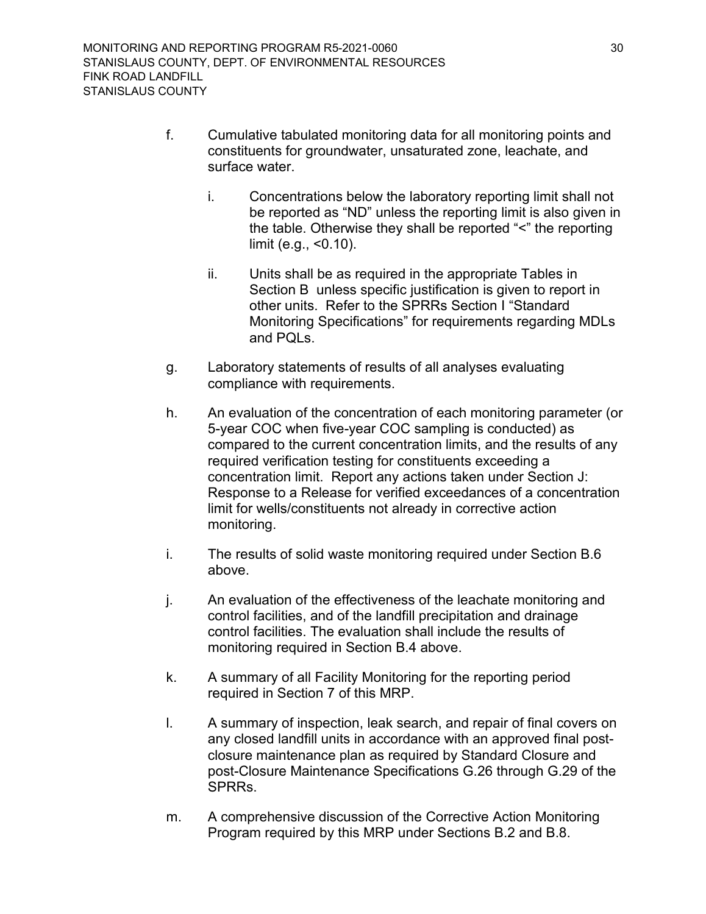f. Cumulative tabulated monitoring data for all monitoring points and constituents for groundwater, unsaturated zone, leachate, and surface water.

   i. Concentrations below the laboratory reporting limit shall not be reported as "ND" unless the reporting limit is also given in the table. Otherwise they shall be reported "<" the reporting limit (e.g., <0.10).

   ii. Units shall be as required in the appropriate Tables in Section B unless specific justification is given to report in other units. Refer to the SPRRs Section I "Standard Monitoring Specifications" for requirements regarding MDLs and PQLs.

g. Laboratory statements of results of all analyses evaluating compliance with requirements.

h. An evaluation of the concentration of each monitoring parameter (or 5-year COC when five-year COC sampling is conducted) as compared to the current concentration limits, and the results of any required verification testing for constituents exceeding a concentration limit. Report any actions taken under Section J: Response to a Release for verified exceedances of a concentration limit for wells/constituents not already in corrective action monitoring.

i. The results of solid waste monitoring required under Section B.6 above.

j. An evaluation of the effectiveness of the leachate monitoring and control facilities, and of the landfill precipitation and drainage control facilities. The evaluation shall include the results of monitoring required in Section B.4 above.

k. A summary of all Facility Monitoring for the reporting period required in Section 7 of this MRP.

l. A summary of inspection, leak search, and repair of final covers on any closed landfill units in accordance with an approved final post-closure maintenance plan as required by Standard Closure and post-Closure Maintenance Specifications G.26 through G.29 of the SPRRs.

m. A comprehensive discussion of the Corrective Action Monitoring Program required by this MRP under Sections B.2 and B.8.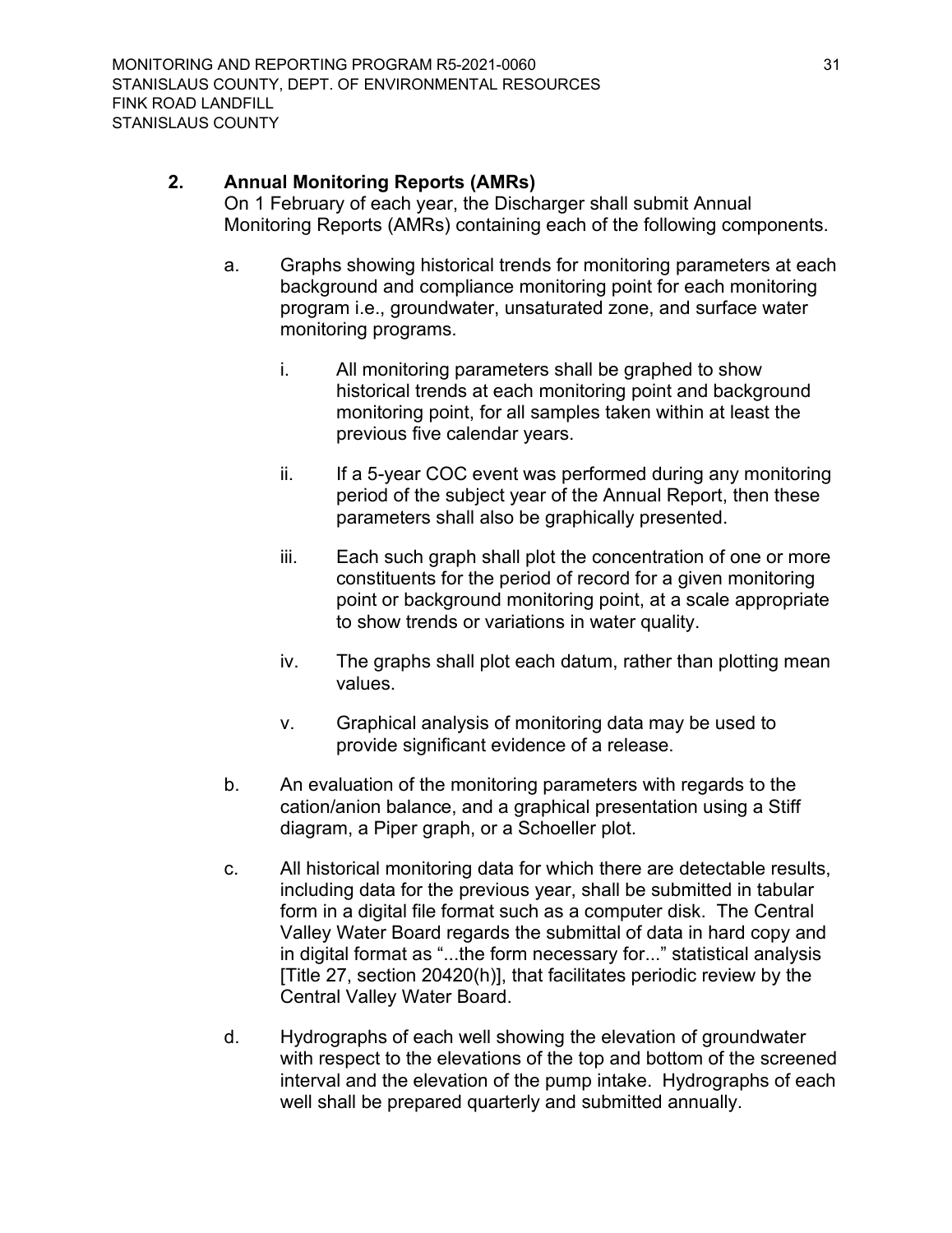2. **Annual Monitoring Reports (AMRs)**

   On 1 February of each year, the Discharger shall submit Annual Monitoring Reports (AMRs) containing each of the following components.

   a. Graphs showing historical trends for monitoring parameters at each background and compliance monitoring point for each monitoring program i.e., groundwater, unsaturated zone, and surface water monitoring programs.

      i. All monitoring parameters shall be graphed to show historical trends at each monitoring point and background monitoring point, for all samples taken within at least the previous five calendar years.

      ii. If a 5-year COC event was performed during any monitoring period of the subject year of the Annual Report, then these parameters shall also be graphically presented.

      iii. Each such graph shall plot the concentration of one or more constituents for the period of record for a given monitoring point or background monitoring point, at a scale appropriate to show trends or variations in water quality.

      iv. The graphs shall plot each datum, rather than plotting mean values.

      v. Graphical analysis of monitoring data may be used to provide significant evidence of a release.

   b. An evaluation of the monitoring parameters with regards to the cation/anion balance, and a graphical presentation using a Stiff diagram, a Piper graph, or a Schoeller plot.

   c. All historical monitoring data for which there are detectable results, including data for the previous year, shall be submitted in tabular form in a digital file format such as a computer disk. The Central Valley Water Board regards the submittal of data in hard copy and in digital format as "...the form necessary for..." statistical analysis [Title 27, section 20420(h)], that facilitates periodic review by the Central Valley Water Board.

   d. Hydrographs of each well showing the elevation of groundwater with respect to the elevations of the top and bottom of the screened interval and the elevation of the pump intake. Hydrographs of each well shall be prepared quarterly and submitted annually.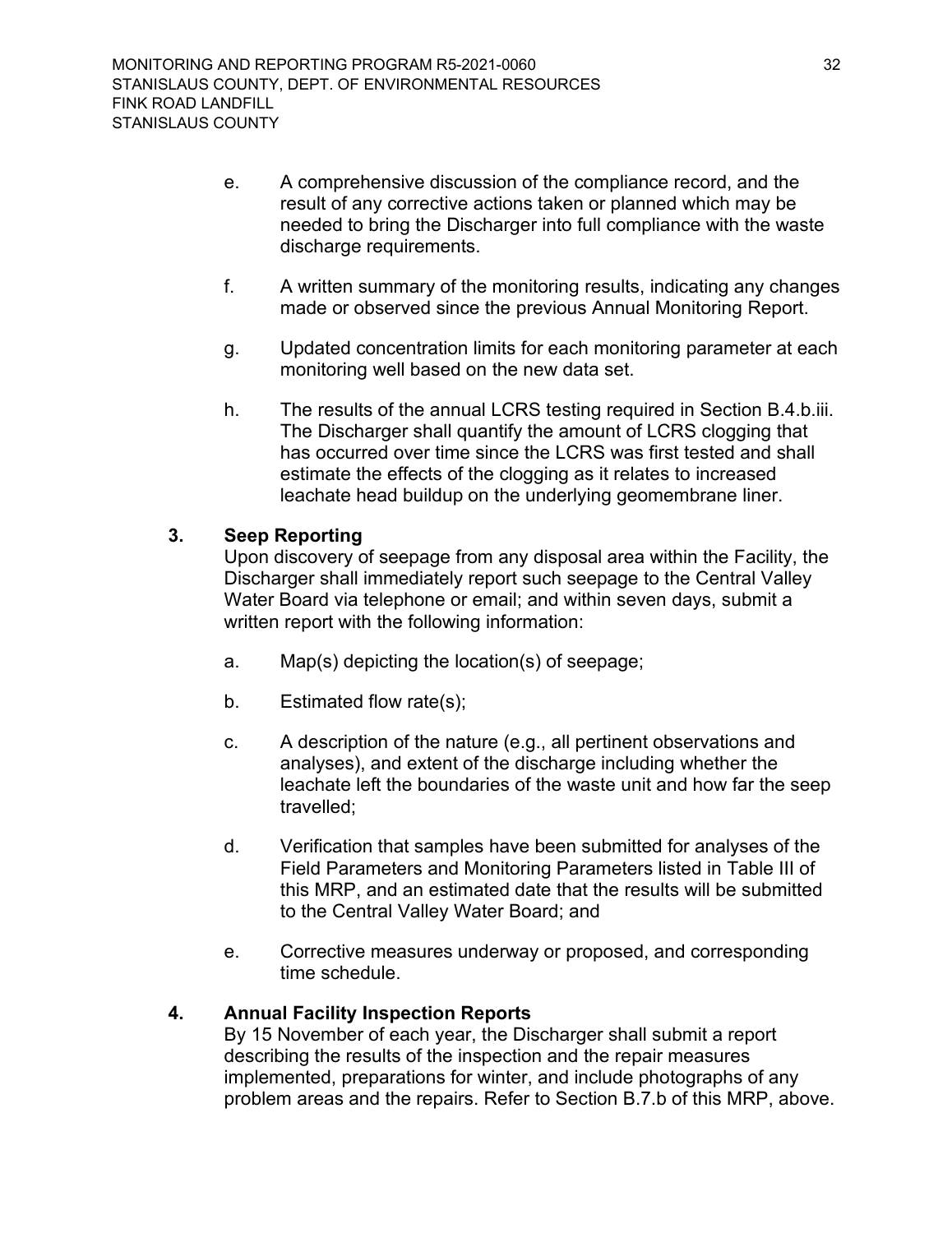e. A comprehensive discussion of the compliance record, and the result of any corrective actions taken or planned which may be needed to bring the Discharger into full compliance with the waste discharge requirements.

f. A written summary of the monitoring results, indicating any changes made or observed since the previous Annual Monitoring Report.

g. Updated concentration limits for each monitoring parameter at each monitoring well based on the new data set.

h. The results of the annual LCRS testing required in Section B.4.b.iii. The Discharger shall quantify the amount of LCRS clogging that has occurred over time since the LCRS was first tested and shall estimate the effects of the clogging as it relates to increased leachate head buildup on the underlying geomembrane liner.

**3. Seep Reporting**

Upon discovery of seepage from any disposal area within the Facility, the Discharger shall immediately report such seepage to the Central Valley Water Board via telephone or email; and within seven days, submit a written report with the following information:

a. Map(s) depicting the location(s) of seepage;

b. Estimated flow rate(s);

c. A description of the nature (e.g., all pertinent observations and analyses), and extent of the discharge including whether the leachate left the boundaries of the waste unit and how far the seep travelled;

d. Verification that samples have been submitted for analyses of the Field Parameters and Monitoring Parameters listed in Table III of this MRP, and an estimated date that the results will be submitted to the Central Valley Water Board; and

e. Corrective measures underway or proposed, and corresponding time schedule.

**4. Annual Facility Inspection Reports**

By 15 November of each year, the Discharger shall submit a report describing the results of the inspection and the repair measures implemented, preparations for winter, and include photographs of any problem areas and the repairs. Refer to Section B.7.b of this MRP, above.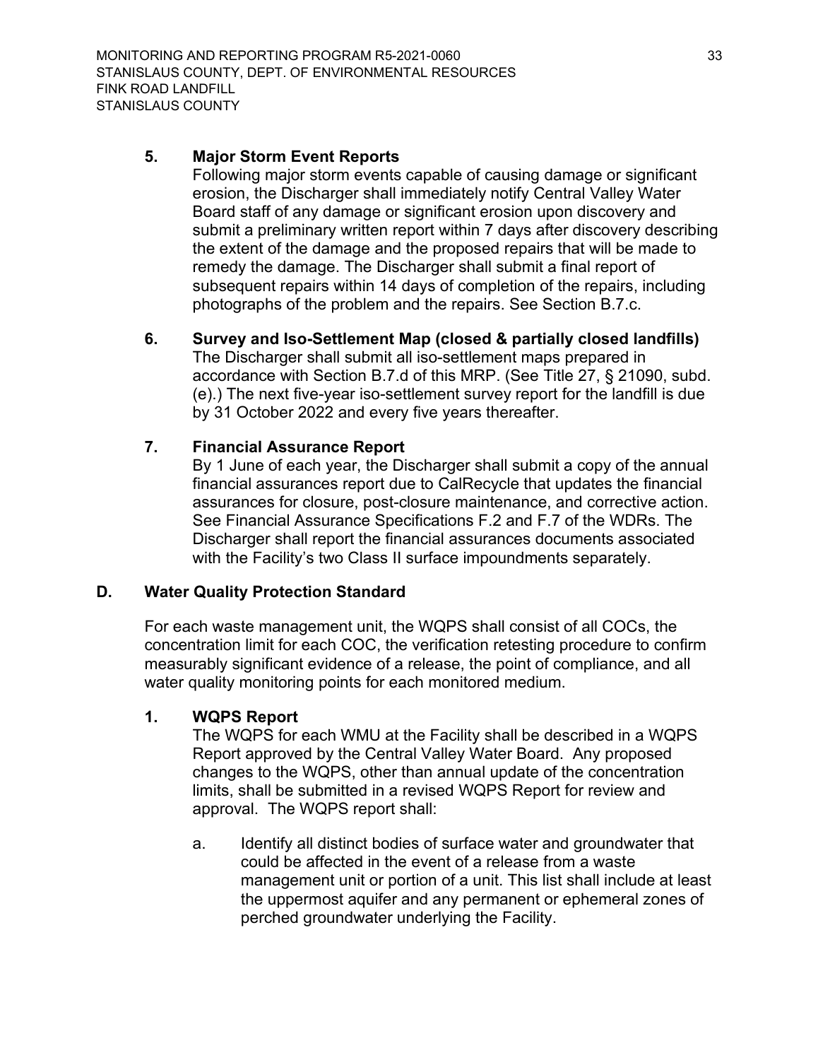### 5. Major Storm Event Reports

Following major storm events capable of causing damage or significant erosion, the Discharger shall immediately notify Central Valley Water Board staff of any damage or significant erosion upon discovery and submit a preliminary written report within 7 days after discovery describing the extent of the damage and the proposed repairs that will be made to remedy the damage. The Discharger shall submit a final report of subsequent repairs within 14 days of completion of the repairs, including photographs of the problem and the repairs. See Section B.7.c.

### 6. Survey and Iso-Settlement Map (closed & partially closed landfills)

The Discharger shall submit all iso-settlement maps prepared in accordance with Section B.7.d of this MRP. (See Title 27, § 21090, subd. (e).) The next five-year iso-settlement survey report for the landfill is due by 31 October 2022 and every five years thereafter.

### 7. Financial Assurance Report

By 1 June of each year, the Discharger shall submit a copy of the annual financial assurances report due to CalRecycle that updates the financial assurances for closure, post-closure maintenance, and corrective action. See Financial Assurance Specifications F.2 and F.7 of the WDRs. The Discharger shall report the financial assurances documents associated with the Facility's two Class II surface impoundments separately.

## D. Water Quality Protection Standard

For each waste management unit, the WQPS shall consist of all COCs, the concentration limit for each COC, the verification retesting procedure to confirm measurably significant evidence of a release, the point of compliance, and all water quality monitoring points for each monitored medium.

### 1. WQPS Report

The WQPS for each WMU at the Facility shall be described in a WQPS Report approved by the Central Valley Water Board. Any proposed changes to the WQPS, other than annual update of the concentration limits, shall be submitted in a revised WQPS Report for review and approval. The WQPS report shall:

a. Identify all distinct bodies of surface water and groundwater that could be affected in the event of a release from a waste management unit or portion of a unit. This list shall include at least the uppermost aquifer and any permanent or ephemeral zones of perched groundwater underlying the Facility.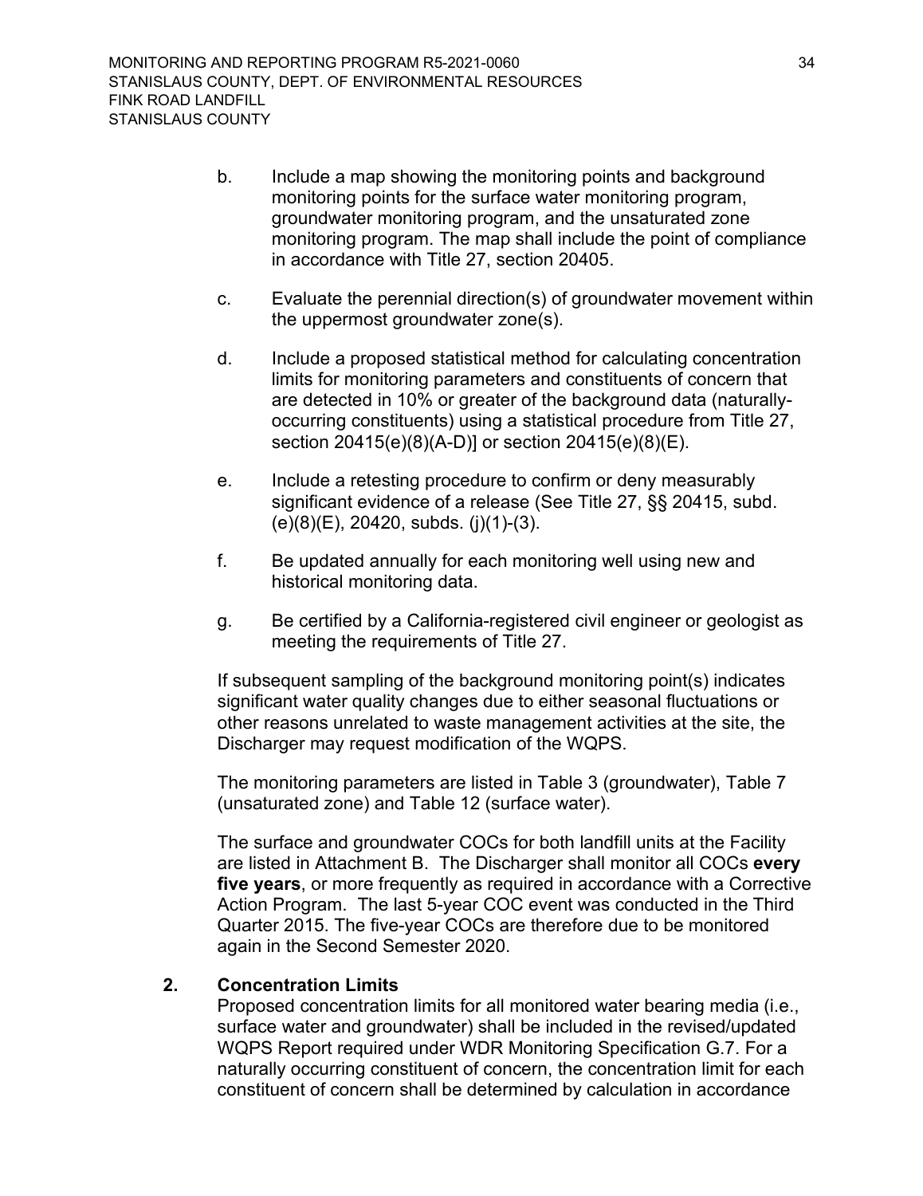b. Include a map showing the monitoring points and background monitoring points for the surface water monitoring program, groundwater monitoring program, and the unsaturated zone monitoring program. The map shall include the point of compliance in accordance with Title 27, section 20405.

c. Evaluate the perennial direction(s) of groundwater movement within the uppermost groundwater zone(s).

d. Include a proposed statistical method for calculating concentration limits for monitoring parameters and constituents of concern that are detected in 10% or greater of the background data (naturally-occurring constituents) using a statistical procedure from Title 27, section 20415(e)(8)(A-D)] or section 20415(e)(8)(E).

e. Include a retesting procedure to confirm or deny measurably significant evidence of a release (See Title 27, §§ 20415, subd. (e)(8)(E), 20420, subds. (j)(1)-(3).

f. Be updated annually for each monitoring well using new and historical monitoring data.

g. Be certified by a California-registered civil engineer or geologist as meeting the requirements of Title 27.

If subsequent sampling of the background monitoring point(s) indicates significant water quality changes due to either seasonal fluctuations or other reasons unrelated to waste management activities at the site, the Discharger may request modification of the WQPS.

The monitoring parameters are listed in Table 3 (groundwater), Table 7 (unsaturated zone) and Table 12 (surface water).

The surface and groundwater COCs for both landfill units at the Facility are listed in Attachment B. The Discharger shall monitor all COCs **every five years**, or more frequently as required in accordance with a Corrective Action Program. The last 5-year COC event was conducted in the Third Quarter 2015. The five-year COCs are therefore due to be monitored again in the Second Semester 2020.

**2. Concentration Limits**

Proposed concentration limits for all monitored water bearing media (i.e., surface water and groundwater) shall be included in the revised/updated WQPS Report required under WDR Monitoring Specification G.7. For a naturally occurring constituent of concern, the concentration limit for each constituent of concern shall be determined by calculation in accordance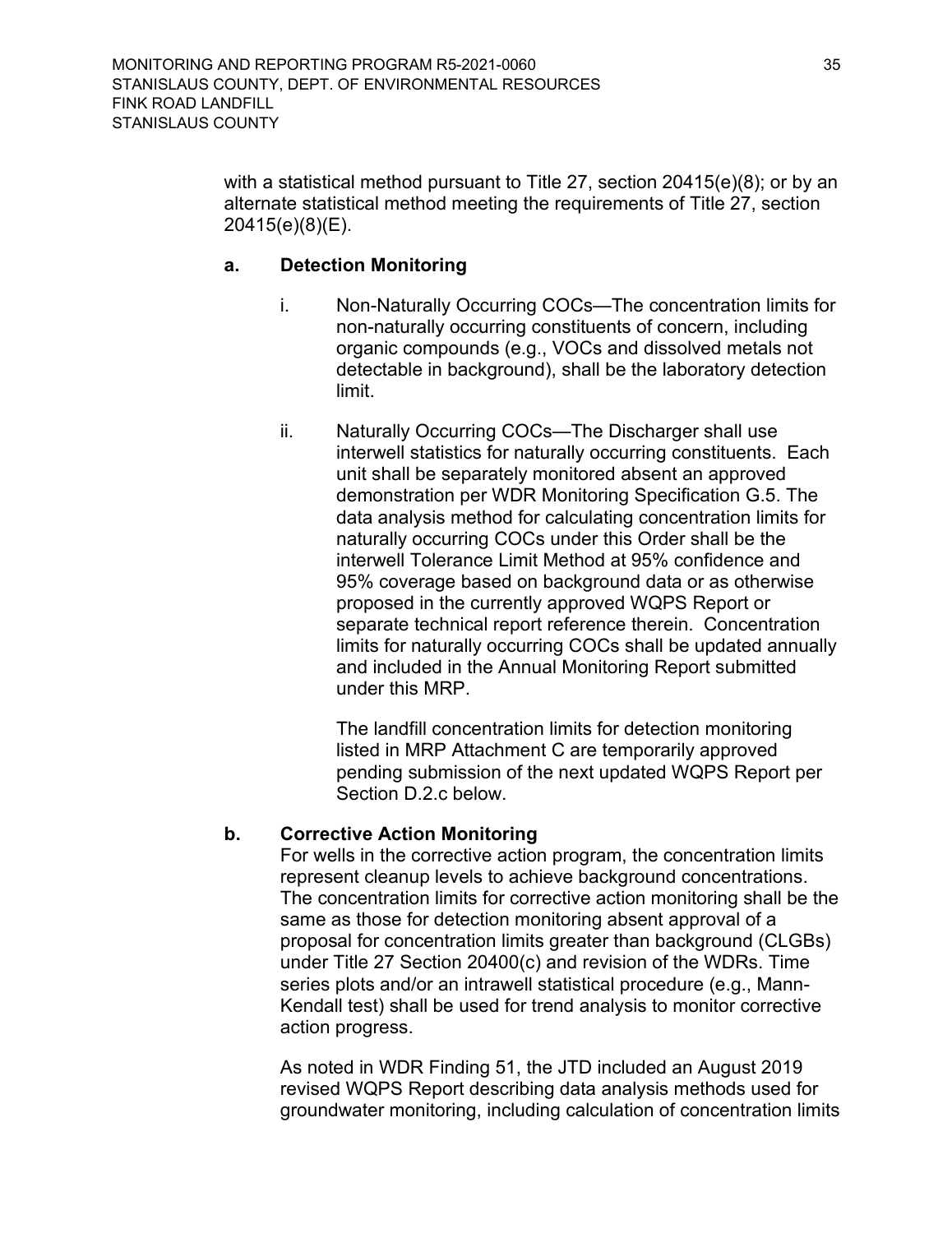with a statistical method pursuant to Title 27, section 20415(e)(8); or by an alternate statistical method meeting the requirements of Title 27, section 20415(e)(8)(E).

**a. Detection Monitoring**

i. Non-Naturally Occurring COCs—The concentration limits for non-naturally occurring constituents of concern, including organic compounds (e.g., VOCs and dissolved metals not detectable in background), shall be the laboratory detection limit.

ii. Naturally Occurring COCs—The Discharger shall use interwell statistics for naturally occurring constituents. Each unit shall be separately monitored absent an approved demonstration per WDR Monitoring Specification G.5. The data analysis method for calculating concentration limits for naturally occurring COCs under this Order shall be the interwell Tolerance Limit Method at 95% confidence and 95% coverage based on background data or as otherwise proposed in the currently approved WQPS Report or separate technical report reference therein. Concentration limits for naturally occurring COCs shall be updated annually and included in the Annual Monitoring Report submitted under this MRP.

The landfill concentration limits for detection monitoring listed in MRP Attachment C are temporarily approved pending submission of the next updated WQPS Report per Section D.2.c below.

**b. Corrective Action Monitoring**

For wells in the corrective action program, the concentration limits represent cleanup levels to achieve background concentrations. The concentration limits for corrective action monitoring shall be the same as those for detection monitoring absent approval of a proposal for concentration limits greater than background (CLGBs) under Title 27 Section 20400(c) and revision of the WDRs. Time series plots and/or an intrawell statistical procedure (e.g., Mann-Kendall test) shall be used for trend analysis to monitor corrective action progress.

As noted in WDR Finding 51, the JTD included an August 2019 revised WQPS Report describing data analysis methods used for groundwater monitoring, including calculation of concentration limits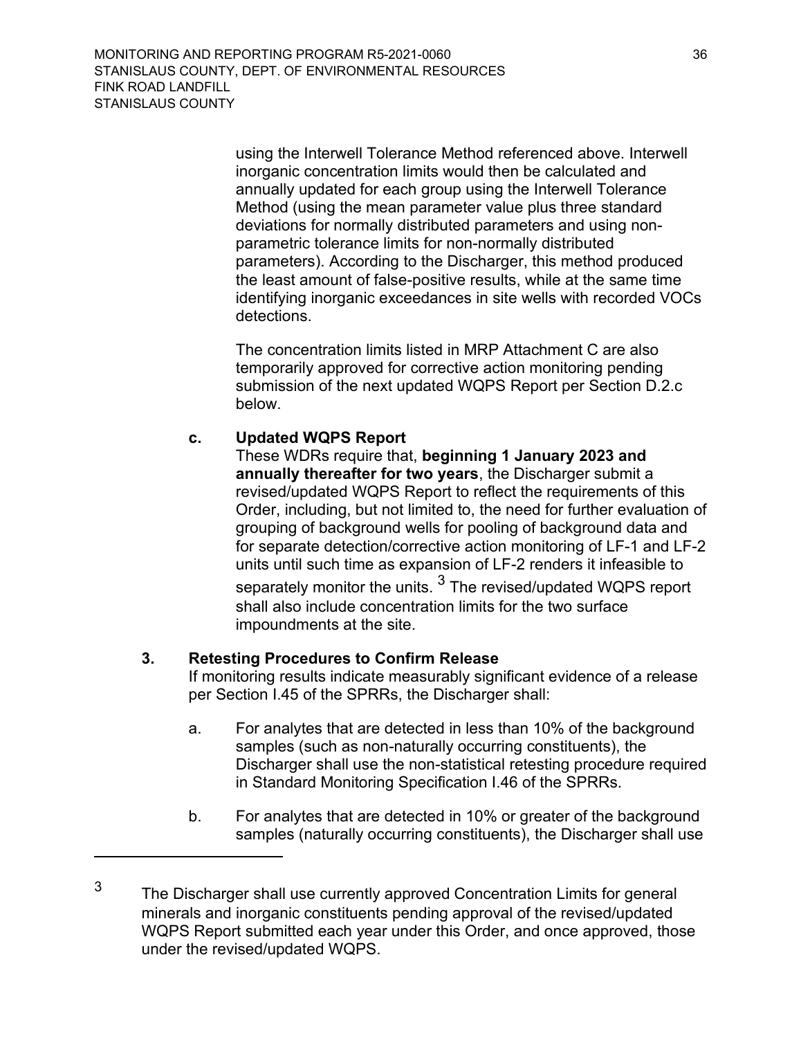using the Interwell Tolerance Method referenced above. Interwell inorganic concentration limits would then be calculated and annually updated for each group using the Interwell Tolerance Method (using the mean parameter value plus three standard deviations for normally distributed parameters and using non-parametric tolerance limits for non-normally distributed parameters). According to the Discharger, this method produced the least amount of false-positive results, while at the same time identifying inorganic exceedances in site wells with recorded VOCs detections.

The concentration limits listed in MRP Attachment C are also temporarily approved for corrective action monitoring pending submission of the next updated WQPS Report per Section D.2.c below.

**c. Updated WQPS Report**

These WDRs require that, **beginning 1 January 2023 and annually thereafter for two years**, the Discharger submit a revised/updated WQPS Report to reflect the requirements of this Order, including, but not limited to, the need for further evaluation of grouping of background wells for pooling of background data and for separate detection/corrective action monitoring of LF-1 and LF-2 units until such time as expansion of LF-2 renders it infeasible to separately monitor the units.[3] The revised/updated WQPS report shall also include concentration limits for the two surface impoundments at the site.

**3. Retesting Procedures to Confirm Release**

If monitoring results indicate measurably significant evidence of a release per Section I.45 of the SPRRs, the Discharger shall:

a. For analytes that are detected in less than 10% of the background samples (such as non-naturally occurring constituents), the Discharger shall use the non-statistical retesting procedure required in Standard Monitoring Specification I.46 of the SPRRs.

b. For analytes that are detected in 10% or greater of the background samples (naturally occurring constituents), the Discharger shall use

---

[3] The Discharger shall use currently approved Concentration Limits for general minerals and inorganic constituents pending approval of the revised/updated WQPS Report submitted each year under this Order, and once approved, those under the revised/updated WQPS.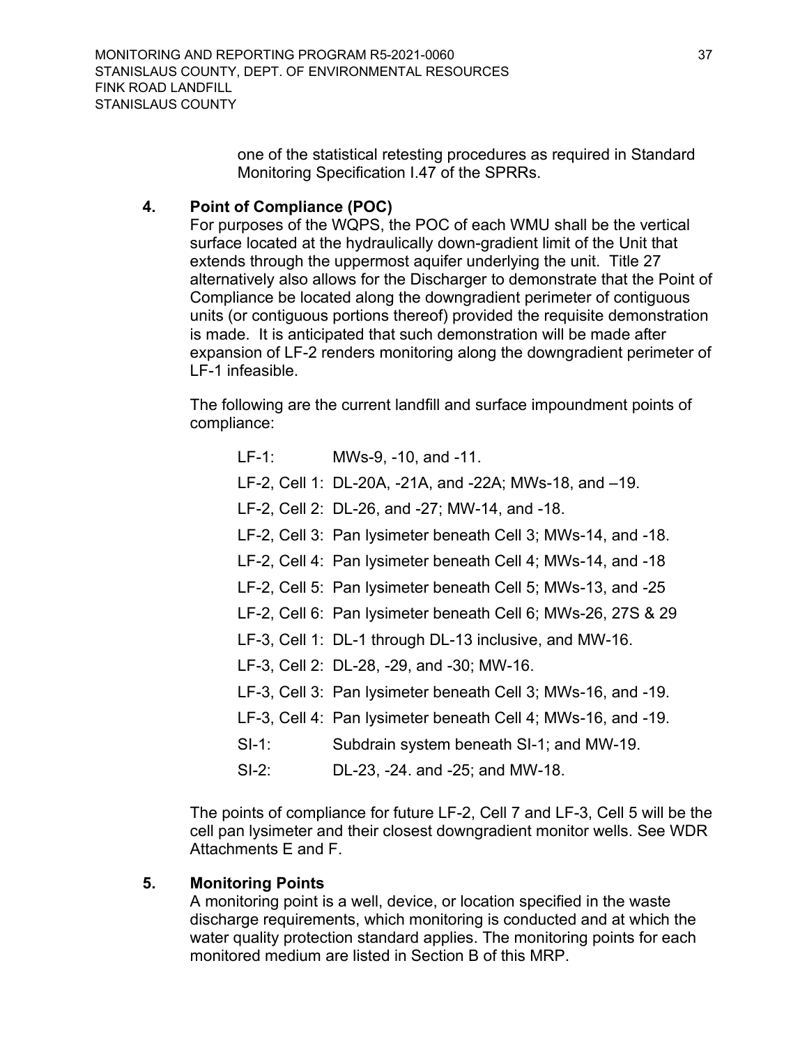one of the statistical retesting procedures as required in Standard Monitoring Specification I.47 of the SPRRs.

**4. Point of Compliance (POC)**

For purposes of the WQPS, the POC of each WMU shall be the vertical surface located at the hydraulically down-gradient limit of the Unit that extends through the uppermost aquifer underlying the unit. Title 27 alternatively also allows for the Discharger to demonstrate that the Point of Compliance be located along the downgradient perimeter of contiguous units (or contiguous portions thereof) provided the requisite demonstration is made. It is anticipated that such demonstration will be made after expansion of LF-2 renders monitoring along the downgradient perimeter of LF-1 infeasible.

The following are the current landfill and surface impoundment points of compliance:

LF-1: MWs-9, -10, and -11.

LF-2, Cell 1: DL-20A, -21A, and -22A; MWs-18, and –19.

LF-2, Cell 2: DL-26, and -27; MW-14, and -18.

LF-2, Cell 3: Pan lysimeter beneath Cell 3; MWs-14, and -18.

LF-2, Cell 4: Pan lysimeter beneath Cell 4; MWs-14, and -18

LF-2, Cell 5: Pan lysimeter beneath Cell 5; MWs-13, and -25

LF-2, Cell 6: Pan lysimeter beneath Cell 6; MWs-26, 27S & 29

LF-3, Cell 1: DL-1 through DL-13 inclusive, and MW-16.

LF-3, Cell 2: DL-28, -29, and -30; MW-16.

LF-3, Cell 3: Pan lysimeter beneath Cell 3; MWs-16, and -19.

LF-3, Cell 4: Pan lysimeter beneath Cell 4; MWs-16, and -19.

SI-1: Subdrain system beneath SI-1; and MW-19.

SI-2: DL-23, -24. and -25; and MW-18.

The points of compliance for future LF-2, Cell 7 and LF-3, Cell 5 will be the cell pan lysimeter and their closest downgradient monitor wells. See WDR Attachments E and F.

**5. Monitoring Points**

A monitoring point is a well, device, or location specified in the waste discharge requirements, which monitoring is conducted and at which the water quality protection standard applies. The monitoring points for each monitored medium are listed in Section B of this MRP.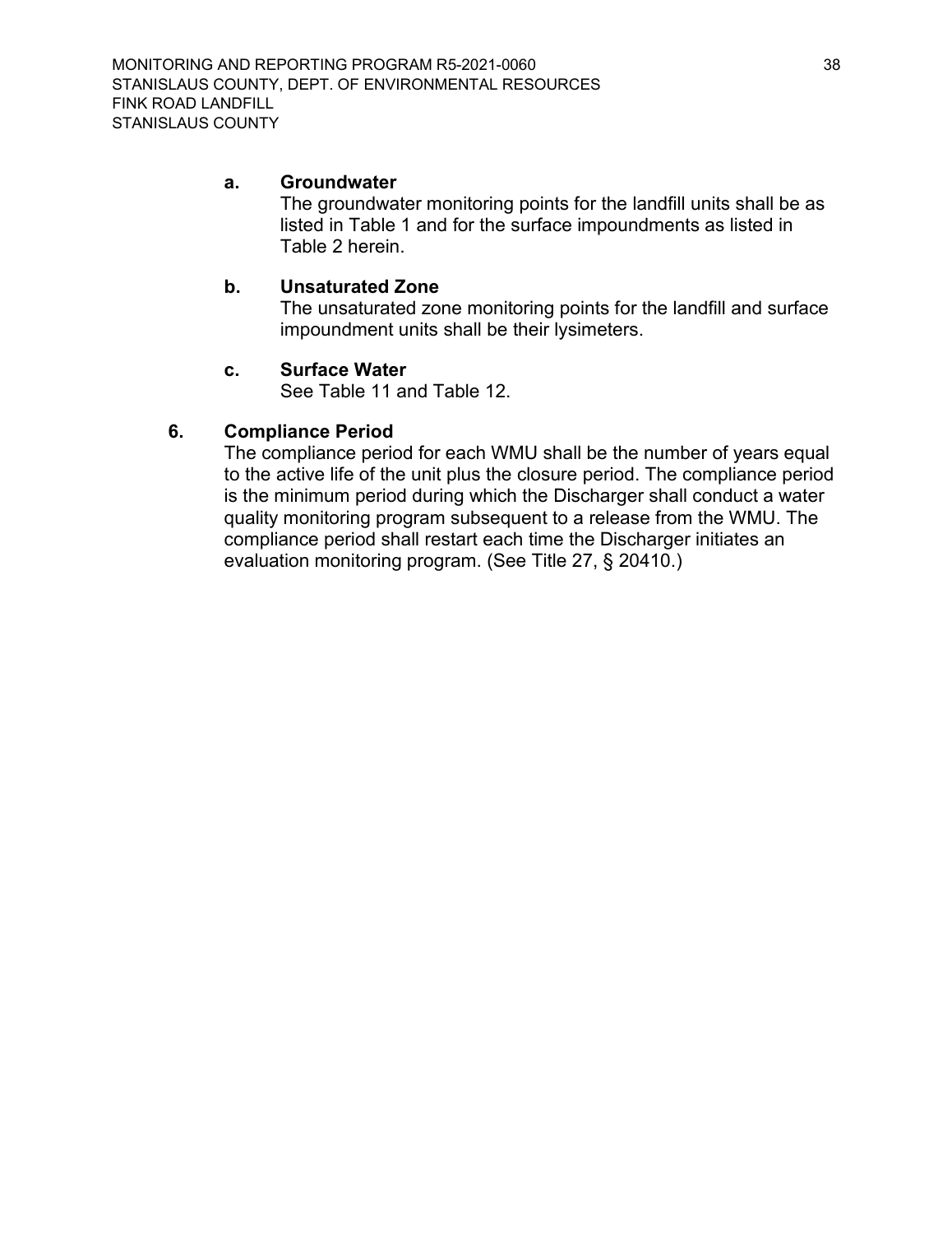**a. Groundwater**

The groundwater monitoring points for the landfill units shall be as listed in Table 1 and for the surface impoundments as listed in Table 2 herein.

**b. Unsaturated Zone**

The unsaturated zone monitoring points for the landfill and surface impoundment units shall be their lysimeters.

**c. Surface Water**

See Table 11 and Table 12.

**6. Compliance Period**

The compliance period for each WMU shall be the number of years equal to the active life of the unit plus the closure period. The compliance period is the minimum period during which the Discharger shall conduct a water quality monitoring program subsequent to a release from the WMU. The compliance period shall restart each time the Discharger initiates an evaluation monitoring program. (See Title 27, § 20410.)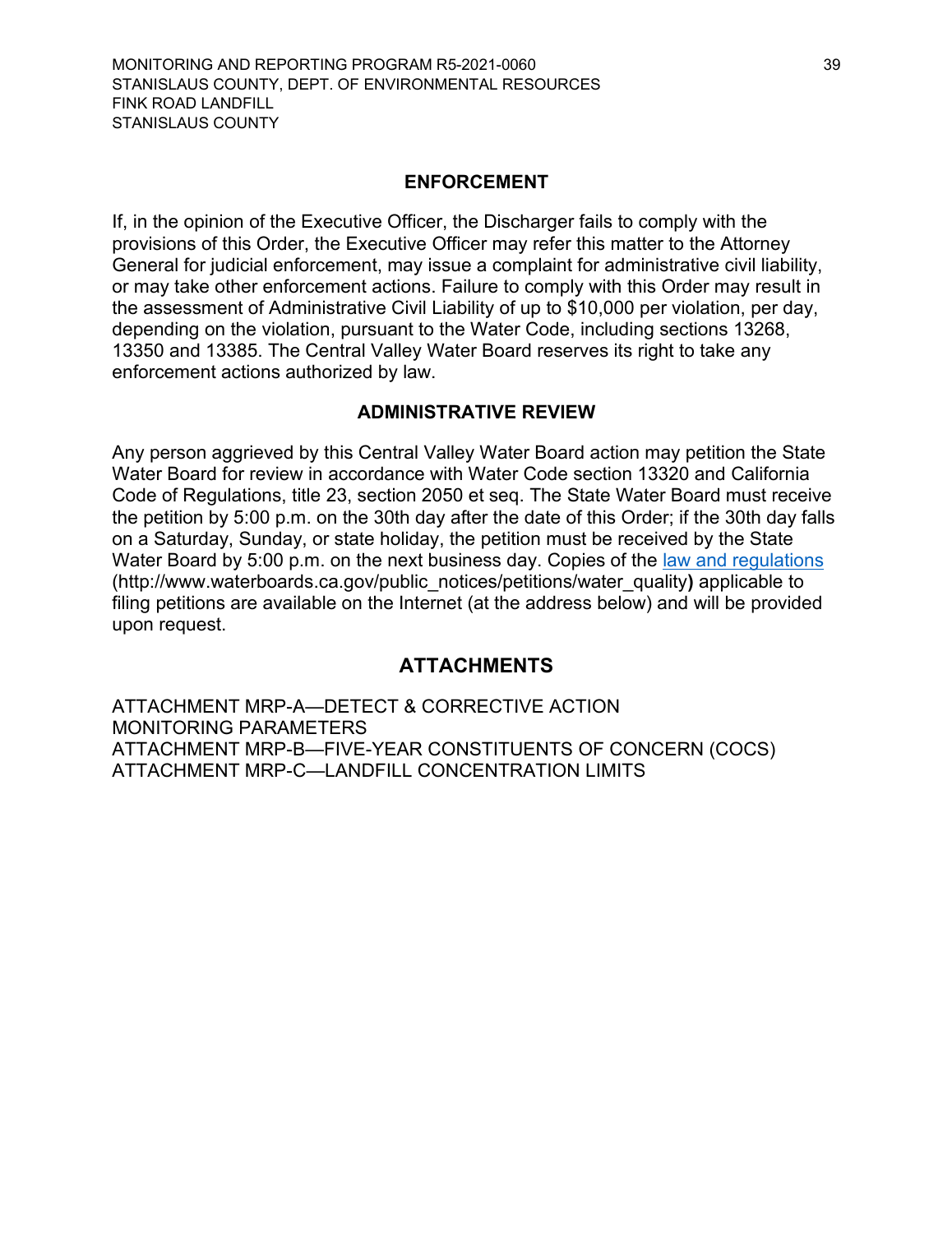## ENFORCEMENT

If, in the opinion of the Executive Officer, the Discharger fails to comply with the provisions of this Order, the Executive Officer may refer this matter to the Attorney General for judicial enforcement, may issue a complaint for administrative civil liability, or may take other enforcement actions. Failure to comply with this Order may result in the assessment of Administrative Civil Liability of up to $10,000 per violation, per day, depending on the violation, pursuant to the Water Code, including sections 13268, 13350 and 13385. The Central Valley Water Board reserves its right to take any enforcement actions authorized by law.

## ADMINISTRATIVE REVIEW

Any person aggrieved by this Central Valley Water Board action may petition the State Water Board for review in accordance with Water Code section 13320 and California Code of Regulations, title 23, section 2050 et seq. The State Water Board must receive the petition by 5:00 p.m. on the 30th day after the date of this Order; if the 30th day falls on a Saturday, Sunday, or state holiday, the petition must be received by the State Water Board by 5:00 p.m. on the next business day. Copies of the law and regulations (http://www.waterboards.ca.gov/public_notices/petitions/water_quality**)** applicable to filing petitions are available on the Internet (at the address below) and will be provided upon request.

## ATTACHMENTS

ATTACHMENT MRP-A—DETECT & CORRECTIVE ACTION MONITORING PARAMETERS
ATTACHMENT MRP-B—FIVE-YEAR CONSTITUENTS OF CONCERN (COCS)
ATTACHMENT MRP-C—LANDFILL CONCENTRATION LIMITS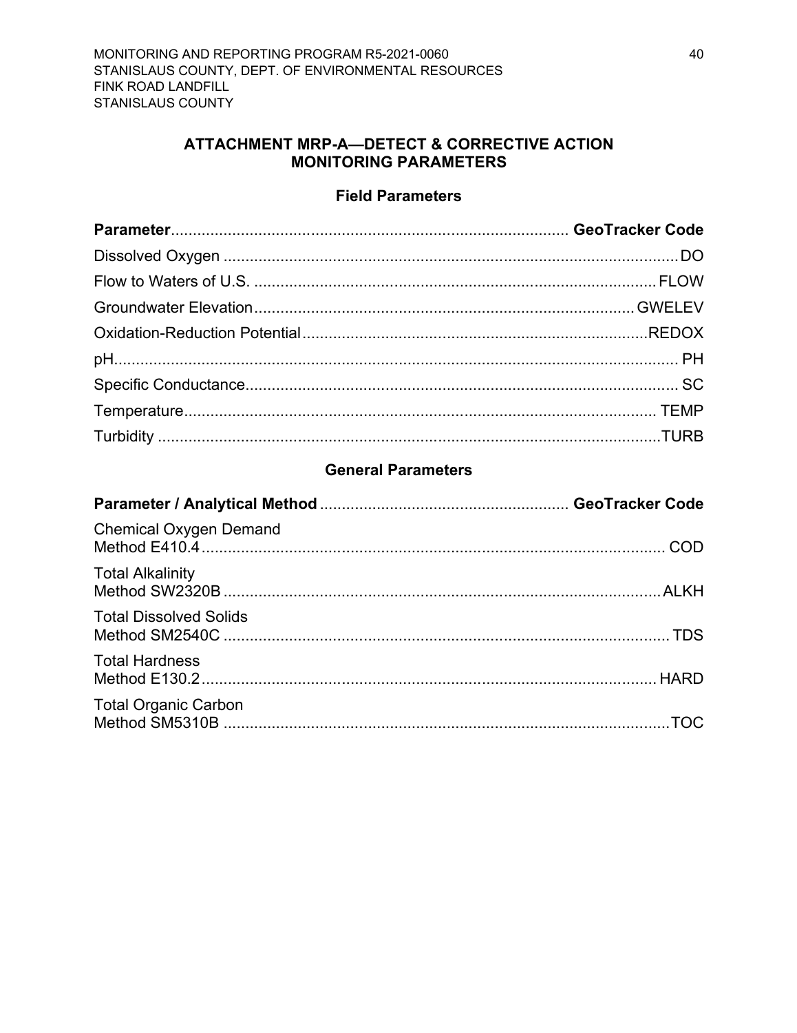## ATTACHMENT MRP-A—DETECT & CORRECTIVE ACTION MONITORING PARAMETERS

### Field Parameters

| Parameter | GeoTracker Code |
|---|---|
| Dissolved Oxygen | DO |
| Flow to Waters of U.S. | FLOW |
| Groundwater Elevation | GWELEV |
| Oxidation-Reduction Potential | REDOX |
| pH | PH |
| Specific Conductance | SC |
| Temperature | TEMP |
| Turbidity | TURB |

### General Parameters

| Parameter / Analytical Method | GeoTracker Code |
|---|---|
| Chemical Oxygen Demand<br>Method E410.4 | COD |
| Total Alkalinity<br>Method SW2320B | ALKH |
| Total Dissolved Solids<br>Method SM2540C | TDS |
| Total Hardness<br>Method E130.2 | HARD |
| Total Organic Carbon<br>Method SM5310B | TOC |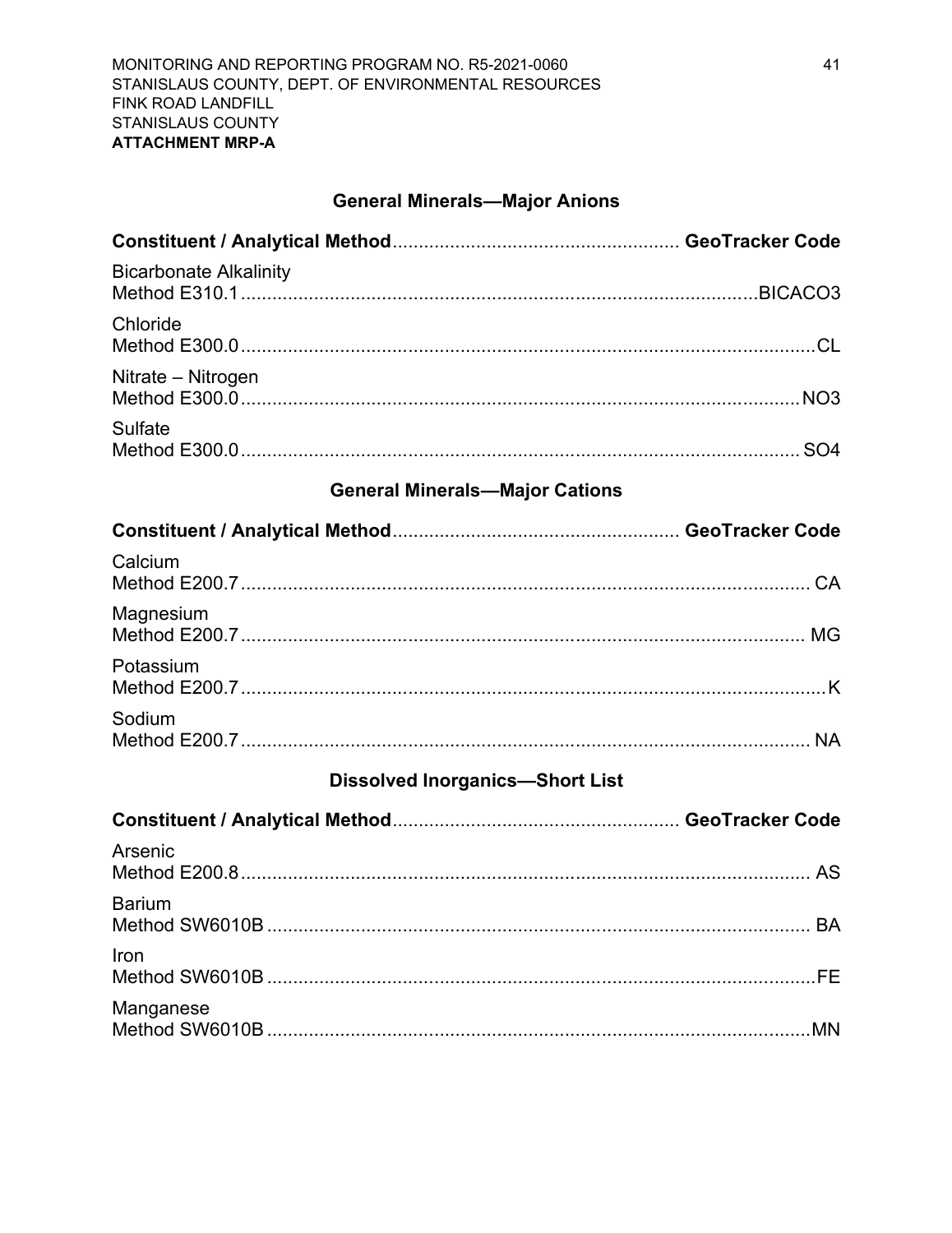## General Minerals—Major Anions

| Constituent / Analytical Method | GeoTracker Code |
|---|---|
| Bicarbonate Alkalinity<br>Method E310.1 | BICACO3 |
| Chloride<br>Method E300.0 | CL |
| Nitrate – Nitrogen<br>Method E300.0 | NO3 |
| Sulfate<br>Method E300.0 | SO4 |

## General Minerals—Major Cations

| Constituent / Analytical Method | GeoTracker Code |
|---|---|
| Calcium<br>Method E200.7 | CA |
| Magnesium<br>Method E200.7 | MG |
| Potassium<br>Method E200.7 | K |
| Sodium<br>Method E200.7 | NA |

## Dissolved Inorganics—Short List

| Constituent / Analytical Method | GeoTracker Code |
|---|---|
| Arsenic<br>Method E200.8 | AS |
| Barium<br>Method SW6010B | BA |
| Iron<br>Method SW6010B | FE |
| Manganese<br>Method SW6010B | MN |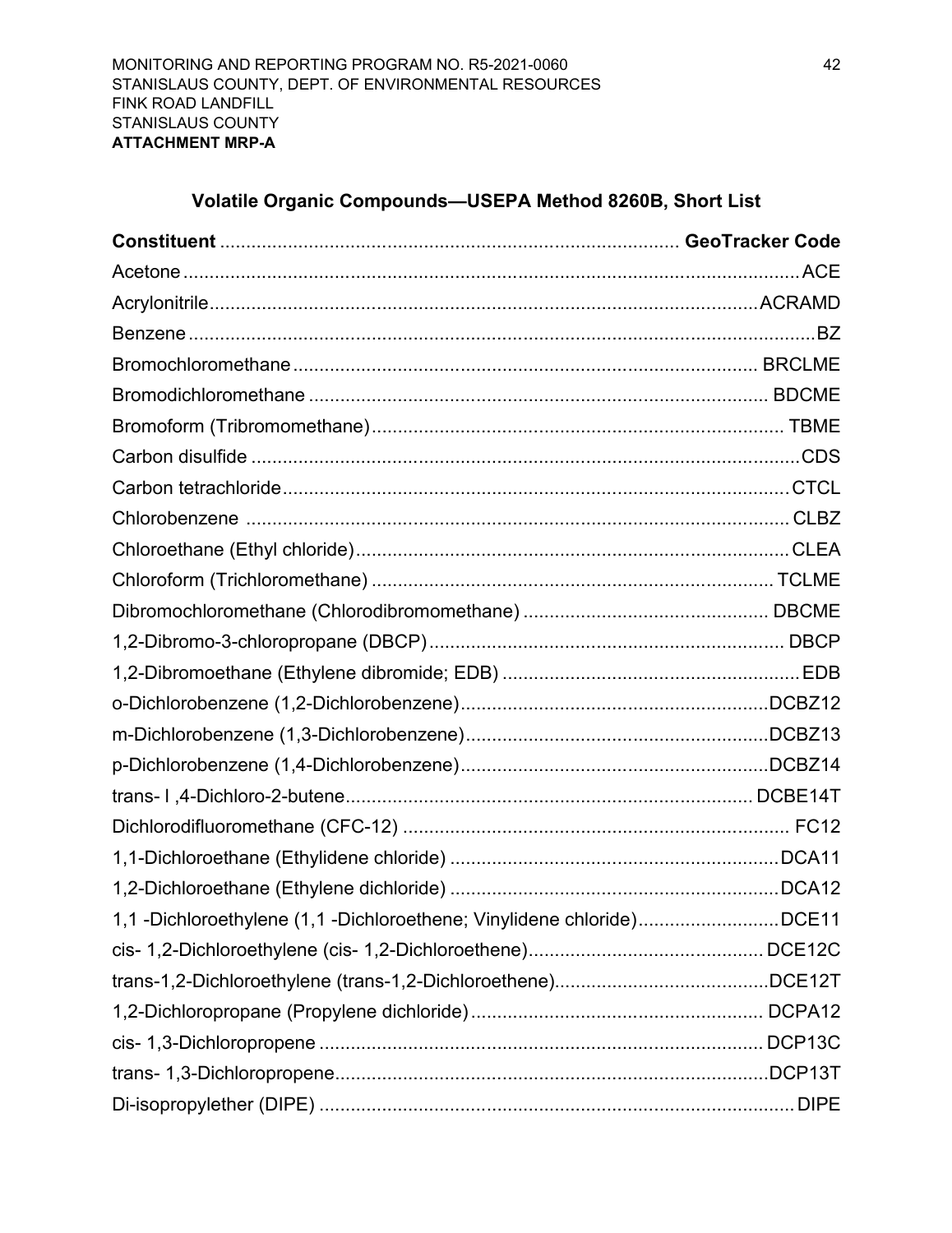MONITORING AND REPORTING PROGRAM NO. R5-2021-0060
STANISLAUS COUNTY, DEPT. OF ENVIRONMENTAL RESOURCES
FINK ROAD LANDFILL
STANISLAUS COUNTY
**ATTACHMENT MRP-A**

## Volatile Organic Compounds—USEPA Method 8260B, Short List

| Constituent | GeoTracker Code |
|---|---|
| Acetone | ACE |
| Acrylonitrile | ACRAMD |
| Benzene | BZ |
| Bromochloromethane | BRCLME |
| Bromodichloromethane | BDCME |
| Bromoform (Tribromomethane) | TBME |
| Carbon disulfide | CDS |
| Carbon tetrachloride | CTCL |
| Chlorobenzene | CLBZ |
| Chloroethane (Ethyl chloride) | CLEA |
| Chloroform (Trichloromethane) | TCLME |
| Dibromochloromethane (Chlorodibromomethane) | DBCME |
| 1,2-Dibromo-3-chloropropane (DBCP) | DBCP |
| 1,2-Dibromoethane (Ethylene dibromide; EDB) | EDB |
| o-Dichlorobenzene (1,2-Dichlorobenzene) | DCBZ12 |
| m-Dichlorobenzene (1,3-Dichlorobenzene) | DCBZ13 |
| p-Dichlorobenzene (1,4-Dichlorobenzene) | DCBZ14 |
| trans- l ,4-Dichloro-2-butene | DCBE14T |
| Dichlorodifluoromethane (CFC-12) | FC12 |
| 1,1-Dichloroethane (Ethylidene chloride) | DCA11 |
| 1,2-Dichloroethane (Ethylene dichloride) | DCA12 |
| 1,1 -Dichloroethylene (1,1 -Dichloroethene; Vinylidene chloride) | DCE11 |
| cis- 1,2-Dichloroethylene (cis- 1,2-Dichloroethene) | DCE12C |
| trans-1,2-Dichloroethylene (trans-1,2-Dichloroethene) | DCE12T |
| 1,2-Dichloropropane (Propylene dichloride) | DCPA12 |
| cis- 1,3-Dichloropropene | DCP13C |
| trans- 1,3-Dichloropropene | DCP13T |
| Di-isopropylether (DIPE) | DIPE |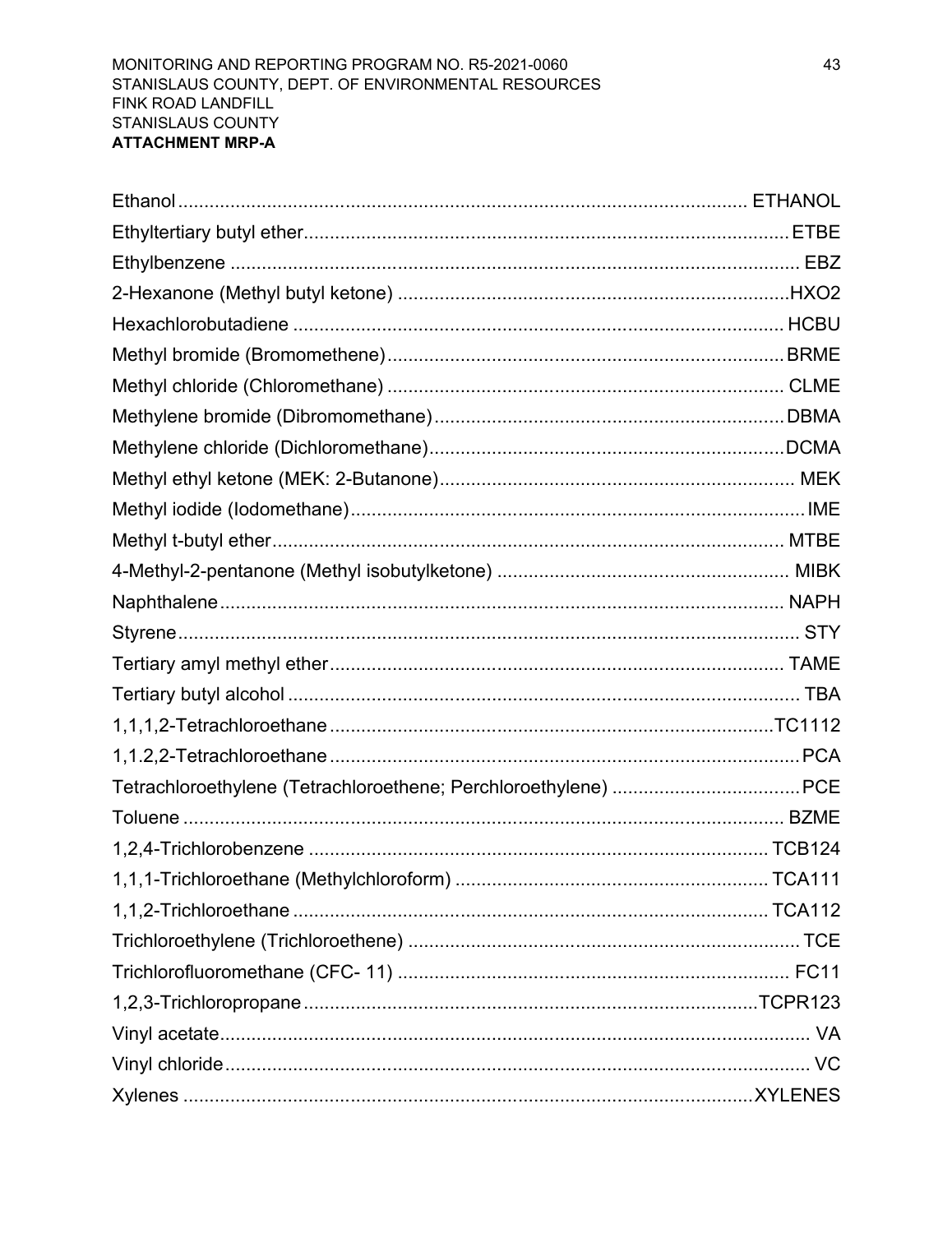Ethanol ........................................................................................................ ETHANOL

Ethyltertiary butyl ether........................................................................................ ETBE

Ethylbenzene ........................................................................................................ EBZ

2-Hexanone (Methyl butyl ketone) .......................................................................HXO2

Hexachlorobutadiene .......................................................................................... HCBU

Methyl bromide (Bromomethene).......................................................................... BRME

Methyl chloride (Chloromethane) .......................................................................... CLME

Methylene bromide (Dibromomethane).................................................................. DBMA

Methylene chloride (Dichloromethane)...................................................................DCMA

Methyl ethyl ketone (MEK: 2-Butanone)................................................................... MEK

Methyl iodide (Iodomethane)........................................................................................ IME

Methyl t-butyl ether.................................................................................................. MTBE

4-Methyl-2-pentanone (Methyl isobutylketone) ........................................................ MIBK

Naphthalene............................................................................................................. NAPH

Styrene........................................................................................................................ STY

Tertiary amyl methyl ether........................................................................................ TAME

Tertiary butyl alcohol .................................................................................................. TBA

1,1,1,2-Tetrachloroethane ......................................................................................TC1112

1,1.2,2-Tetrachloroethane ......................................................................................... PCA

Tetrachloroethylene (Tetrachloroethene; Perchloroethylene) ..................................... PCE

Toluene ..................................................................................................................... BZME

1,2,4-Trichlorobenzene ......................................................................................... TCB124

1,1,1-Trichloroethane (Methylchloroform) ............................................................ TCA111

1,1,2-Trichloroethane ........................................................................................... TCA112

Trichloroethylene (Trichloroethene) ........................................................................... TCE

Trichlorofluoromethane (CFC- 11) ........................................................................... FC11

1,2,3-Trichloropropane......................................................................................TCPR123

Vinyl acetate................................................................................................................. VA

Vinyl chloride................................................................................................................ VC

Xylenes ...........................................................................................................XYLENES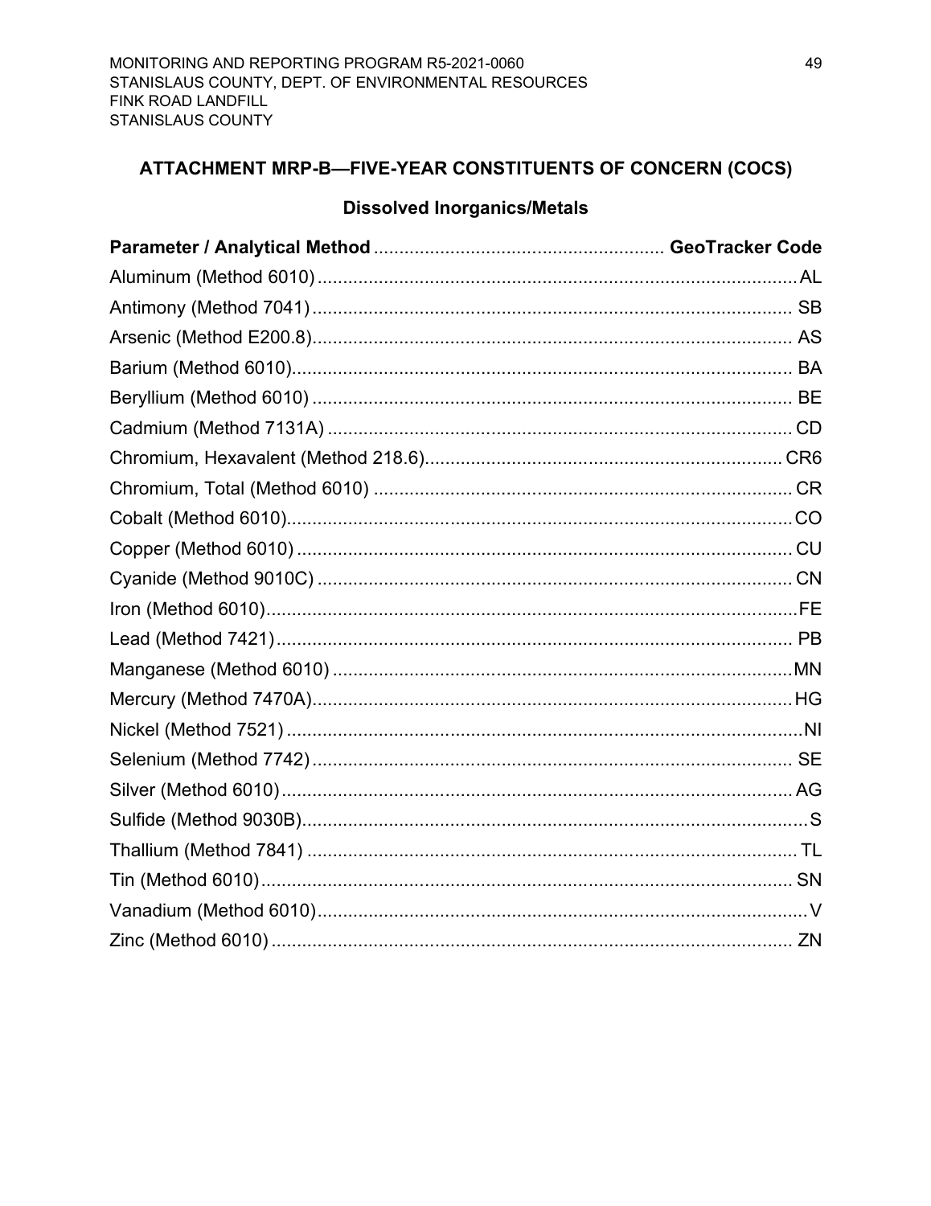## ATTACHMENT MRP-B—FIVE-YEAR CONSTITUENTS OF CONCERN (COCS)

### Dissolved Inorganics/Metals

| Parameter / Analytical Method | GeoTracker Code |
|---|---|
| Aluminum (Method 6010) | AL |
| Antimony (Method 7041) | SB |
| Arsenic (Method E200.8) | AS |
| Barium (Method 6010) | BA |
| Beryllium (Method 6010) | BE |
| Cadmium (Method 7131A) | CD |
| Chromium, Hexavalent (Method 218.6) | CR6 |
| Chromium, Total (Method 6010) | CR |
| Cobalt (Method 6010) | CO |
| Copper (Method 6010) | CU |
| Cyanide (Method 9010C) | CN |
| Iron (Method 6010) | FE |
| Lead (Method 7421) | PB |
| Manganese (Method 6010) | MN |
| Mercury (Method 7470A) | HG |
| Nickel (Method 7521) | NI |
| Selenium (Method 7742) | SE |
| Silver (Method 6010) | AG |
| Sulfide (Method 9030B) | S |
| Thallium (Method 7841) | TL |
| Tin (Method 6010) | SN |
| Vanadium (Method 6010) | V |
| Zinc (Method 6010) | ZN |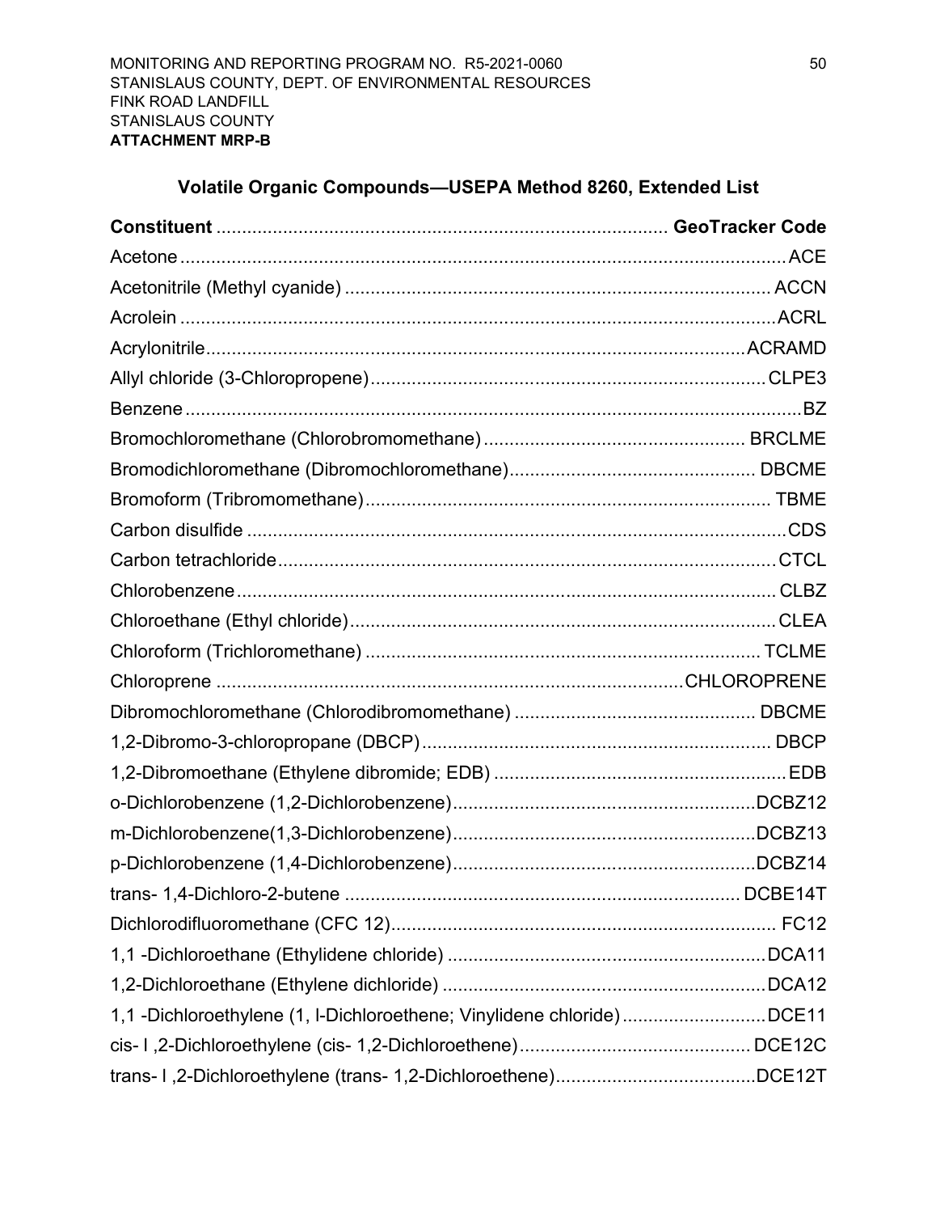MONITORING AND REPORTING PROGRAM NO. R5-2021-0060
STANISLAUS COUNTY, DEPT. OF ENVIRONMENTAL RESOURCES
FINK ROAD LANDFILL
STANISLAUS COUNTY
**ATTACHMENT MRP-B**

## Volatile Organic Compounds—USEPA Method 8260, Extended List

| **Constituent** | **GeoTracker Code** |
|---|---|
| Acetone | ACE |
| Acetonitrile (Methyl cyanide) | ACCN |
| Acrolein | ACRL |
| Acrylonitrile | ACRAMD |
| Allyl chloride (3-Chloropropene) | CLPE3 |
| Benzene | BZ |
| Bromochloromethane (Chlorobromomethane) | BRCLME |
| Bromodichloromethane (Dibromochloromethane) | DBCME |
| Bromoform (Tribromomethane) | TBME |
| Carbon disulfide | CDS |
| Carbon tetrachloride | CTCL |
| Chlorobenzene | CLBZ |
| Chloroethane (Ethyl chloride) | CLEA |
| Chloroform (Trichloromethane) | TCLME |
| Chloroprene | CHLOROPRENE |
| Dibromochloromethane (Chlorodibromomethane) | DBCME |
| 1,2-Dibromo-3-chloropropane (DBCP) | DBCP |
| 1,2-Dibromoethane (Ethylene dibromide; EDB) | EDB |
| o-Dichlorobenzene (1,2-Dichlorobenzene) | DCBZ12 |
| m-Dichlorobenzene(1,3-Dichlorobenzene) | DCBZ13 |
| p-Dichlorobenzene (1,4-Dichlorobenzene) | DCBZ14 |
| trans- 1,4-Dichloro-2-butene | DCBE14T |
| Dichlorodifluoromethane (CFC 12) | FC12 |
| 1,1 -Dichloroethane (Ethylidene chloride) | DCA11 |
| 1,2-Dichloroethane (Ethylene dichloride) | DCA12 |
| 1,1 -Dichloroethylene (1, l-Dichloroethene; Vinylidene chloride) | DCE11 |
| cis- l ,2-Dichloroethylene (cis- 1,2-Dichloroethene) | DCE12C |
| trans- l ,2-Dichloroethylene (trans- 1,2-Dichloroethene) | DCE12T |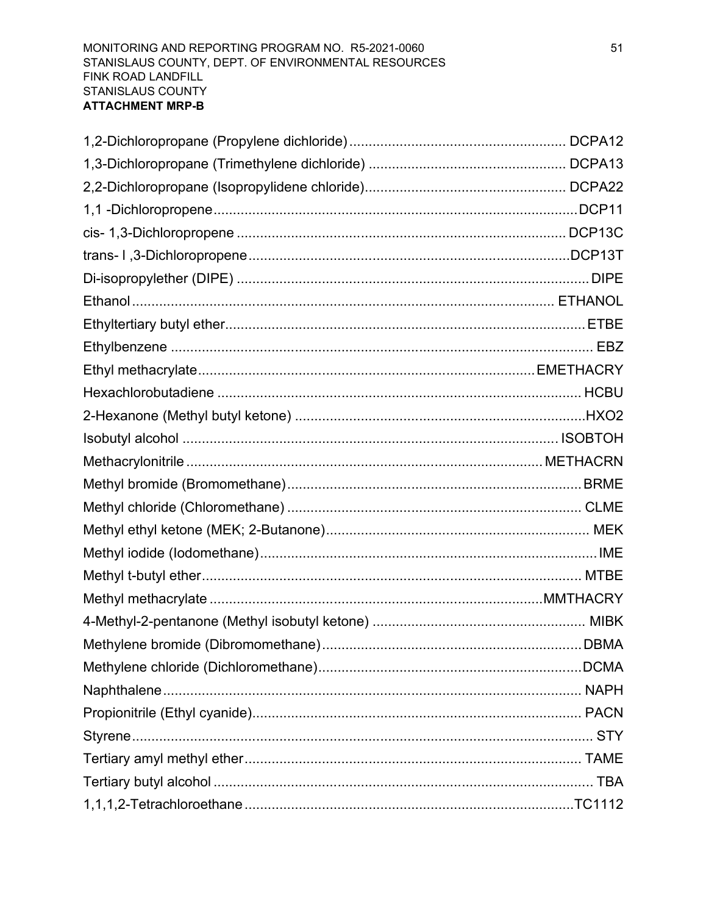1,2-Dichloropropane (Propylene dichloride) ........................................................ DCPA12

1,3-Dichloropropane (Trimethylene dichloride) .................................................... DCPA13

2,2-Dichloropropane (Isopropylidene chloride)..................................................... DCPA22

1,1 -Dichloropropene..................................................................................................DCP11

cis- 1,3-Dichloropropene ...................................................................................... DCP13C

trans- l ,3-Dichloropropene.....................................................................................DCP13T

Di-isopropylether (DIPE) ............................................................................................DIPE

Ethanol ............................................................................................................ ETHANOL

Ethyltertiary butyl ether................................................................................................ETBE

Ethylbenzene ................................................................................................................ EBZ

Ethyl methacrylate......................................................................................... EMETHACRY

Hexachlorobutadiene ................................................................................................. HCBU

2-Hexanone (Methyl butyl ketone) ............................................................................HXO2

Isobutyl alcohol ........................................................................................... ISOBTOH

Methacrylonitrile ........................................................................................... METHACRN

Methyl bromide (Bromomethane)............................................................................. BRME

Methyl chloride (Chloromethane) .............................................................................. CLME

Methyl ethyl ketone (MEK; 2-Butanone).......................................................................MEK

Methyl iodide (Iodomethane)........................................................................................IME

Methyl t-butyl ether.................................................................................................... MTBE

Methyl methacrylate .................................................................................... MMTHACRY

4-Methyl-2-pentanone (Methyl isobutyl ketone) .......................................................... MIBK

Methylene bromide (Dibromomethane).....................................................................DBMA

Methylene chloride (Dichloromethane)......................................................................DCMA

Naphthalene............................................................................................................. NAPH

Propionitrile (Ethyl cyanide)....................................................................................... PACN

Styrene......................................................................................................................... STY

Tertiary amyl methyl ether......................................................................................... TAME

Tertiary butyl alcohol .................................................................................................... TBA

1,1,1,2-Tetrachloroethane ......................................................................................TC1112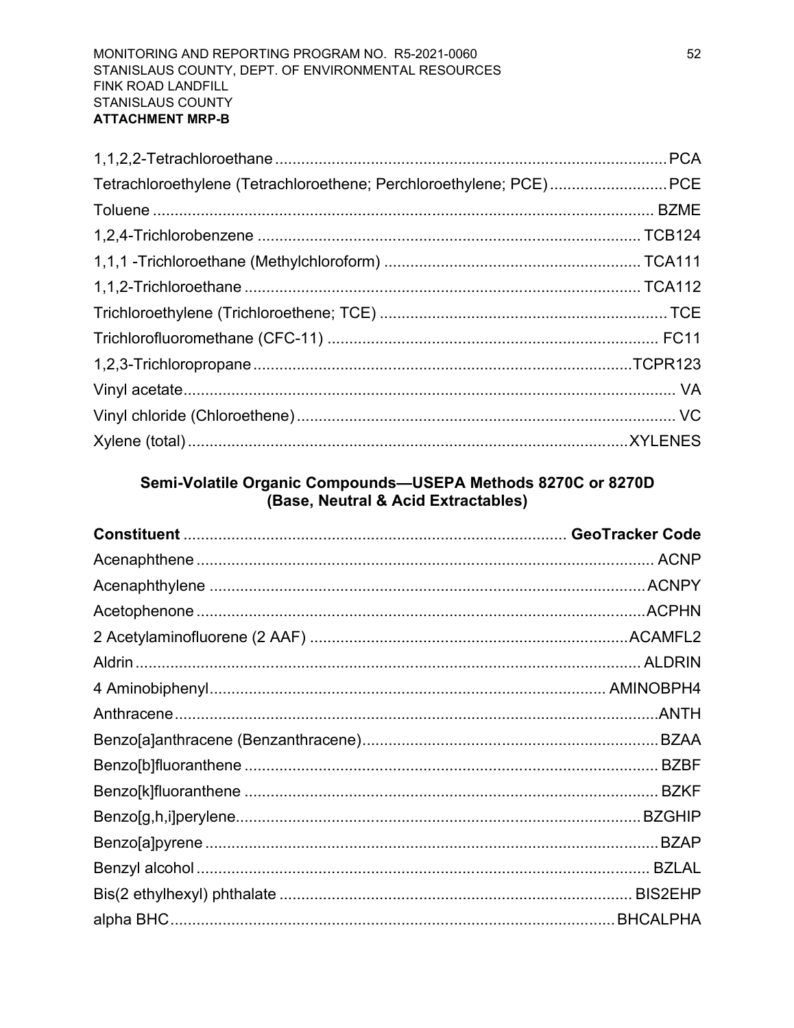| | |
|---|---|
| 1,1,2,2-Tetrachloroethane | PCA |
| Tetrachloroethylene (Tetrachloroethene; Perchloroethylene; PCE) | PCE |
| Toluene | BZME |
| 1,2,4-Trichlorobenzene | TCB124 |
| 1,1,1 -Trichloroethane (Methylchloroform) | TCA111 |
| 1,1,2-Trichloroethane | TCA112 |
| Trichloroethylene (Trichloroethene; TCE) | TCE |
| Trichlorofluoromethane (CFC-11) | FC11 |
| 1,2,3-Trichloropropane | TCPR123 |
| Vinyl acetate | VA |
| Vinyl chloride (Chloroethene) | VC |
| Xylene (total) | XYLENES |

### Semi-Volatile Organic Compounds—USEPA Methods 8270C or 8270D (Base, Neutral & Acid Extractables)

| **Constituent** | **GeoTracker Code** |
|---|---|
| Acenaphthene | ACNP |
| Acenaphthylene | ACNPY |
| Acetophenone | ACPHN |
| 2 Acetylaminofluorene (2 AAF) | ACAMFL2 |
| Aldrin | ALDRIN |
| 4 Aminobiphenyl | AMINOBPH4 |
| Anthracene | ANTH |
| Benzo[a]anthracene (Benzanthracene) | BZAA |
| Benzo[b]fluoranthene | BZBF |
| Benzo[k]fluoranthene | BZKF |
| Benzo[g,h,i]perylene | BZGHIP |
| Benzo[a]pyrene | BZAP |
| Benzyl alcohol | BZLAL |
| Bis(2 ethylhexyl) phthalate | BIS2EHP |
| alpha BHC | BHCALPHA |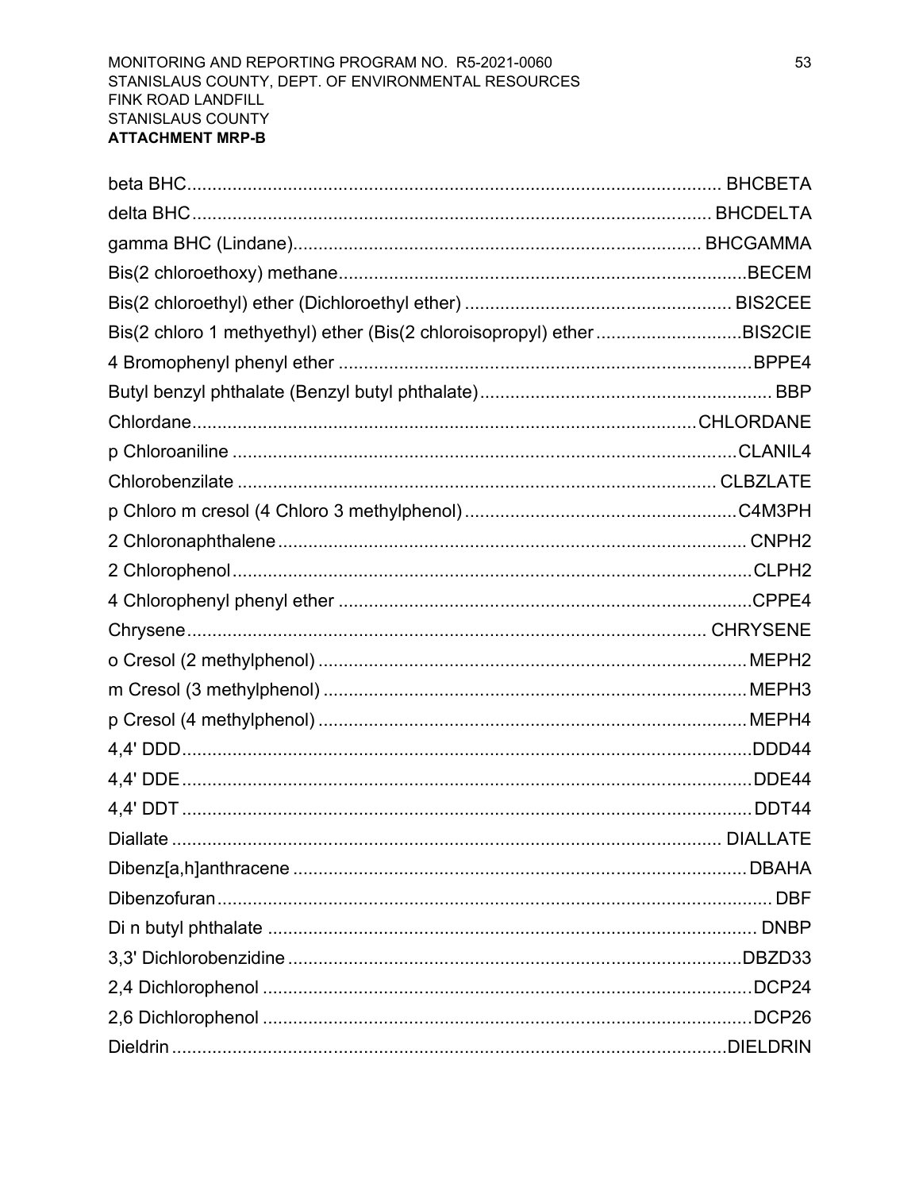beta BHC............................................................................................................ BHCBETA

delta BHC........................................................................................................... BHCDELTA

gamma BHC (Lindane)................................................................................. BHCGAMMA

Bis(2 chloroethoxy) methane................................................................................BECEM

Bis(2 chloroethyl) ether (Dichloroethyl ether) ..................................................... BIS2CEE

Bis(2 chloro 1 methyethyl) ether (Bis(2 chloroisopropyl) ether .............................BIS2CIE

4 Bromophenyl phenyl ether ..................................................................................BPPE4

Butyl benzyl phthalate (Benzyl butyl phthalate).......................................................... BBP

Chlordane......................................................................................................CHLORDANE

p Chloroaniline .....................................................................................................CLANIL4

Chlorobenzilate ................................................................................................ CLBZLATE

p Chloro m cresol (4 Chloro 3 methylphenol) ......................................................C4M3PH

2 Chloronaphthalene ............................................................................................. CNPH2

2 Chlorophenol ........................................................................................................CLPH2

4 Chlorophenyl phenyl ether ..................................................................................CPPE4

Chrysene ........................................................................................................ CHRYSENE

o Cresol (2 methylphenol) ..................................................................................... MEPH2

m Cresol (3 methylphenol) .................................................................................... MEPH3

p Cresol (4 methylphenol) ..................................................................................... MEPH4

4,4' DDD..................................................................................................................DDD44

4,4' DDE..................................................................................................................DDE44

4,4' DDT ..................................................................................................................DDT44

Diallate ............................................................................................................. DIALLATE

Dibenz[a,h]anthracene ........................................................................................... DBAHA

Dibenzofuran............................................................................................................. DBF

Di n butyl phthalate ................................................................................................. DNBP

3,3' Dichlorobenzidine ...........................................................................................DBZD33

2,4 Dichlorophenol .................................................................................................. DCP24

2,6 Dichlorophenol .................................................................................................. DCP26

Dieldrin ..............................................................................................................DIELDRIN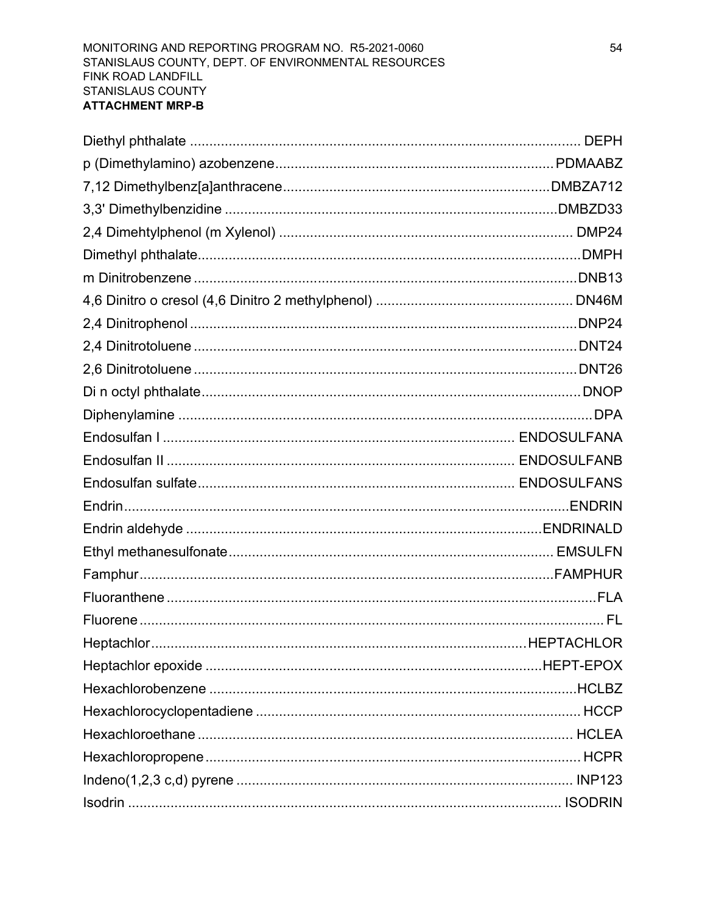Diethyl phthalate ........................................................................................................ DEPH

p (Dimethylamino) azobenzene........................................................................ PDMAABZ

7,12 Dimethylbenz[a]anthracene.................................................................... DMBZA712

3,3' Dimethylbenzidine ..................................................................................... DMBZD33

2,4 Dimehtylphenol (m Xylenol) ............................................................................ DMP24

Dimethyl phthalate.......................................................................................................DMPH

m Dinitrobenzene .........................................................................................................DNB13

4,6 Dinitro o cresol (4,6 Dinitro 2 methylphenol) ................................................... DN46M

2,4 Dinitrophenol ..........................................................................................................DNP24

2,4 Dinitrotoluene ........................................................................................................DNT24

2,6 Dinitrotoluene ........................................................................................................DNT26

Di n octyl phthalate......................................................................................................DNOP

Diphenylamine ...............................................................................................................DPA

Endosulfan I ........................................................................................... ENDOSULFANA

Endosulfan II .......................................................................................... ENDOSULFANB

Endosulfan sulfate.................................................................................. ENDOSULFANS

Endrin..........................................................................................................................ENDRIN

Endrin aldehyde .......................................................................................... ENDRINALD

Ethyl methanesulfonate.................................................................................... EMSULFN

Famphur........................................................................................................... FAMPHUR

Fluoranthene ....................................................................................................................FLA

Fluorene ............................................................................................................................ FL

Heptachlor.................................................................................................... HEPTACHLOR

Heptachlor epoxide .......................................................................................... HEPT-EPOX

Hexachlorobenzene ........................................................................................................HCLBZ

Hexachlorocyclopentadiene ............................................................................................ HCCP

Hexachloroethane ......................................................................................................... HCLEA

Hexachloropropene ......................................................................................................... HCPR

Indeno(1,2,3 c,d) pyrene ............................................................................................ INP123

Isodrin ...................................................................................................................... ISODRIN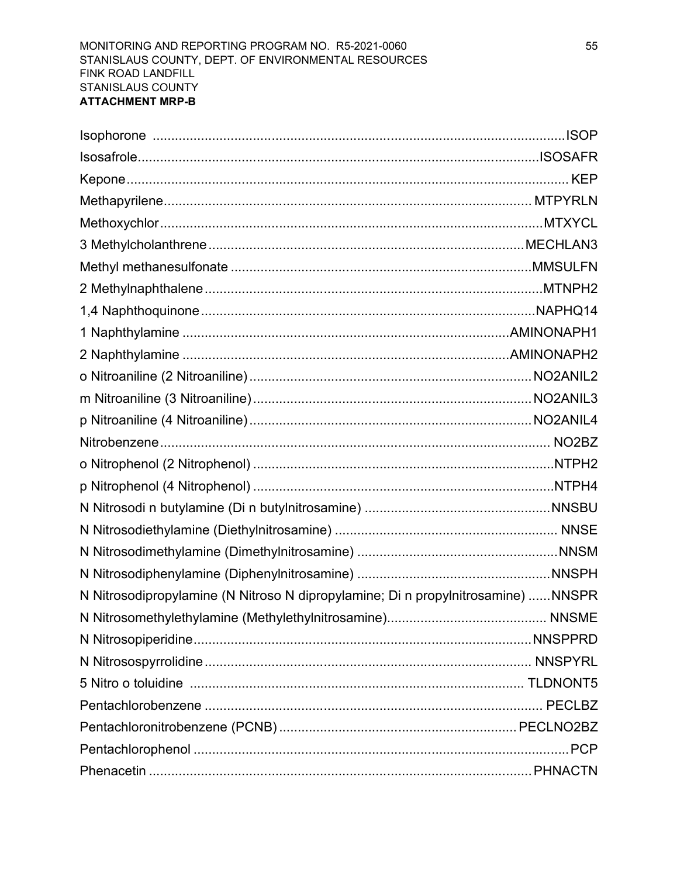Isophorone ..........................................................................................................ISOP

Isosafrole...........................................................................................................ISOSAFR

Kepone................................................................................................................KEP

Methapyrilene..................................................................................................MTPYRLN

Methoxychlor......................................................................................................MTXYCL

3 Methylcholanthrene......................................................................................MECHLAN3

Methyl methanesulfonate ...............................................................................MMSULFN

2 Methylnaphthalene.........................................................................................MTNPH2

1,4 Naphthoquinone.........................................................................................NAPHQ14

1 Naphthylamine ...........................................................................................AMINONAPH1

2 Naphthylamine ...........................................................................................AMINONAPH2

o Nitroaniline (2 Nitroaniline)............................................................................NO2ANIL2

m Nitroaniline (3 Nitroaniline)...........................................................................NO2ANIL3

p Nitroaniline (4 Nitroaniline)............................................................................NO2ANIL4

Nitrobenzene..........................................................................................................NO2BZ

o Nitrophenol (2 Nitrophenol) ...............................................................................NTPH2

p Nitrophenol (4 Nitrophenol) ...............................................................................NTPH4

N Nitrosodi n butylamine (Di n butylnitrosamine) ................................................NNSBU

N Nitrosodiethylamine (Diethylnitrosamine) ...........................................................NNSE

N Nitrosodimethylamine (Dimethylnitrosamine) .....................................................NNSM

N Nitrosodiphenylamine (Diphenylnitrosamine) ....................................................NNSPH

N Nitrosodipropylamine (N Nitroso N dipropylamine; Di n propylnitrosamine) ......NNSPR

N Nitrosomethylethylamine (Methylethylnitrosamine)...........................................NNSME

N Nitrosopiperidine.............................................................................................NNSPPRD

N Nitrosospyrrolidine..........................................................................................NNSPYRL

5 Nitro o toluidine ...............................................................................................TLDNONT5

Pentachlorobenzene ..............................................................................................PECLBZ

Pentachloronitrobenzene (PCNB)..................................................................PECLNO2BZ

Pentachlorophenol .....................................................................................................PCP

Phenacetin ...........................................................................................................PHNACTN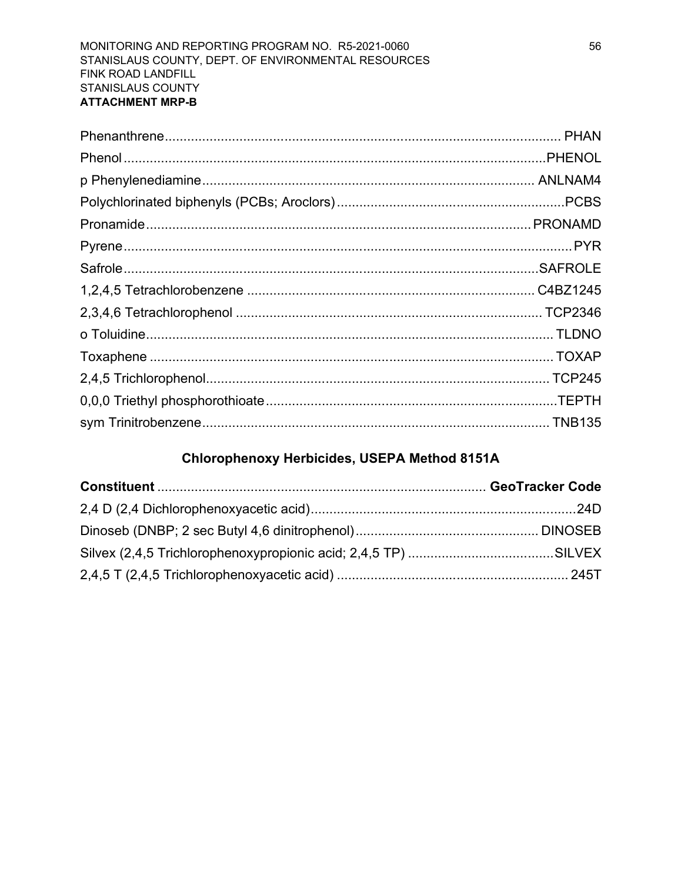| | |
|---|---|
| Phenanthrene | PHAN |
| Phenol | PHENOL |
| p Phenylenediamine | ANLNAM4 |
| Polychlorinated biphenyls (PCBs; Aroclors) | PCBS |
| Pronamide | PRONAMD |
| Pyrene | PYR |
| Safrole | SAFROLE |
| 1,2,4,5 Tetrachlorobenzene | C4BZ1245 |
| 2,3,4,6 Tetrachlorophenol | TCP2346 |
| o Toluidine | TLDNO |
| Toxaphene | TOXAP |
| 2,4,5 Trichlorophenol | TCP245 |
| 0,0,0 Triethyl phosphorothioate | TEPTH |
| sym Trinitrobenzene | TNB135 |

## Chlorophenoxy Herbicides, USEPA Method 8151A

| Constituent | GeoTracker Code |
|---|---|
| 2,4 D (2,4 Dichlorophenoxyacetic acid) | 24D |
| Dinoseb (DNBP; 2 sec Butyl 4,6 dinitrophenol) | DINOSEB |
| Silvex (2,4,5 Trichlorophenoxypropionic acid; 2,4,5 TP) | SILVEX |
| 2,4,5 T (2,4,5 Trichlorophenoxyacetic acid) | 245T |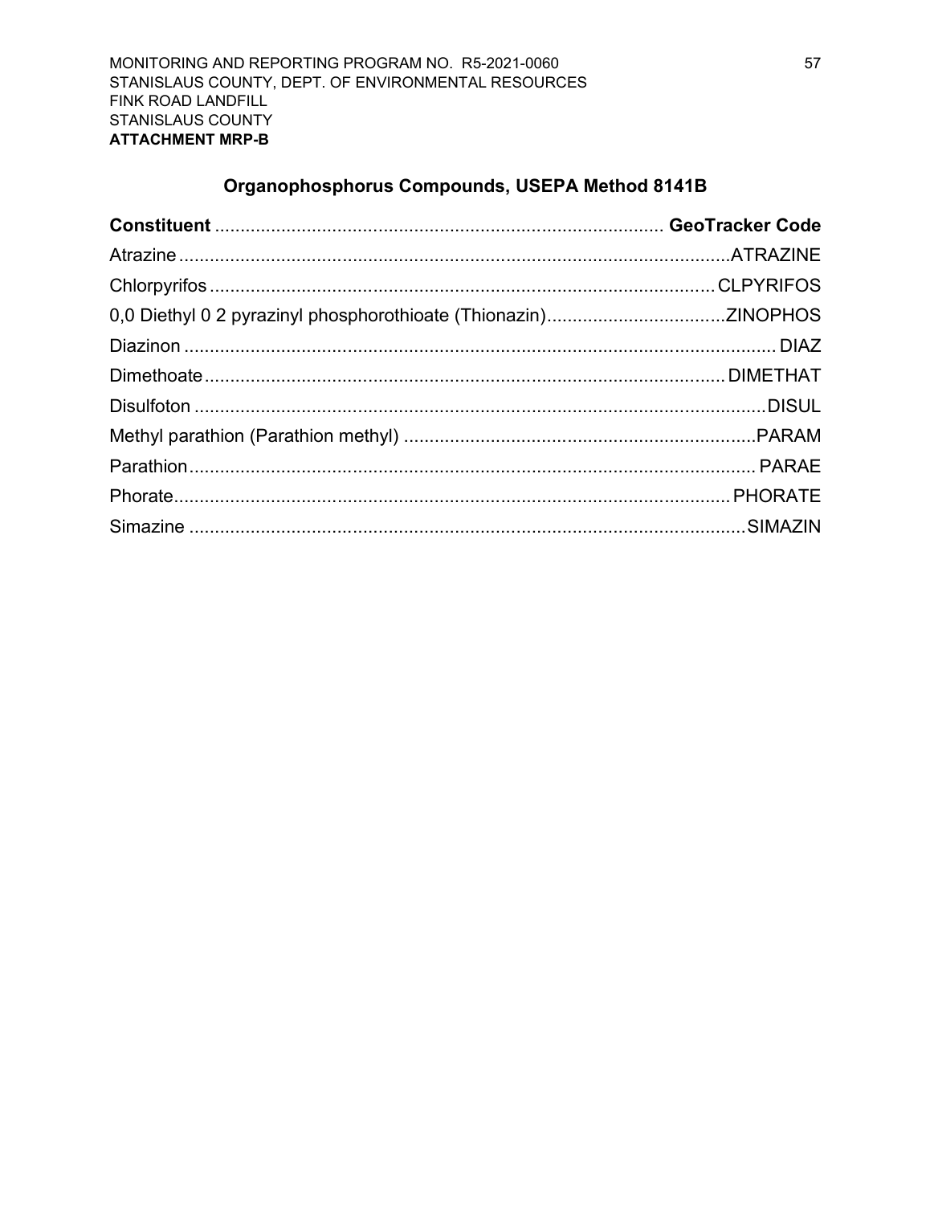## Organophosphorus Compounds, USEPA Method 8141B

| Constituent | GeoTracker Code |
|---|---|
| Atrazine | ATRAZINE |
| Chlorpyrifos | CLPYRIFOS |
| 0,0 Diethyl 0 2 pyrazinyl phosphorothioate (Thionazin) | ZINOPHOS |
| Diazinon | DIAZ |
| Dimethoate | DIMETHAT |
| Disulfoton | DISUL |
| Methyl parathion (Parathion methyl) | PARAM |
| Parathion | PARAE |
| Phorate | PHORATE |
| Simazine | SIMAZIN |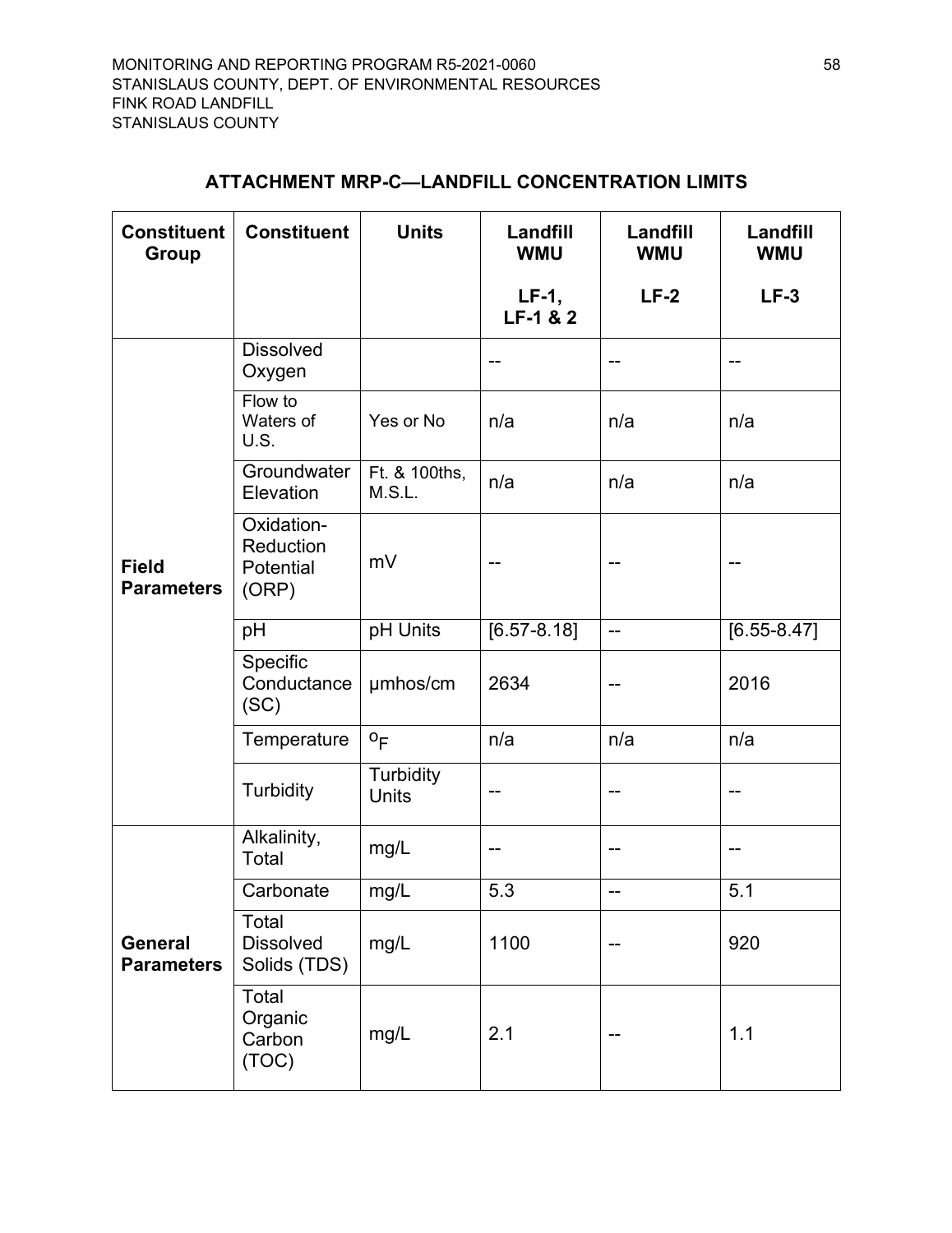## ATTACHMENT MRP-C—LANDFILL CONCENTRATION LIMITS

| Constituent Group | Constituent | Units | Landfill WMU LF-1, LF-1 & 2 | Landfill WMU LF-2 | Landfill WMU LF-3 |
|---|---|---|---|---|---|
| Field Parameters | Dissolved Oxygen | | -- | -- | -- |
| | Flow to Waters of U.S. | Yes or No | n/a | n/a | n/a |
| | Groundwater Elevation | Ft. & 100ths, M.S.L. | n/a | n/a | n/a |
| | Oxidation-Reduction Potential (ORP) | mV | -- | -- | -- |
| | pH | pH Units | [6.57-8.18] | -- | [6.55-8.47] |
| | Specific Conductance (SC) | µmhos/cm | 2634 | -- | 2016 |
| | Temperature | $^{o}F$ | n/a | n/a | n/a |
| | Turbidity | Turbidity Units | -- | -- | -- |
| General Parameters | Alkalinity, Total | mg/L | -- | -- | -- |
| | Carbonate | mg/L | 5.3 | -- | 5.1 |
| | Total Dissolved Solids (TDS) | mg/L | 1100 | -- | 920 |
| | Total Organic Carbon (TOC) | mg/L | 2.1 | -- | 1.1 |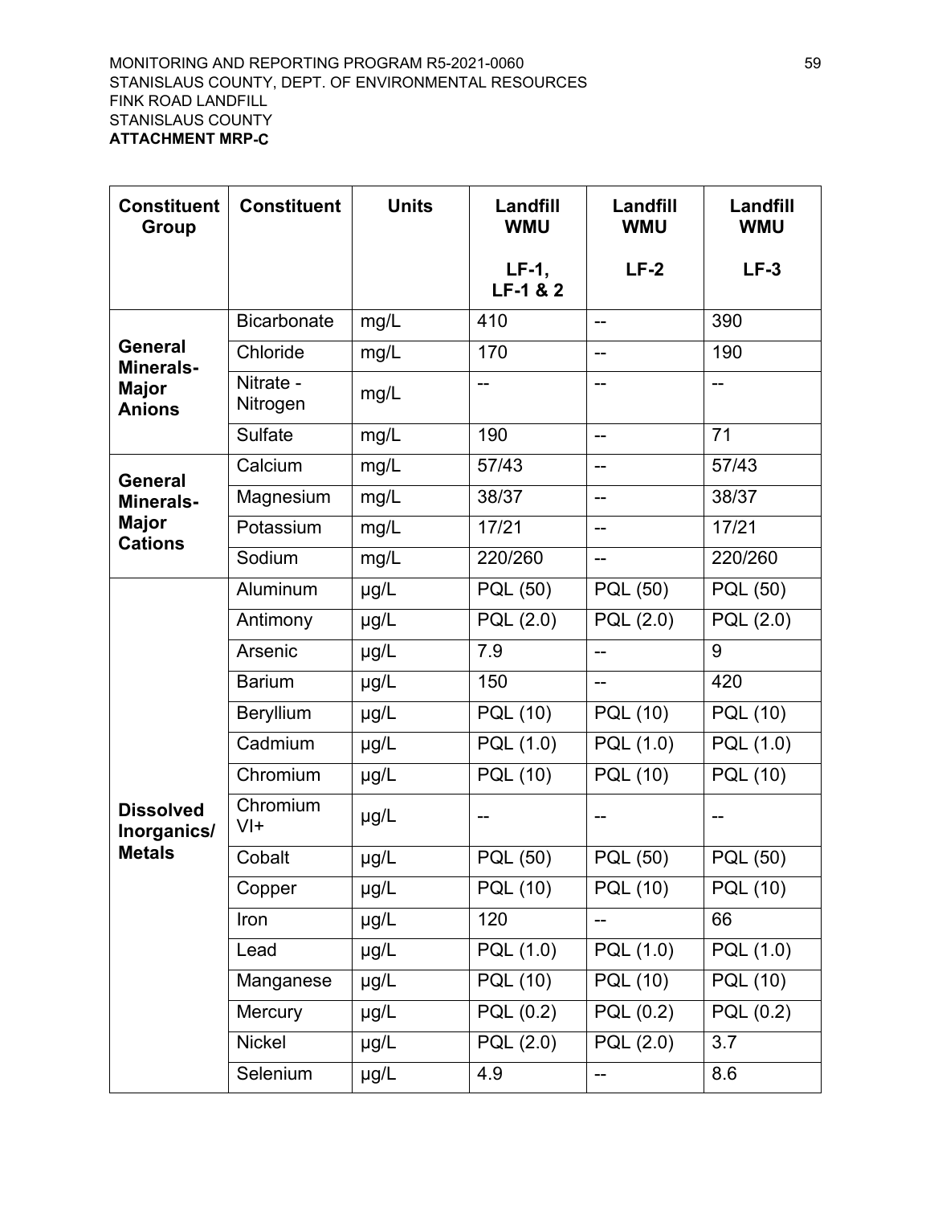| Constituent Group | Constituent | Units | Landfill WMU<br><br>LF-1, LF-1 & 2 | Landfill WMU<br><br>LF-2 | Landfill WMU<br><br>LF-3 |
|---|---|---|---|---|---|
| General Minerals-Major Anions | Bicarbonate | mg/L | 410 | -- | 390 |
| | Chloride | mg/L | 170 | -- | 190 |
| | Nitrate - Nitrogen | mg/L | -- | -- | -- |
| | Sulfate | mg/L | 190 | -- | 71 |
| General Minerals-Major Cations | Calcium | mg/L | 57/43 | -- | 57/43 |
| | Magnesium | mg/L | 38/37 | -- | 38/37 |
| | Potassium | mg/L | 17/21 | -- | 17/21 |
| | Sodium | mg/L | 220/260 | -- | 220/260 |
| Dissolved Inorganics/ Metals | Aluminum | µg/L | PQL (50) | PQL (50) | PQL (50) |
| | Antimony | µg/L | PQL (2.0) | PQL (2.0) | PQL (2.0) |
| | Arsenic | µg/L | 7.9 | -- | 9 |
| | Barium | µg/L | 150 | -- | 420 |
| | Beryllium | µg/L | PQL (10) | PQL (10) | PQL (10) |
| | Cadmium | µg/L | PQL (1.0) | PQL (1.0) | PQL (1.0) |
| | Chromium | µg/L | PQL (10) | PQL (10) | PQL (10) |
| | Chromium VI+ | µg/L | -- | -- | -- |
| | Cobalt | µg/L | PQL (50) | PQL (50) | PQL (50) |
| | Copper | µg/L | PQL (10) | PQL (10) | PQL (10) |
| | Iron | µg/L | 120 | -- | 66 |
| | Lead | µg/L | PQL (1.0) | PQL (1.0) | PQL (1.0) |
| | Manganese | µg/L | PQL (10) | PQL (10) | PQL (10) |
| | Mercury | µg/L | PQL (0.2) | PQL (0.2) | PQL (0.2) |
| | Nickel | µg/L | PQL (2.0) | PQL (2.0) | 3.7 |
| | Selenium | µg/L | 4.9 | -- | 8.6 |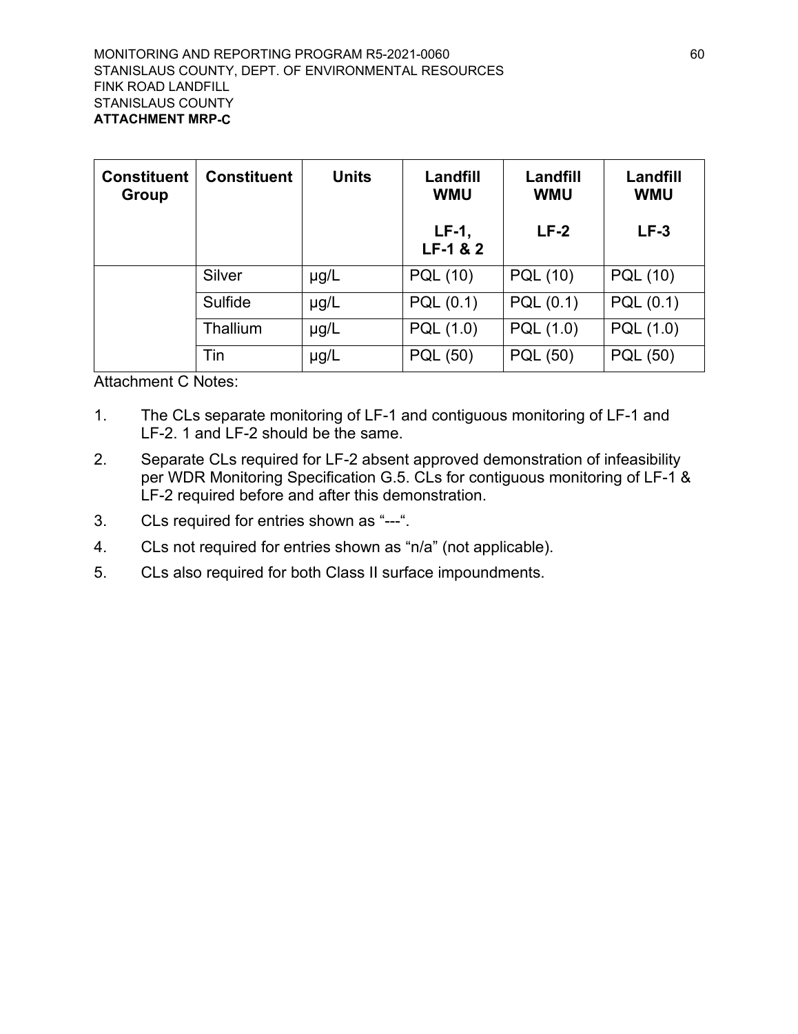| Constituent Group | Constituent | Units | Landfill WMU<br><br>LF-1, LF-1 & 2 | Landfill WMU<br><br>LF-2 | Landfill WMU<br><br>LF-3 |
|---|---|---|---|---|---|
| | Silver | µg/L | PQL (10) | PQL (10) | PQL (10) |
| | Sulfide | µg/L | PQL (0.1) | PQL (0.1) | PQL (0.1) |
| | Thallium | µg/L | PQL (1.0) | PQL (1.0) | PQL (1.0) |
| | Tin | µg/L | PQL (50) | PQL (50) | PQL (50) |

Attachment C Notes:

1. The CLs separate monitoring of LF-1 and contiguous monitoring of LF-1 and LF-2. 1 and LF-2 should be the same.
2. Separate CLs required for LF-2 absent approved demonstration of infeasibility per WDR Monitoring Specification G.5. CLs for contiguous monitoring of LF-1 & LF-2 required before and after this demonstration.
3. CLs required for entries shown as "---".
4. CLs not required for entries shown as "n/a" (not applicable).
5. CLs also required for both Class II surface impoundments.